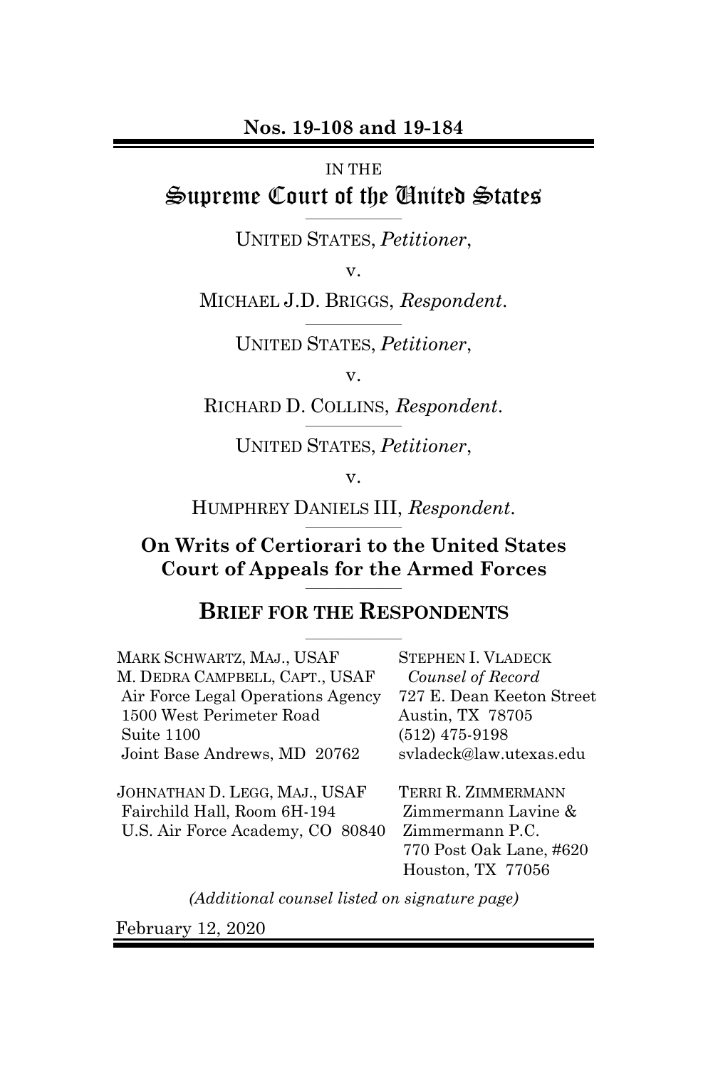**Nos. 19-108 and 19-184**

IN THE

# Supreme Court of the United States

UNITED STATES, *Petitioner*,

v.

MICHAEL J.D. BRIGGS, *Respondent*.

UNITED STATES, *Petitioner*,

v.

RICHARD D. COLLINS, *Respondent*.

UNITED STATES, *Petitioner*,

v.

HUMPHREY DANIELS III, *Respondent*.

**On Writs of Certiorari to the United States Court of Appeals for the Armed Forces**

## BRIEF FOR THE RESPONDENTS

MARK SCHWARTZ, MAJ., USAF
M. DEDRA CAMPBELL, CAPT., USAF
Air Force Legal Operations Agency
1500 West Perimeter Road
Suite 1100
Joint Base Andrews, MD 20762

JOHNATHAN D. LEGG, MAJ., USAF
Fairchild Hall, Room 6H-194
U.S. Air Force Academy, CO 80840

STEPHEN I. VLADECK
*Counsel of Record*
727 E. Dean Keeton Street
Austin, TX 78705
(512) 475-9198
svladeck@law.utexas.edu

TERRI R. ZIMMERMANN
Zimmermann Lavine &
Zimmermann P.C.
770 Post Oak Lane, #620
Houston, TX 77056

*(Additional counsel listed on signature page)*

February 12, 2020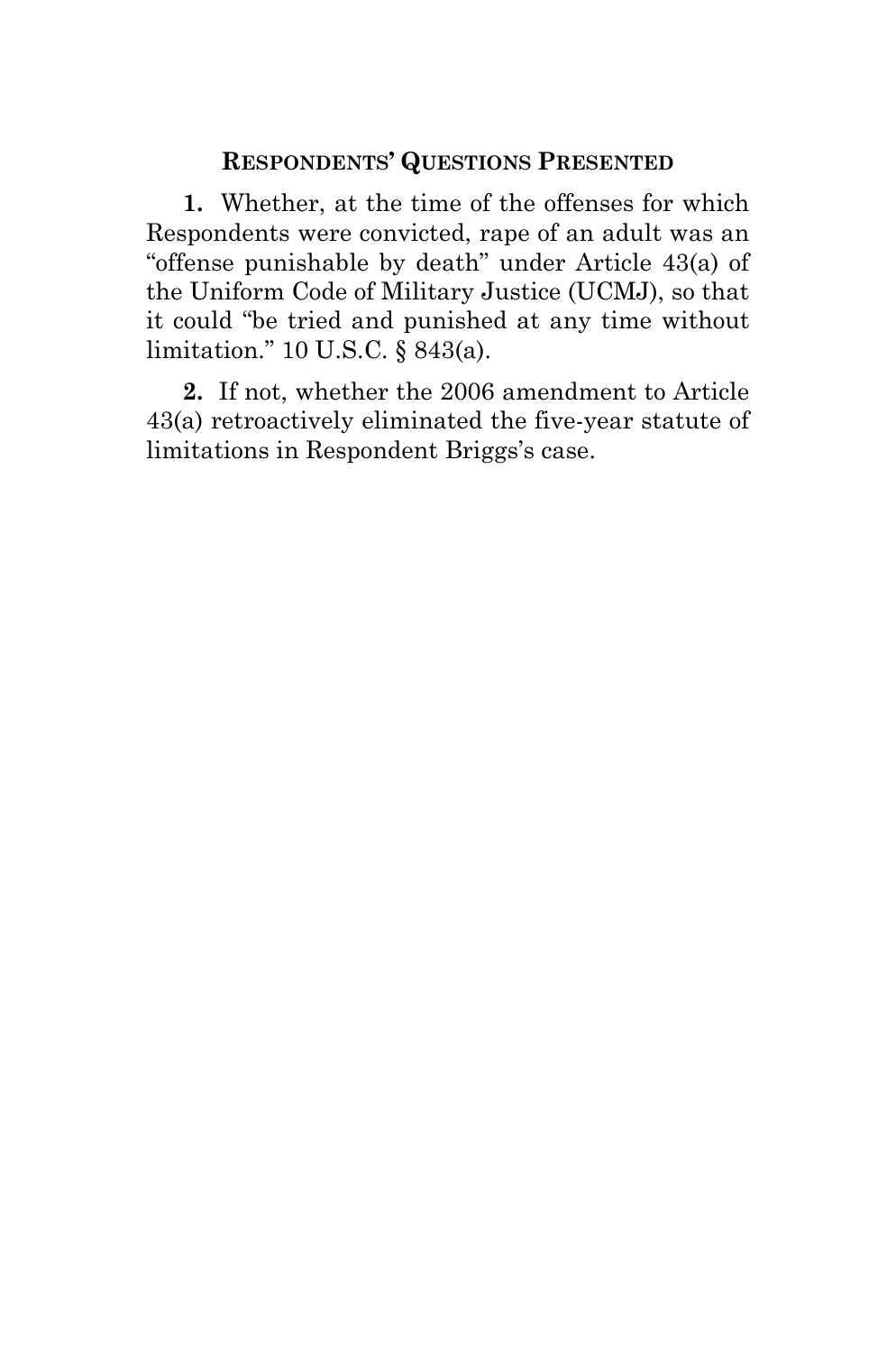## RESPONDENTS' QUESTIONS PRESENTED

**1.** Whether, at the time of the offenses for which Respondents were convicted, rape of an adult was an "offense punishable by death" under Article 43(a) of the Uniform Code of Military Justice (UCMJ), so that it could "be tried and punished at any time without limitation." 10 U.S.C. § 843(a).

**2.** If not, whether the 2006 amendment to Article 43(a) retroactively eliminated the five-year statute of limitations in Respondent Briggs's case.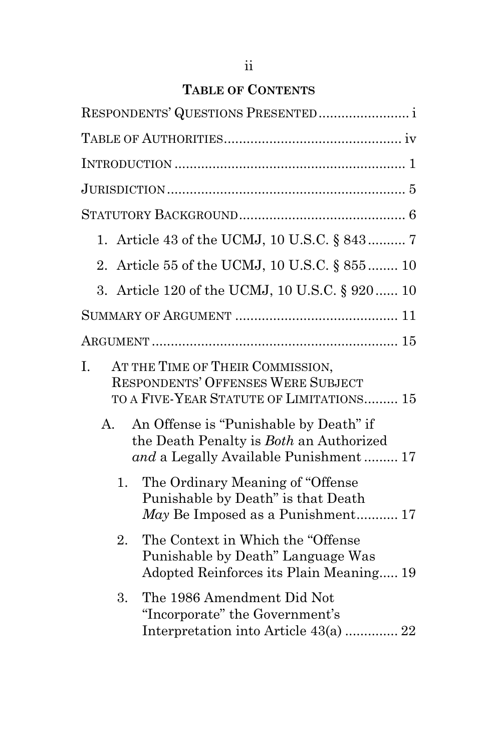## TABLE OF CONTENTS

RESPONDENTS' QUESTIONS PRESENTED ....................... i

TABLE OF AUTHORITIES ............................................... iv

INTRODUCTION ............................................................ 1

JURISDICTION .............................................................. 5

STATUTORY BACKGROUND ........................................... 6

1. Article 43 of the UCMJ, 10 U.S.C. § 843 .......... 7
2. Article 55 of the UCMJ, 10 U.S.C. § 855 ........ 10
3. Article 120 of the UCMJ, 10 U.S.C. § 920 ...... 10

SUMMARY OF ARGUMENT ........................................... 11

ARGUMENT ................................................................ 15

I. AT THE TIME OF THEIR COMMISSION, RESPONDENTS' OFFENSES WERE SUBJECT TO A FIVE-YEAR STATUTE OF LIMITATIONS......... 15

   A. An Offense is "Punishable by Death" if the Death Penalty is *Both* an Authorized *and* a Legally Available Punishment ......... 17

      1. The Ordinary Meaning of "Offense Punishable by Death" is that Death *May* Be Imposed as a Punishment........... 17

      2. The Context in Which the "Offense Punishable by Death" Language Was Adopted Reinforces its Plain Meaning..... 19

      3. The 1986 Amendment Did Not "Incorporate" the Government's Interpretation into Article 43(a) .............. 22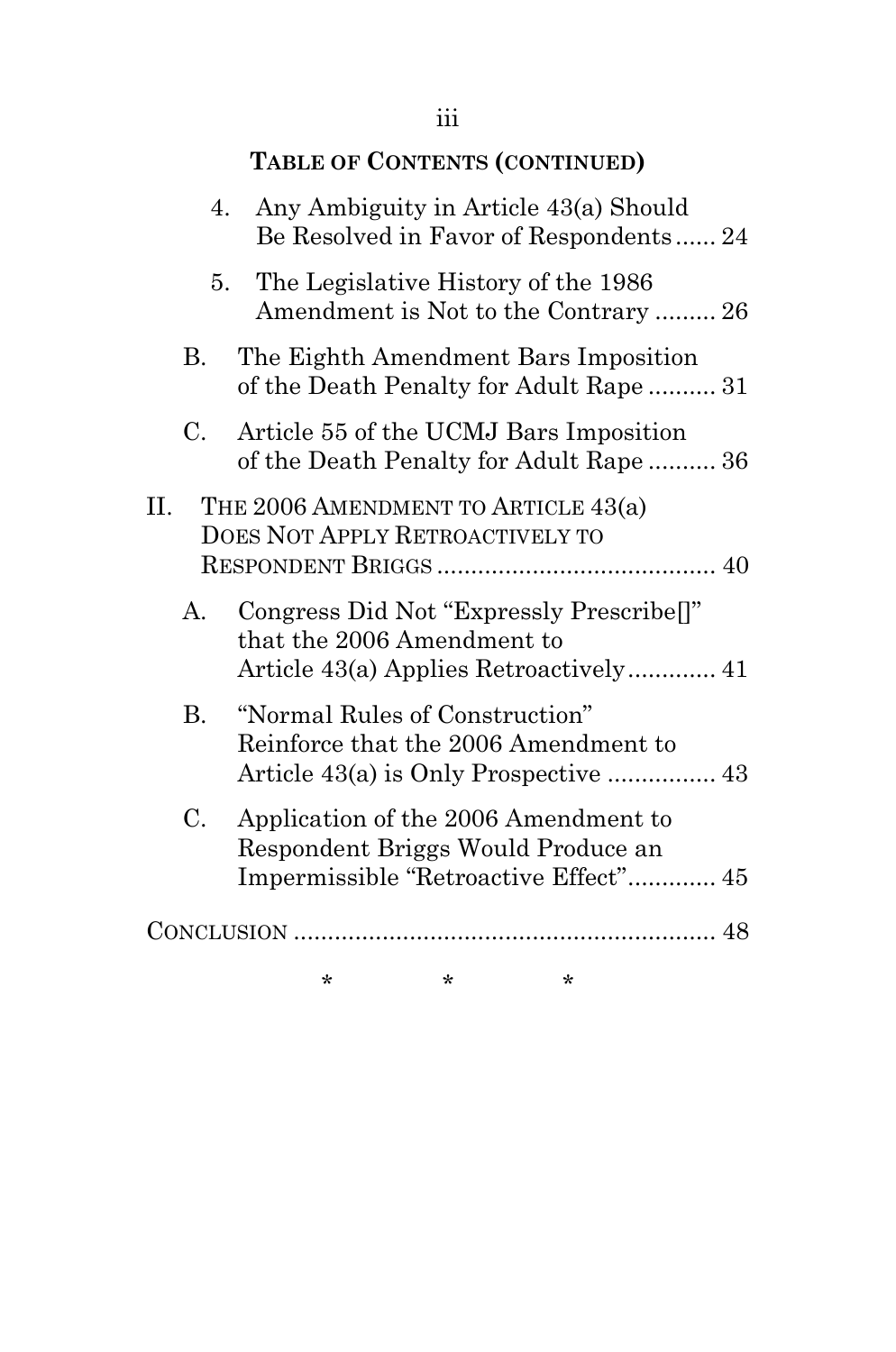**TABLE OF CONTENTS (CONTINUED)**

4. Any Ambiguity in Article 43(a) Should Be Resolved in Favor of Respondents ...... 24

5. The Legislative History of the 1986 Amendment is Not to the Contrary ......... 26

B. The Eighth Amendment Bars Imposition of the Death Penalty for Adult Rape .......... 31

C. Article 55 of the UCMJ Bars Imposition of the Death Penalty for Adult Rape .......... 36

II. THE 2006 AMENDMENT TO ARTICLE 43(a) DOES NOT APPLY RETROACTIVELY TO RESPONDENT BRIGGS ......................................... 40

A. Congress Did Not "Expressly Prescribe[]" that the 2006 Amendment to Article 43(a) Applies Retroactively............. 41

B. "Normal Rules of Construction" Reinforce that the 2006 Amendment to Article 43(a) is Only Prospective ................ 43

C. Application of the 2006 Amendment to Respondent Briggs Would Produce an Impermissible "Retroactive Effect"............. 45

CONCLUSION .............................................................. 48

\* \* \*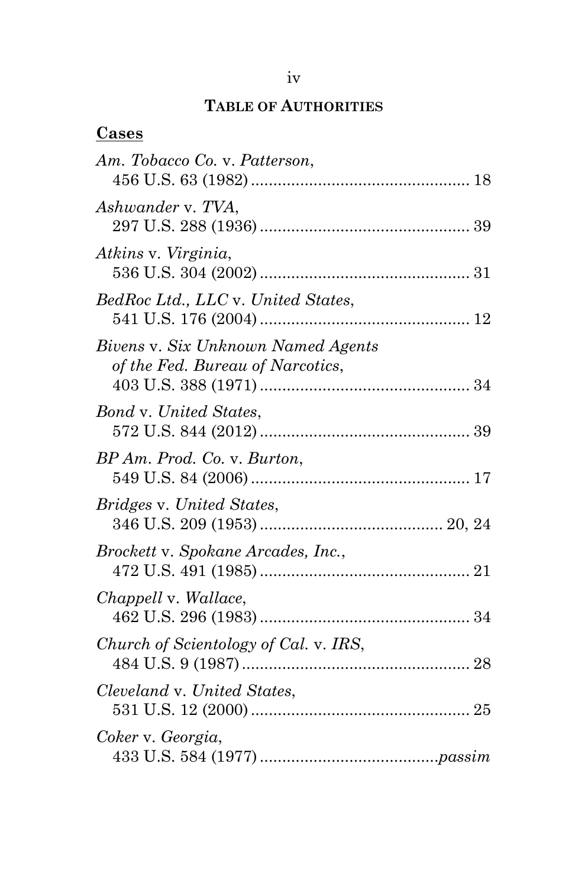## TABLE OF AUTHORITIES

**Cases**

*Am. Tobacco Co.* v. *Patterson*,
456 U.S. 63 (1982) ................................................. 18

*Ashwander* v. *TVA*,
297 U.S. 288 (1936) ............................................... 39

*Atkins* v. *Virginia*,
536 U.S. 304 (2002) ............................................... 31

*BedRoc Ltd., LLC* v. *United States*,
541 U.S. 176 (2004) ............................................... 12

*Bivens* v. *Six Unknown Named Agents of the Fed. Bureau of Narcotics*,
403 U.S. 388 (1971) ............................................... 34

*Bond* v. *United States*,
572 U.S. 844 (2012) ............................................... 39

*BP Am. Prod. Co.* v. *Burton*,
549 U.S. 84 (2006) ................................................. 17

*Bridges* v. *United States*,
346 U.S. 209 (1953) ......................................... 20, 24

*Brockett* v. *Spokane Arcades, Inc.*,
472 U.S. 491 (1985) ............................................... 21

*Chappell* v. *Wallace*,
462 U.S. 296 (1983) ............................................... 34

*Church of Scientology of Cal.* v. *IRS*,
484 U.S. 9 (1987) ................................................... 28

*Cleveland* v. *United States*,
531 U.S. 12 (2000) ................................................. 25

*Coker* v. *Georgia*,
433 U.S. 584 (1977) ....................................... *passim*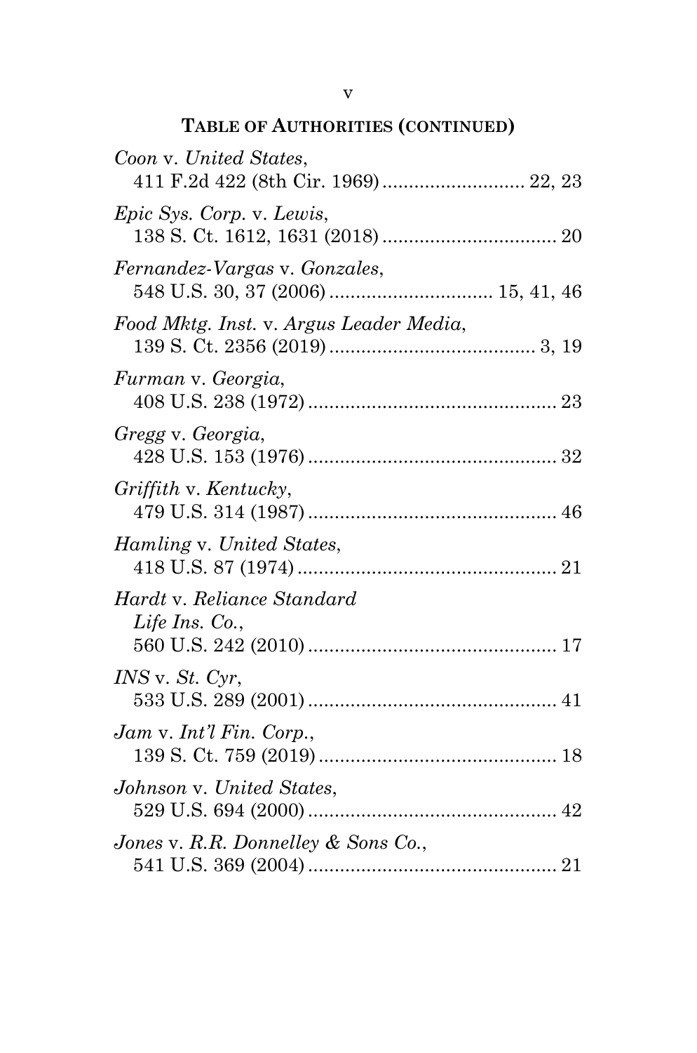## TABLE OF AUTHORITIES (CONTINUED)

*Coon* v. *United States*,
411 F.2d 422 (8th Cir. 1969) .......................... 22, 23

*Epic Sys. Corp.* v. *Lewis*,
138 S. Ct. 1612, 1631 (2018) ................................ 20

*Fernandez-Vargas* v. *Gonzales*,
548 U.S. 30, 37 (2006) .............................. 15, 41, 46

*Food Mktg. Inst.* v. *Argus Leader Media*,
139 S. Ct. 2356 (2019) ...................................... 3, 19

*Furman* v. *Georgia*,
408 U.S. 238 (1972) .............................................. 23

*Gregg* v. *Georgia*,
428 U.S. 153 (1976) .............................................. 32

*Griffith* v. *Kentucky*,
479 U.S. 314 (1987) .............................................. 46

*Hamling* v. *United States*,
418 U.S. 87 (1974) ................................................ 21

*Hardt* v. *Reliance Standard Life Ins. Co.*,
560 U.S. 242 (2010) .............................................. 17

*INS* v. *St. Cyr*,
533 U.S. 289 (2001) .............................................. 41

*Jam* v. *Int'l Fin. Corp.*,
139 S. Ct. 759 (2019) ............................................ 18

*Johnson* v. *United States*,
529 U.S. 694 (2000) .............................................. 42

*Jones* v. *R.R. Donnelley & Sons Co.*,
541 U.S. 369 (2004) .............................................. 21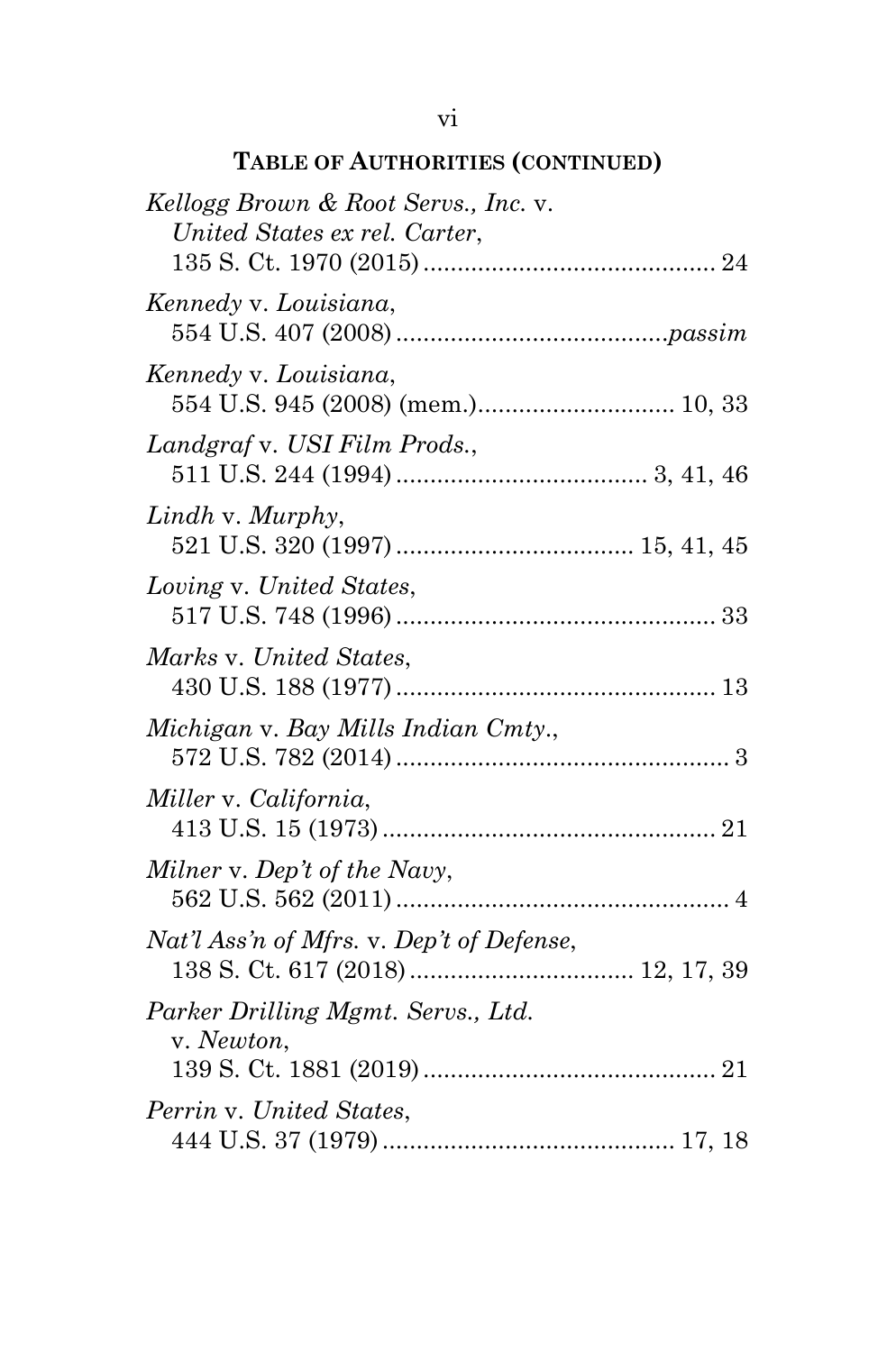**TABLE OF AUTHORITIES (CONTINUED)**

*Kellogg Brown & Root Servs., Inc.* v. *United States ex rel. Carter*, 135 S. Ct. 1970 (2015) .......................................... 24

*Kennedy* v. *Louisiana*, 554 U.S. 407 (2008) .......................................*passim*

*Kennedy* v. *Louisiana*, 554 U.S. 945 (2008) (mem.)............................ 10, 33

*Landgraf* v. *USI Film Prods.*, 511 U.S. 244 (1994) .................................... 3, 41, 46

*Lindh* v. *Murphy*, 521 U.S. 320 (1997) .................................. 15, 41, 45

*Loving* v. *United States*, 517 U.S. 748 (1996) ............................................... 33

*Marks* v. *United States*, 430 U.S. 188 (1977) ............................................... 13

*Michigan* v. *Bay Mills Indian Cmty.*, 572 U.S. 782 (2014) ................................................. 3

*Miller* v. *California*, 413 U.S. 15 (1973) ................................................. 21

*Milner* v. *Dep't of the Navy*, 562 U.S. 562 (2011) ................................................. 4

*Nat'l Ass'n of Mfrs.* v. *Dep't of Defense*, 138 S. Ct. 617 (2018) ................................ 12, 17, 39

*Parker Drilling Mgmt. Servs., Ltd.* v. *Newton*, 139 S. Ct. 1881 (2019) .......................................... 21

*Perrin* v. *United States*, 444 U.S. 37 (1979) .......................................... 17, 18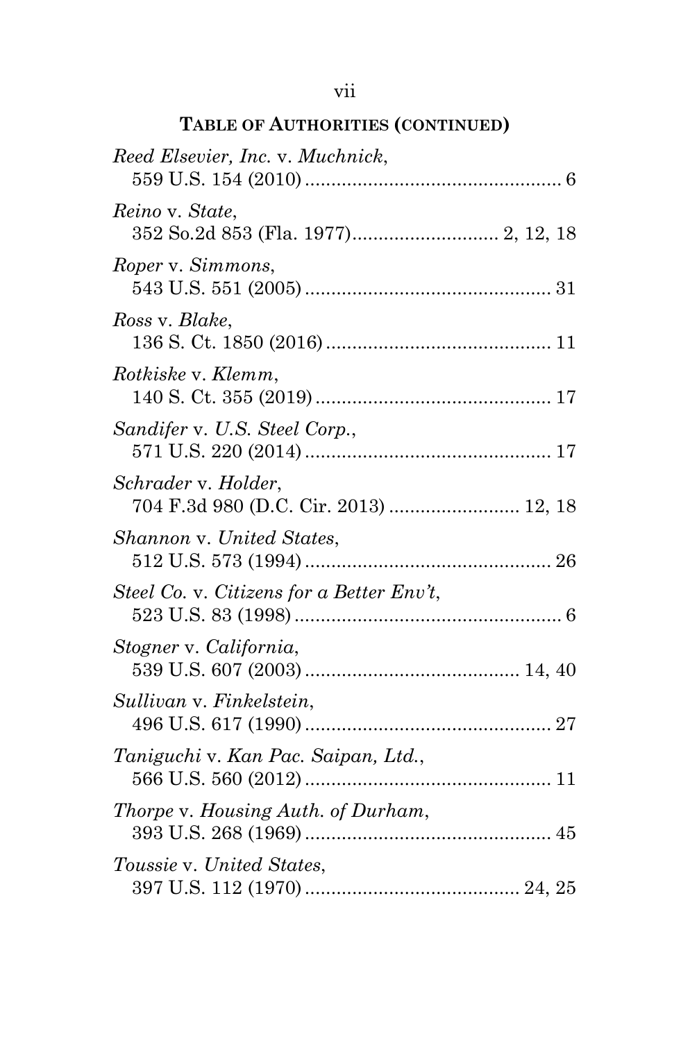## TABLE OF AUTHORITIES (CONTINUED)

*Reed Elsevier, Inc.* v. *Muchnick*,
559 U.S. 154 (2010) ................................................ 6

*Reino* v. *State*,
352 So.2d 853 (Fla. 1977)........................... 2, 12, 18

*Roper* v. *Simmons*,
543 U.S. 551 (2005) .............................................. 31

*Ross* v. *Blake*,
136 S. Ct. 1850 (2016) .......................................... 11

*Rotkiske* v. *Klemm*,
140 S. Ct. 355 (2019) ............................................ 17

*Sandifer* v. *U.S. Steel Corp.*,
571 U.S. 220 (2014) .............................................. 17

*Schrader* v. *Holder*,
704 F.3d 980 (D.C. Cir. 2013) ........................ 12, 18

*Shannon* v. *United States*,
512 U.S. 573 (1994) .............................................. 26

*Steel Co.* v. *Citizens for a Better Env't*,
523 U.S. 83 (1998) .................................................. 6

*Stogner* v. *California*,
539 U.S. 607 (2003) ........................................ 14, 40

*Sullivan* v. *Finkelstein*,
496 U.S. 617 (1990) .............................................. 27

*Taniguchi* v. *Kan Pac. Saipan, Ltd.*,
566 U.S. 560 (2012) .............................................. 11

*Thorpe* v. *Housing Auth. of Durham*,
393 U.S. 268 (1969) .............................................. 45

*Toussie* v. *United States*,
397 U.S. 112 (1970) ........................................ 24, 25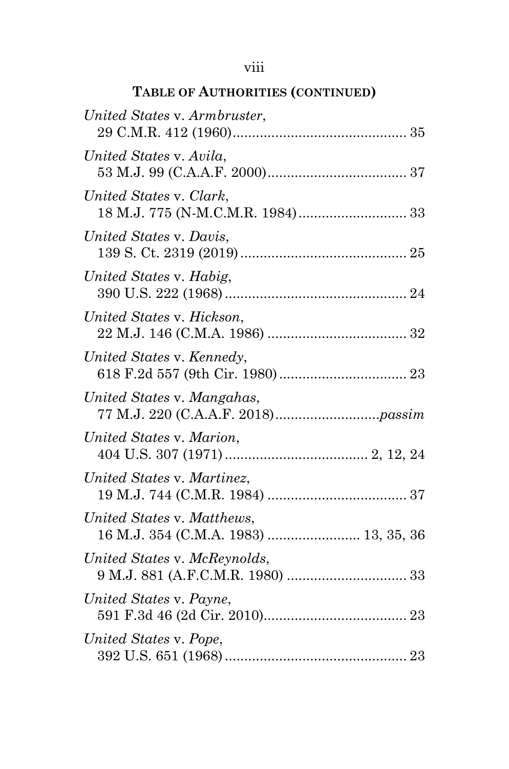**TABLE OF AUTHORITIES (CONTINUED)**

*United States* v. *Armbruster*,
29 C.M.R. 412 (1960) .......................................... 35

*United States* v. *Avila*,
53 M.J. 99 (C.A.A.F. 2000) .................................. 37

*United States* v. *Clark*,
18 M.J. 775 (N-M.C.M.R. 1984) ........................... 33

*United States* v. *Davis*,
139 S. Ct. 2319 (2019) ......................................... 25

*United States* v. *Habig*,
390 U.S. 222 (1968) .............................................. 24

*United States* v. *Hickson*,
22 M.J. 146 (C.M.A. 1986) .................................. 32

*United States* v. *Kennedy*,
618 F.2d 557 (9th Cir. 1980) ................................ 23

*United States* v. *Mangahas*,
77 M.J. 220 (C.A.A.F. 2018) ........................... *passim*

*United States* v. *Marion*,
404 U.S. 307 (1971) .................................... 2, 12, 24

*United States* v. *Martinez*,
19 M.J. 744 (C.M.R. 1984) .................................. 37

*United States* v. *Matthews*,
16 M.J. 354 (C.M.A. 1983) ........................ 13, 35, 36

*United States* v. *McReynolds*,
9 M.J. 881 (A.F.C.M.R. 1980) ............................. 33

*United States* v. *Payne*,
591 F.3d 46 (2d Cir. 2010) ................................... 23

*United States* v. *Pope*,
392 U.S. 651 (1968) .............................................. 23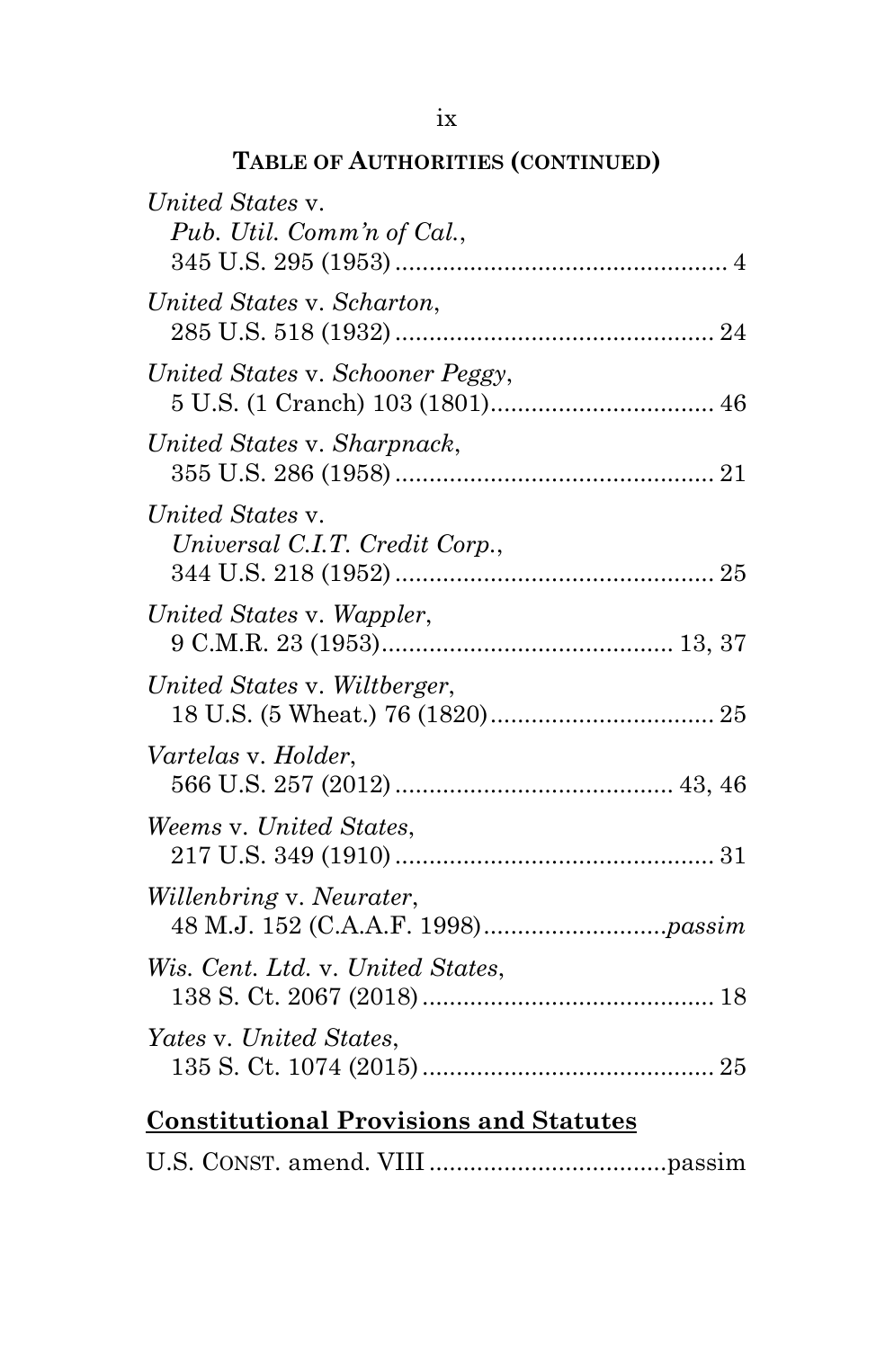**TABLE OF AUTHORITIES (CONTINUED)**

*United States* v. *Pub. Util. Comm'n of Cal.*, 345 U.S. 295 (1953) .................................................. 4

*United States* v. *Scharton*, 285 U.S. 518 (1932) ................................................ 24

*United States* v. *Schooner Peggy*, 5 U.S. (1 Cranch) 103 (1801)................................. 46

*United States* v. *Sharpnack*, 355 U.S. 286 (1958) ................................................ 21

*United States* v. *Universal C.I.T. Credit Corp.*, 344 U.S. 218 (1952) ................................................ 25

*United States* v. *Wappler*, 9 C.M.R. 23 (1953)........................................... 13, 37

*United States* v. *Wiltberger*, 18 U.S. (5 Wheat.) 76 (1820)................................. 25

*Vartelas* v. *Holder*, 566 U.S. 257 (2012) ......................................... 43, 46

*Weems* v. *United States*, 217 U.S. 349 (1910) ................................................ 31

*Willenbring* v. *Neurater*, 48 M.J. 152 (C.A.A.F. 1998)...........................*passim*

*Wis. Cent. Ltd.* v. *United States*, 138 S. Ct. 2067 (2018) ........................................... 18

*Yates* v. *United States*, 135 S. Ct. 1074 (2015) ........................................... 25

## Constitutional Provisions and Statutes

U.S. CONST. amend. VIII ...................................passim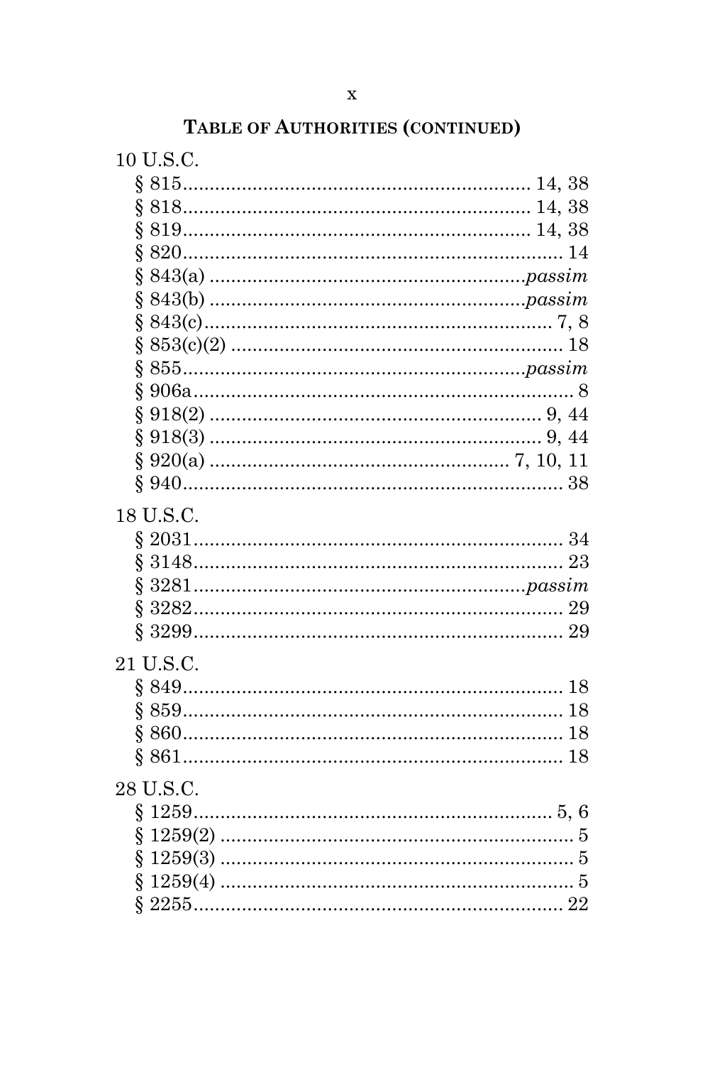## TABLE OF AUTHORITIES (CONTINUED)

10 U.S.C.

§ 815 .......................................................... 14, 38
§ 818 .......................................................... 14, 38
§ 819 .......................................................... 14, 38
§ 820 .......................................................... 14
§ 843(a) .......................................................... *passim*
§ 843(b) .......................................................... *passim*
§ 843(c) .......................................................... 7, 8
§ 853(c)(2) .......................................................... 18
§ 855 .......................................................... *passim*
§ 906a .......................................................... 8
§ 918(2) .......................................................... 9, 44
§ 918(3) .......................................................... 9, 44
§ 920(a) .......................................................... 7, 10, 11
§ 940 .......................................................... 38

18 U.S.C.

§ 2031 .......................................................... 34
§ 3148 .......................................................... 23
§ 3281 .......................................................... *passim*
§ 3282 .......................................................... 29
§ 3299 .......................................................... 29

21 U.S.C.

§ 849 .......................................................... 18
§ 859 .......................................................... 18
§ 860 .......................................................... 18
§ 861 .......................................................... 18

28 U.S.C.

§ 1259 .......................................................... 5, 6
§ 1259(2) .......................................................... 5
§ 1259(3) .......................................................... 5
§ 1259(4) .......................................................... 5
§ 2255 .......................................................... 22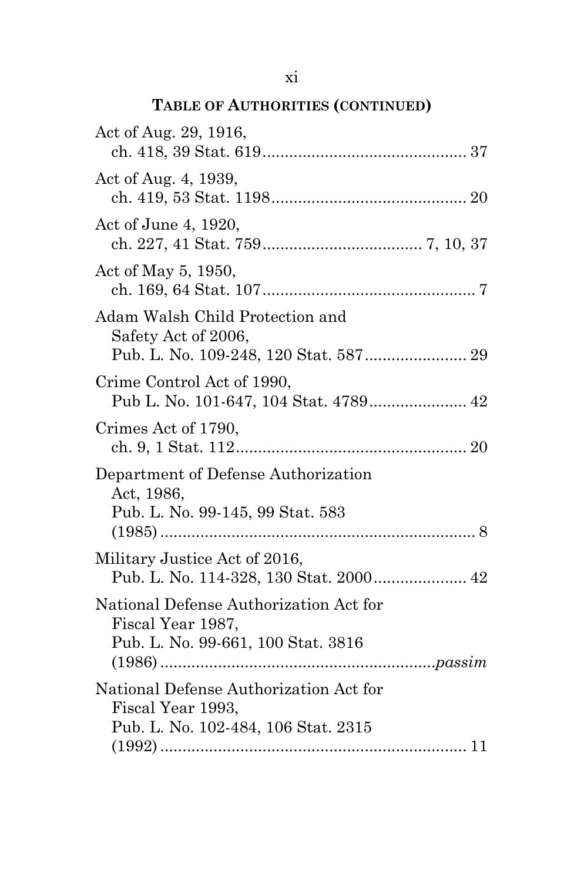**TABLE OF AUTHORITIES (CONTINUED)**

Act of Aug. 29, 1916,
ch. 418, 39 Stat. 619 .............................................. 37

Act of Aug. 4, 1939,
ch. 419, 53 Stat. 1198 ............................................ 20

Act of June 4, 1920,
ch. 227, 41 Stat. 759 .................................... 7, 10, 37

Act of May 5, 1950,
ch. 169, 64 Stat. 107 ................................................ 7

Adam Walsh Child Protection and
Safety Act of 2006,
Pub. L. No. 109-248, 120 Stat. 587 ....................... 29

Crime Control Act of 1990,
Pub L. No. 101-647, 104 Stat. 4789 ...................... 42

Crimes Act of 1790,
ch. 9, 1 Stat. 112 .................................................... 20

Department of Defense Authorization
Act, 1986,
Pub. L. No. 99-145, 99 Stat. 583
(1985) ....................................................................... 8

Military Justice Act of 2016,
Pub. L. No. 114-328, 130 Stat. 2000 ..................... 42

National Defense Authorization Act for
Fiscal Year 1987,
Pub. L. No. 99-661, 100 Stat. 3816
(1986) ............................................................. *passim*

National Defense Authorization Act for
Fiscal Year 1993,
Pub. L. No. 102-484, 106 Stat. 2315
(1992) ..................................................................... 11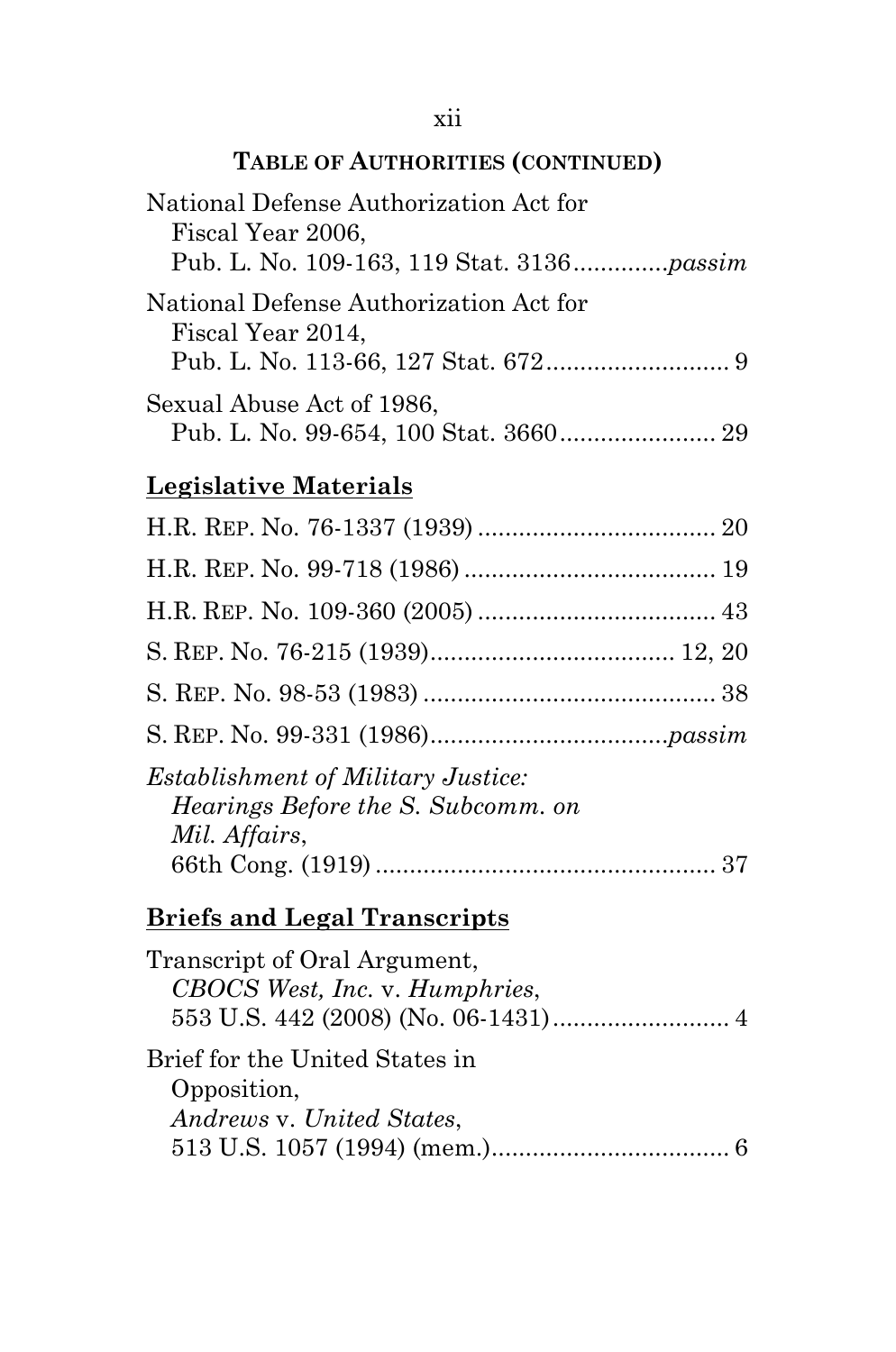**TABLE OF AUTHORITIES (CONTINUED)**

National Defense Authorization Act for Fiscal Year 2006, Pub. L. No. 109-163, 119 Stat. 3136 .............*passim*

National Defense Authorization Act for Fiscal Year 2014, Pub. L. No. 113-66, 127 Stat. 672 .......................... 9

Sexual Abuse Act of 1986, Pub. L. No. 99-654, 100 Stat. 3660 ....................... 29

**Legislative Materials**

H.R. REP. No. 76-1337 (1939) ................................... 20

H.R. REP. No. 99-718 (1986) ..................................... 19

H.R. REP. No. 109-360 (2005) ................................... 43

S. REP. No. 76-215 (1939).................................... 12, 20

S. REP. No. 98-53 (1983) ........................................... 38

S. REP. No. 99-331 (1986)...................................*passim*

*Establishment of Military Justice: Hearings Before the S. Subcomm. on Mil. Affairs*, 66th Cong. (1919) .................................................. 37

**Briefs and Legal Transcripts**

Transcript of Oral Argument, *CBOCS West, Inc.* v. *Humphries*, 553 U.S. 442 (2008) (No. 06-1431) .......................... 4

Brief for the United States in Opposition, *Andrews* v. *United States*, 513 U.S. 1057 (1994) (mem.)................................... 6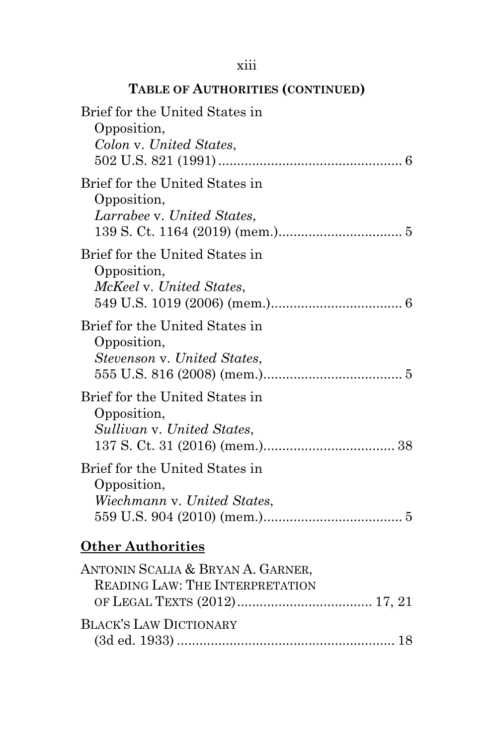## TABLE OF AUTHORITIES (CONTINUED)

Brief for the United States in Opposition, *Colon* v. *United States*, 502 U.S. 821 (1991) ................................................ 6

Brief for the United States in Opposition, *Larrabee* v. *United States*, 139 S. Ct. 1164 (2019) (mem.)................................ 5

Brief for the United States in Opposition, *McKeel* v. *United States*, 549 U.S. 1019 (2006) (mem.).................................. 6

Brief for the United States in Opposition, *Stevenson* v. *United States*, 555 U.S. 816 (2008) (mem.).................................... 5

Brief for the United States in Opposition, *Sullivan* v. *United States*, 137 S. Ct. 31 (2016) (mem.).................................. 38

Brief for the United States in Opposition, *Wiechmann* v. *United States*, 559 U.S. 904 (2010) (mem.).................................... 5

### Other Authorities

ANTONIN SCALIA & BRYAN A. GARNER, READING LAW: THE INTERPRETATION OF LEGAL TEXTS (2012).................................... 17, 21

BLACK'S LAW DICTIONARY (3d ed. 1933) .......................................................... 18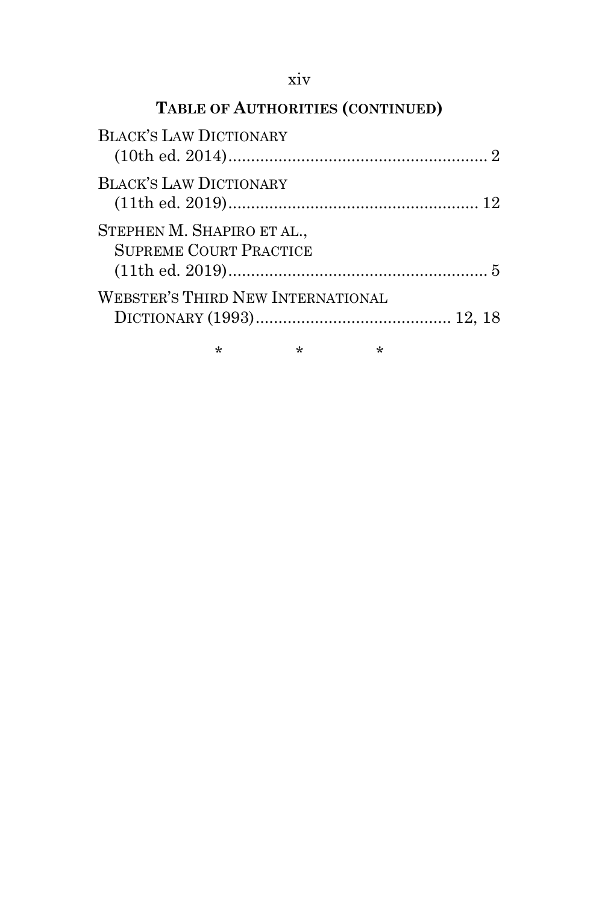## TABLE OF AUTHORITIES (CONTINUED)

BLACK'S LAW DICTIONARY
(10th ed. 2014)........................................................ 2

BLACK'S LAW DICTIONARY
(11th ed. 2019)...................................................... 12

STEPHEN M. SHAPIRO ET AL.,
SUPREME COURT PRACTICE
(11th ed. 2019)........................................................ 5

WEBSTER'S THIRD NEW INTERNATIONAL
DICTIONARY (1993).......................................... 12, 18

\* \* \*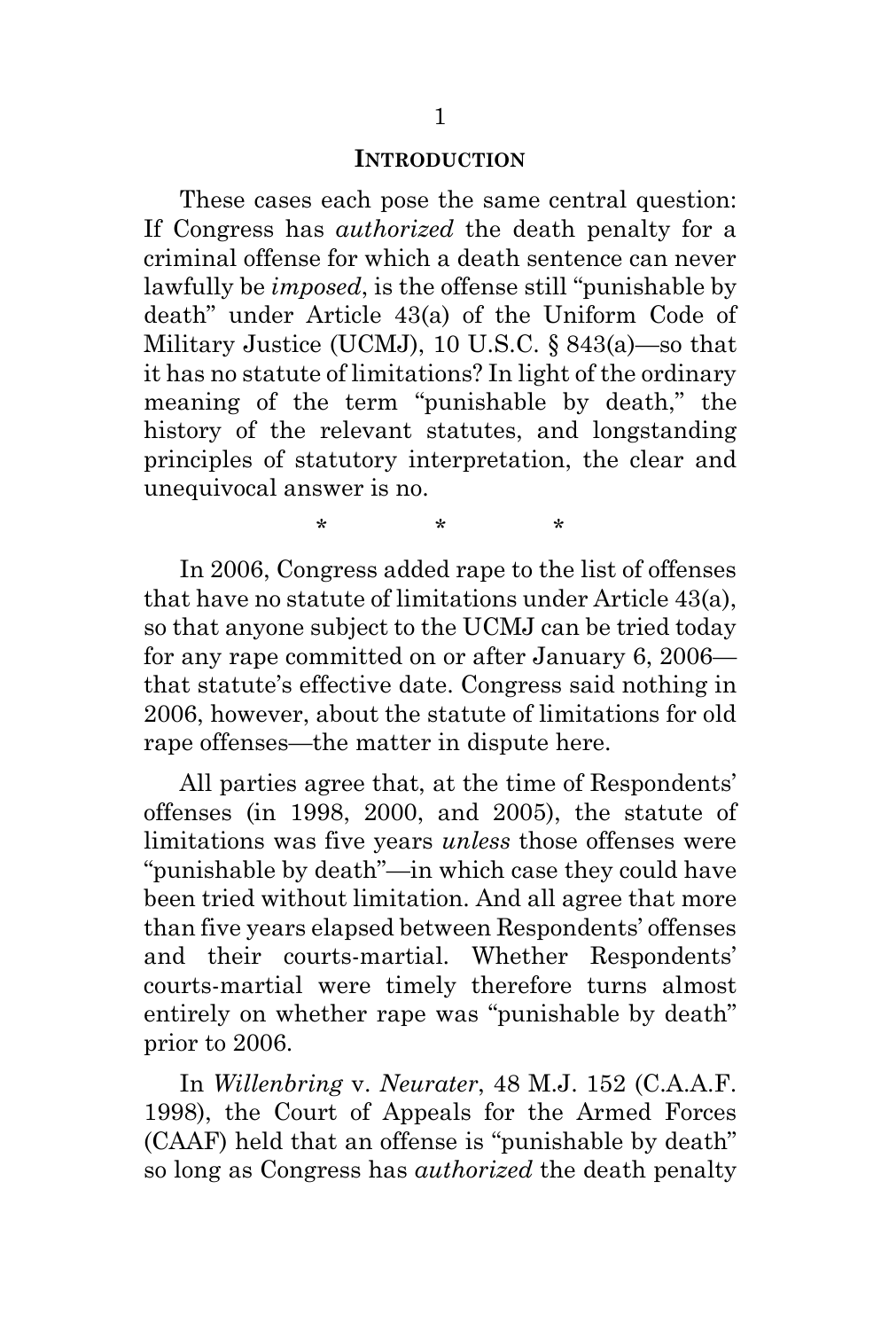## INTRODUCTION

These cases each pose the same central question: If Congress has *authorized* the death penalty for a criminal offense for which a death sentence can never lawfully be *imposed*, is the offense still "punishable by death" under Article 43(a) of the Uniform Code of Military Justice (UCMJ), 10 U.S.C. § 843(a)—so that it has no statute of limitations? In light of the ordinary meaning of the term "punishable by death," the history of the relevant statutes, and longstanding principles of statutory interpretation, the clear and unequivocal answer is no.

\* \* \*

In 2006, Congress added rape to the list of offenses that have no statute of limitations under Article 43(a), so that anyone subject to the UCMJ can be tried today for any rape committed on or after January 6, 2006—that statute's effective date. Congress said nothing in 2006, however, about the statute of limitations for old rape offenses—the matter in dispute here.

All parties agree that, at the time of Respondents' offenses (in 1998, 2000, and 2005), the statute of limitations was five years *unless* those offenses were "punishable by death"—in which case they could have been tried without limitation. And all agree that more than five years elapsed between Respondents' offenses and their courts-martial. Whether Respondents' courts-martial were timely therefore turns almost entirely on whether rape was "punishable by death" prior to 2006.

In *Willenbring* v. *Neurater*, 48 M.J. 152 (C.A.A.F. 1998), the Court of Appeals for the Armed Forces (CAAF) held that an offense is "punishable by death" so long as Congress has *authorized* the death penalty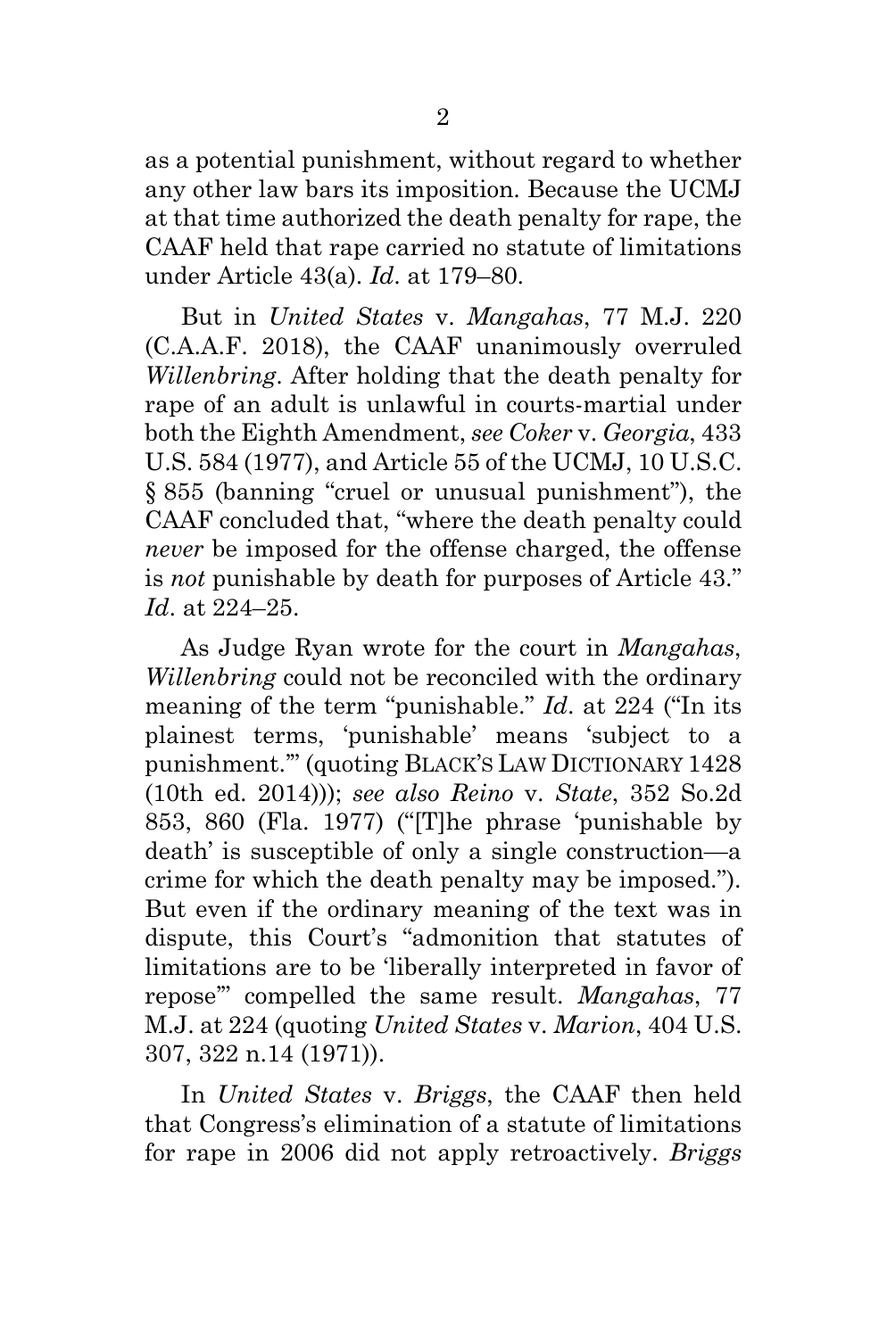as a potential punishment, without regard to whether any other law bars its imposition. Because the UCMJ at that time authorized the death penalty for rape, the CAAF held that rape carried no statute of limitations under Article 43(a). *Id*. at 179–80.

But in *United States* v. *Mangahas*, 77 M.J. 220 (C.A.A.F. 2018), the CAAF unanimously overruled *Willenbring*. After holding that the death penalty for rape of an adult is unlawful in courts-martial under both the Eighth Amendment, *see Coker* v. *Georgia*, 433 U.S. 584 (1977), and Article 55 of the UCMJ, 10 U.S.C. § 855 (banning "cruel or unusual punishment"), the CAAF concluded that, "where the death penalty could *never* be imposed for the offense charged, the offense is *not* punishable by death for purposes of Article 43." *Id*. at 224–25.

As Judge Ryan wrote for the court in *Mangahas*, *Willenbring* could not be reconciled with the ordinary meaning of the term "punishable." *Id*. at 224 ("In its plainest terms, 'punishable' means 'subject to a punishment.'" (quoting BLACK'S LAW DICTIONARY 1428 (10th ed. 2014))); *see also Reino* v. *State*, 352 So.2d 853, 860 (Fla. 1977) ("[T]he phrase 'punishable by death' is susceptible of only a single construction—a crime for which the death penalty may be imposed."). But even if the ordinary meaning of the text was in dispute, this Court's "admonition that statutes of limitations are to be 'liberally interpreted in favor of repose'" compelled the same result. *Mangahas*, 77 M.J. at 224 (quoting *United States* v. *Marion*, 404 U.S. 307, 322 n.14 (1971)).

In *United States* v. *Briggs*, the CAAF then held that Congress's elimination of a statute of limitations for rape in 2006 did not apply retroactively. *Briggs*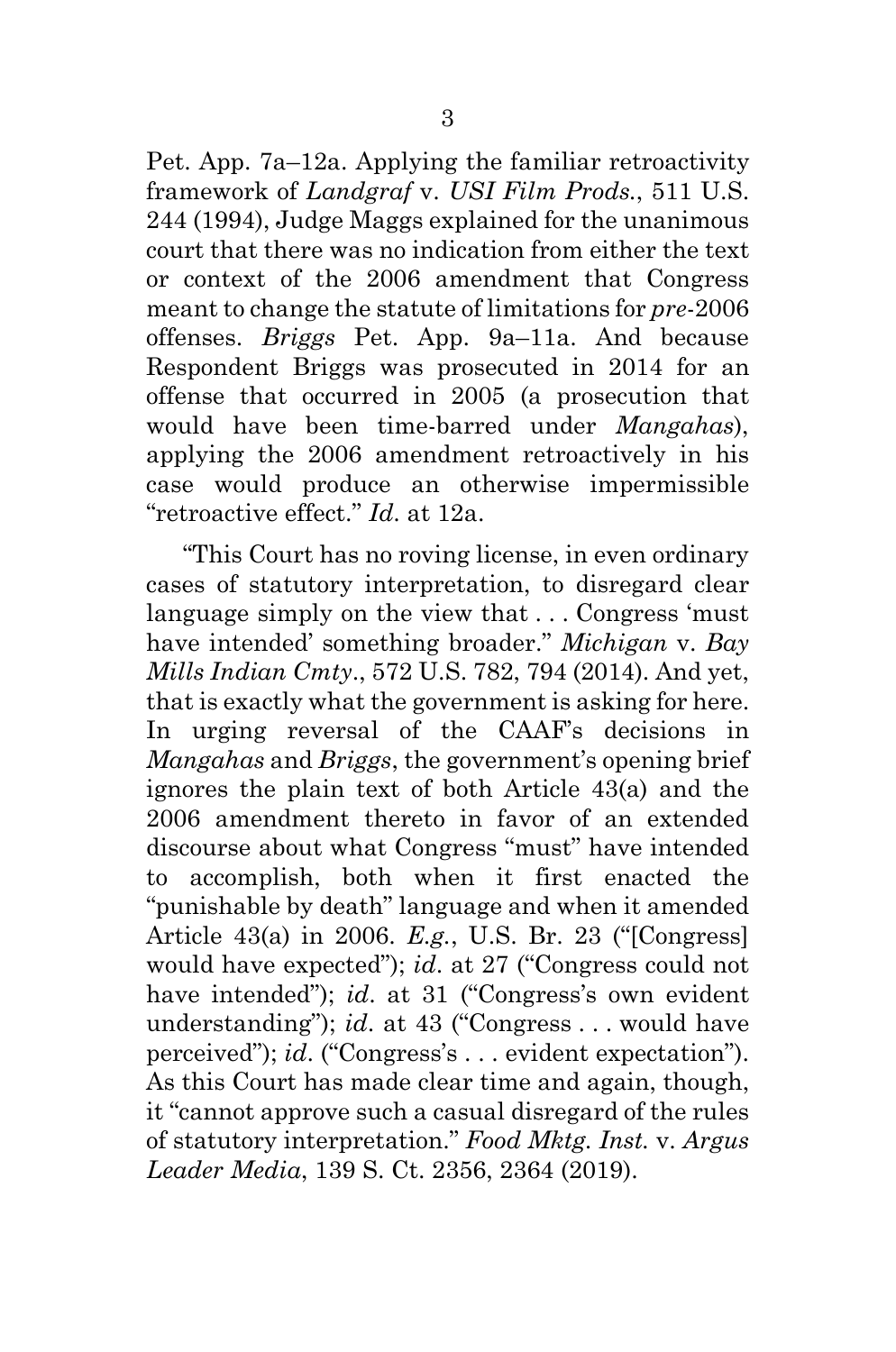Pet. App. 7a–12a. Applying the familiar retroactivity framework of *Landgraf* v. *USI Film Prods.*, 511 U.S. 244 (1994), Judge Maggs explained for the unanimous court that there was no indication from either the text or context of the 2006 amendment that Congress meant to change the statute of limitations for *pre*-2006 offenses. *Briggs* Pet. App. 9a–11a. And because Respondent Briggs was prosecuted in 2014 for an offense that occurred in 2005 (a prosecution that would have been time-barred under *Mangahas*), applying the 2006 amendment retroactively in his case would produce an otherwise impermissible "retroactive effect." *Id.* at 12a.

"This Court has no roving license, in even ordinary cases of statutory interpretation, to disregard clear language simply on the view that . . . Congress 'must have intended' something broader." *Michigan* v. *Bay Mills Indian Cmty.*, 572 U.S. 782, 794 (2014). And yet, that is exactly what the government is asking for here. In urging reversal of the CAAF's decisions in *Mangahas* and *Briggs*, the government's opening brief ignores the plain text of both Article 43(a) and the 2006 amendment thereto in favor of an extended discourse about what Congress "must" have intended to accomplish, both when it first enacted the "punishable by death" language and when it amended Article 43(a) in 2006. *E.g.*, U.S. Br. 23 ("[Congress] would have expected"); *id.* at 27 ("Congress could not have intended"); *id.* at 31 ("Congress's own evident understanding"); *id.* at 43 ("Congress . . . would have perceived"); *id.* ("Congress's . . . evident expectation"). As this Court has made clear time and again, though, it "cannot approve such a casual disregard of the rules of statutory interpretation." *Food Mktg. Inst.* v. *Argus Leader Media*, 139 S. Ct. 2356, 2364 (2019).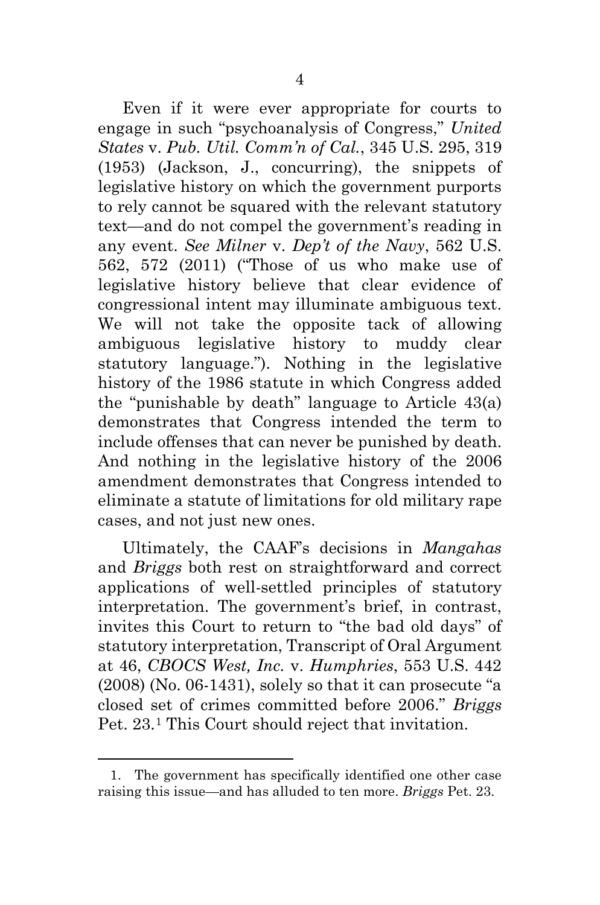Even if it were ever appropriate for courts to engage in such "psychoanalysis of Congress," *United States* v. *Pub. Util. Comm'n of Cal.*, 345 U.S. 295, 319 (1953) (Jackson, J., concurring), the snippets of legislative history on which the government purports to rely cannot be squared with the relevant statutory text—and do not compel the government's reading in any event. *See Milner* v. *Dep't of the Navy*, 562 U.S. 562, 572 (2011) ("Those of us who make use of legislative history believe that clear evidence of congressional intent may illuminate ambiguous text. We will not take the opposite tack of allowing ambiguous legislative history to muddy clear statutory language."). Nothing in the legislative history of the 1986 statute in which Congress added the "punishable by death" language to Article 43(a) demonstrates that Congress intended the term to include offenses that can never be punished by death. And nothing in the legislative history of the 2006 amendment demonstrates that Congress intended to eliminate a statute of limitations for old military rape cases, and not just new ones.

Ultimately, the CAAF's decisions in *Mangahas* and *Briggs* both rest on straightforward and correct applications of well-settled principles of statutory interpretation. The government's brief, in contrast, invites this Court to return to "the bad old days" of statutory interpretation, Transcript of Oral Argument at 46, *CBOCS West, Inc.* v. *Humphries*, 553 U.S. 442 (2008) (No. 06-1431), solely so that it can prosecute "a closed set of crimes committed before 2006." *Briggs* Pet. 23.[1] This Court should reject that invitation.

---

1. The government has specifically identified one other case raising this issue—and has alluded to ten more. *Briggs* Pet. 23.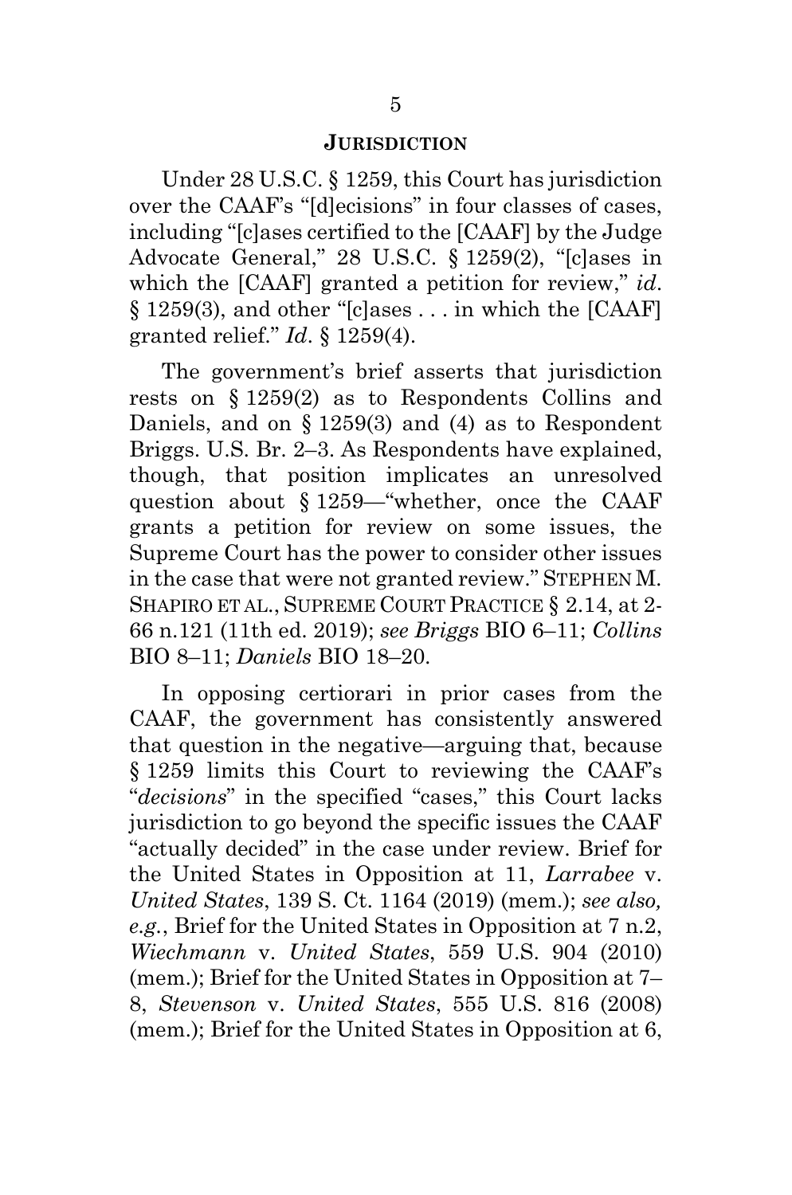## JURISDICTION

Under 28 U.S.C. § 1259, this Court has jurisdiction over the CAAF's "[d]ecisions" in four classes of cases, including "[c]ases certified to the [CAAF] by the Judge Advocate General," 28 U.S.C. § 1259(2), "[c]ases in which the [CAAF] granted a petition for review," *id.* § 1259(3), and other "[c]ases . . . in which the [CAAF] granted relief." *Id.* § 1259(4).

The government's brief asserts that jurisdiction rests on § 1259(2) as to Respondents Collins and Daniels, and on § 1259(3) and (4) as to Respondent Briggs. U.S. Br. 2–3. As Respondents have explained, though, that position implicates an unresolved question about § 1259—"whether, once the CAAF grants a petition for review on some issues, the Supreme Court has the power to consider other issues in the case that were not granted review." STEPHEN M. SHAPIRO ET AL., SUPREME COURT PRACTICE § 2.14, at 2-66 n.121 (11th ed. 2019); *see Briggs* BIO 6–11; *Collins* BIO 8–11; *Daniels* BIO 18–20.

In opposing certiorari in prior cases from the CAAF, the government has consistently answered that question in the negative—arguing that, because § 1259 limits this Court to reviewing the CAAF's "*decisions*" in the specified "cases," this Court lacks jurisdiction to go beyond the specific issues the CAAF "actually decided" in the case under review. Brief for the United States in Opposition at 11, *Larrabee* v. *United States*, 139 S. Ct. 1164 (2019) (mem.); *see also, e.g.*, Brief for the United States in Opposition at 7 n.2, *Wiechmann* v. *United States*, 559 U.S. 904 (2010) (mem.); Brief for the United States in Opposition at 7–8, *Stevenson* v. *United States*, 555 U.S. 816 (2008) (mem.); Brief for the United States in Opposition at 6,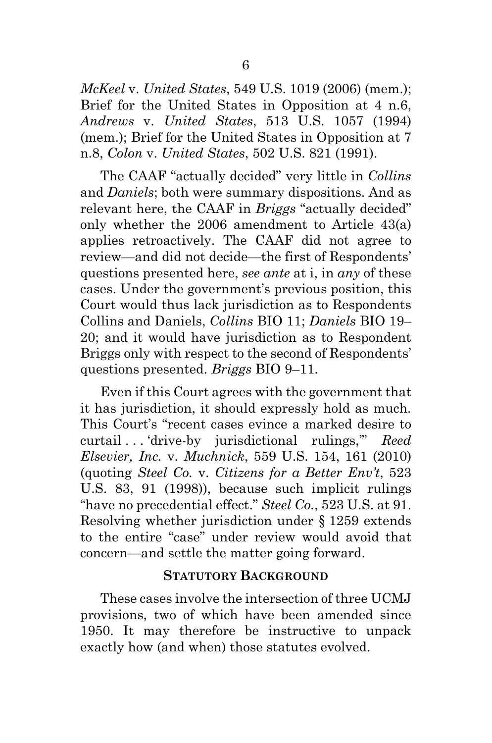*McKeel* v. *United States*, 549 U.S. 1019 (2006) (mem.); Brief for the United States in Opposition at 4 n.6, *Andrews* v. *United States*, 513 U.S. 1057 (1994) (mem.); Brief for the United States in Opposition at 7 n.8, *Colon* v. *United States*, 502 U.S. 821 (1991).

The CAAF "actually decided" very little in *Collins* and *Daniels*; both were summary dispositions. And as relevant here, the CAAF in *Briggs* "actually decided" only whether the 2006 amendment to Article 43(a) applies retroactively. The CAAF did not agree to review—and did not decide—the first of Respondents' questions presented here, *see ante* at i, in *any* of these cases. Under the government's previous position, this Court would thus lack jurisdiction as to Respondents Collins and Daniels, *Collins* BIO 11; *Daniels* BIO 19–20; and it would have jurisdiction as to Respondent Briggs only with respect to the second of Respondents' questions presented. *Briggs* BIO 9–11.

Even if this Court agrees with the government that it has jurisdiction, it should expressly hold as much. This Court's "recent cases evince a marked desire to curtail . . . 'drive-by jurisdictional rulings,'" *Reed Elsevier, Inc.* v. *Muchnick*, 559 U.S. 154, 161 (2010) (quoting *Steel Co.* v. *Citizens for a Better Env't*, 523 U.S. 83, 91 (1998)), because such implicit rulings "have no precedential effect." *Steel Co.*, 523 U.S. at 91. Resolving whether jurisdiction under § 1259 extends to the entire "case" under review would avoid that concern—and settle the matter going forward.

## STATUTORY BACKGROUND

These cases involve the intersection of three UCMJ provisions, two of which have been amended since 1950. It may therefore be instructive to unpack exactly how (and when) those statutes evolved.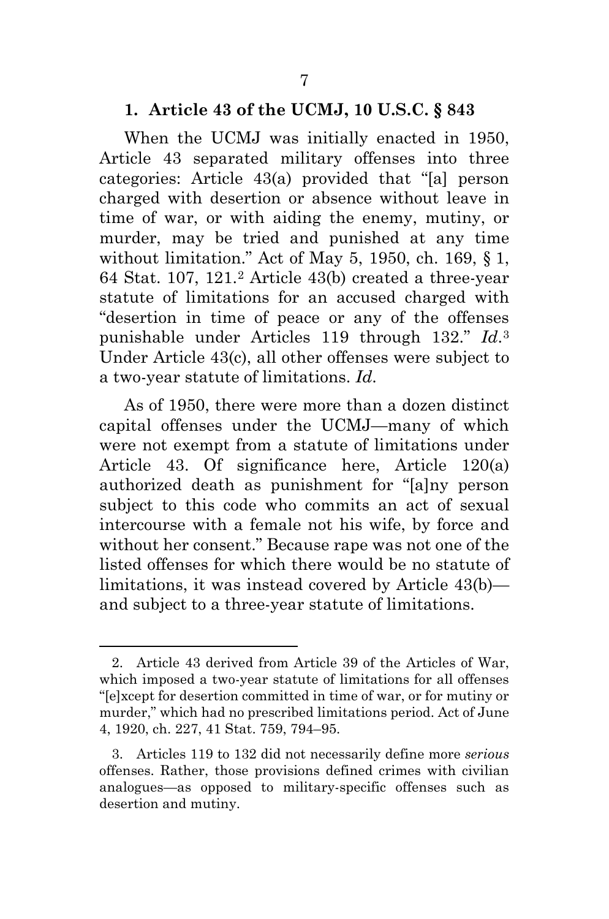### 1. Article 43 of the UCMJ, 10 U.S.C. § 843

When the UCMJ was initially enacted in 1950, Article 43 separated military offenses into three categories: Article 43(a) provided that "[a] person charged with desertion or absence without leave in time of war, or with aiding the enemy, mutiny, or murder, may be tried and punished at any time without limitation." Act of May 5, 1950, ch. 169, § 1, 64 Stat. 107, 121.[2] Article 43(b) created a three-year statute of limitations for an accused charged with "desertion in time of peace or any of the offenses punishable under Articles 119 through 132." *Id.*[3] Under Article 43(c), all other offenses were subject to a two-year statute of limitations. *Id.*

As of 1950, there were more than a dozen distinct capital offenses under the UCMJ—many of which were not exempt from a statute of limitations under Article 43. Of significance here, Article 120(a) authorized death as punishment for "[a]ny person subject to this code who commits an act of sexual intercourse with a female not his wife, by force and without her consent." Because rape was not one of the listed offenses for which there would be no statute of limitations, it was instead covered by Article 43(b)—and subject to a three-year statute of limitations.

---

2. Article 43 derived from Article 39 of the Articles of War, which imposed a two-year statute of limitations for all offenses "[e]xcept for desertion committed in time of war, or for mutiny or murder," which had no prescribed limitations period. Act of June 4, 1920, ch. 227, 41 Stat. 759, 794–95.

3. Articles 119 to 132 did not necessarily define more *serious* offenses. Rather, those provisions defined crimes with civilian analogues—as opposed to military-specific offenses such as desertion and mutiny.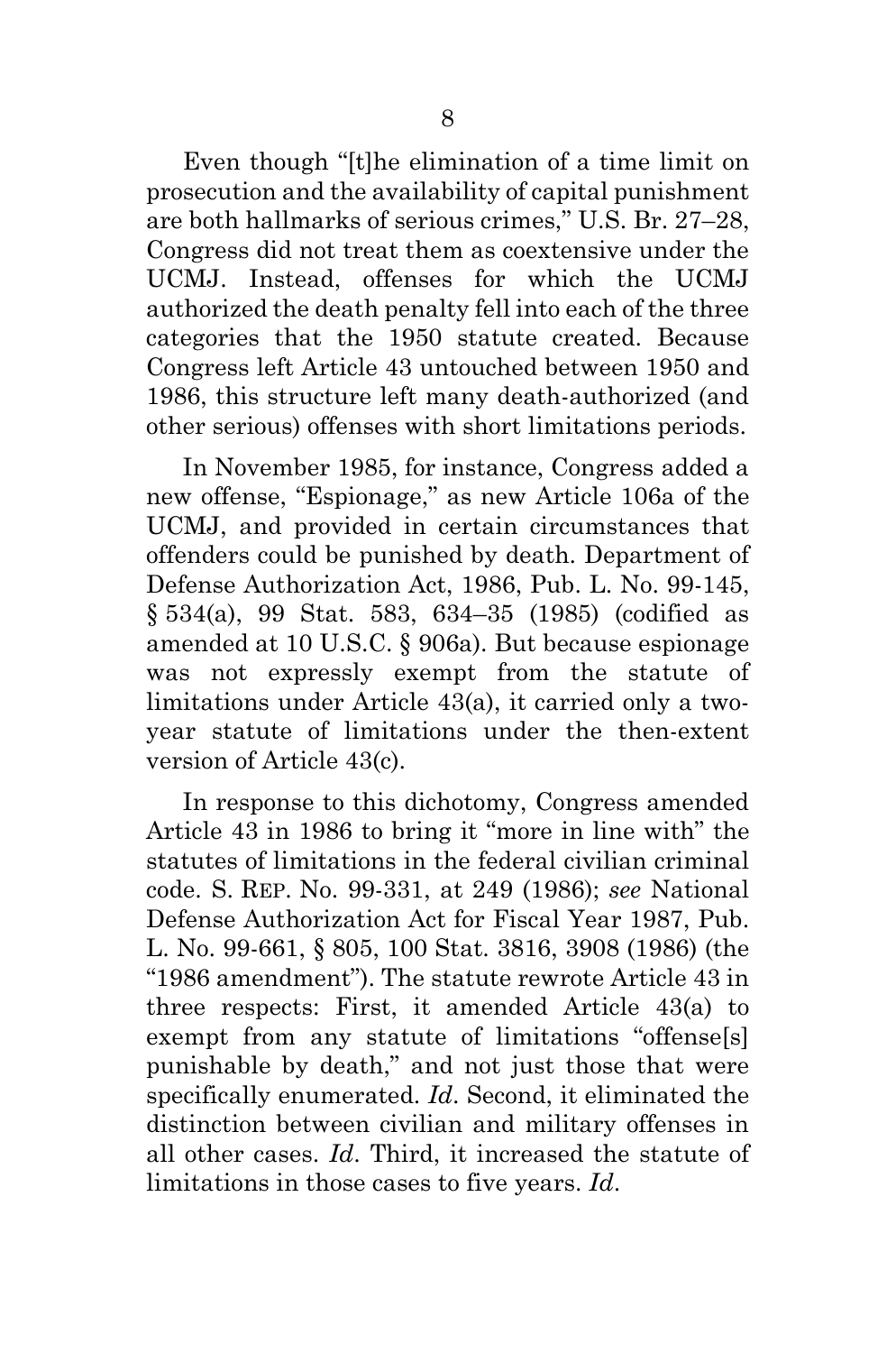Even though "[t]he elimination of a time limit on prosecution and the availability of capital punishment are both hallmarks of serious crimes," U.S. Br. 27–28, Congress did not treat them as coextensive under the UCMJ. Instead, offenses for which the UCMJ authorized the death penalty fell into each of the three categories that the 1950 statute created. Because Congress left Article 43 untouched between 1950 and 1986, this structure left many death-authorized (and other serious) offenses with short limitations periods.

In November 1985, for instance, Congress added a new offense, "Espionage," as new Article 106a of the UCMJ, and provided in certain circumstances that offenders could be punished by death. Department of Defense Authorization Act, 1986, Pub. L. No. 99-145, § 534(a), 99 Stat. 583, 634–35 (1985) (codified as amended at 10 U.S.C. § 906a). But because espionage was not expressly exempt from the statute of limitations under Article 43(a), it carried only a two-year statute of limitations under the then-extent version of Article 43(c).

In response to this dichotomy, Congress amended Article 43 in 1986 to bring it "more in line with" the statutes of limitations in the federal civilian criminal code. S. REP. No. 99-331, at 249 (1986); *see* National Defense Authorization Act for Fiscal Year 1987, Pub. L. No. 99-661, § 805, 100 Stat. 3816, 3908 (1986) (the "1986 amendment"). The statute rewrote Article 43 in three respects: First, it amended Article 43(a) to exempt from any statute of limitations "offense[s] punishable by death," and not just those that were specifically enumerated. *Id*. Second, it eliminated the distinction between civilian and military offenses in all other cases. *Id*. Third, it increased the statute of limitations in those cases to five years. *Id*.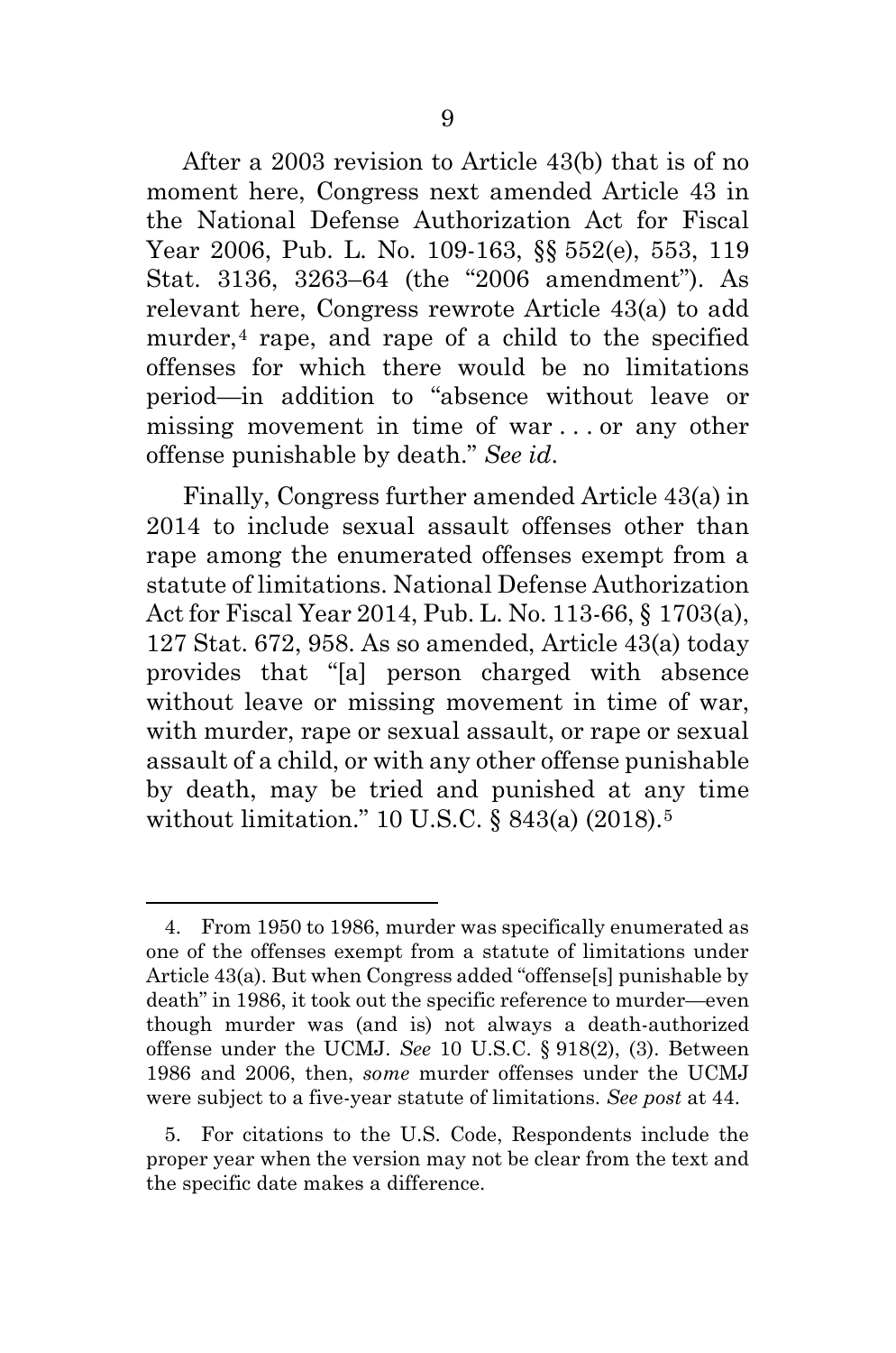After a 2003 revision to Article 43(b) that is of no moment here, Congress next amended Article 43 in the National Defense Authorization Act for Fiscal Year 2006, Pub. L. No. 109-163, §§ 552(e), 553, 119 Stat. 3136, 3263–64 (the "2006 amendment"). As relevant here, Congress rewrote Article 43(a) to add murder,[4] rape, and rape of a child to the specified offenses for which there would be no limitations period—in addition to "absence without leave or missing movement in time of war . . . or any other offense punishable by death." *See id*.

Finally, Congress further amended Article 43(a) in 2014 to include sexual assault offenses other than rape among the enumerated offenses exempt from a statute of limitations. National Defense Authorization Act for Fiscal Year 2014, Pub. L. No. 113-66, § 1703(a), 127 Stat. 672, 958. As so amended, Article 43(a) today provides that "[a] person charged with absence without leave or missing movement in time of war, with murder, rape or sexual assault, or rape or sexual assault of a child, or with any other offense punishable by death, may be tried and punished at any time without limitation." 10 U.S.C. § 843(a) (2018).[5]

---

4. From 1950 to 1986, murder was specifically enumerated as one of the offenses exempt from a statute of limitations under Article 43(a). But when Congress added "offense[s] punishable by death" in 1986, it took out the specific reference to murder—even though murder was (and is) not always a death-authorized offense under the UCMJ. *See* 10 U.S.C. § 918(2), (3). Between 1986 and 2006, then, *some* murder offenses under the UCMJ were subject to a five-year statute of limitations. *See post* at 44.

5. For citations to the U.S. Code, Respondents include the proper year when the version may not be clear from the text and the specific date makes a difference.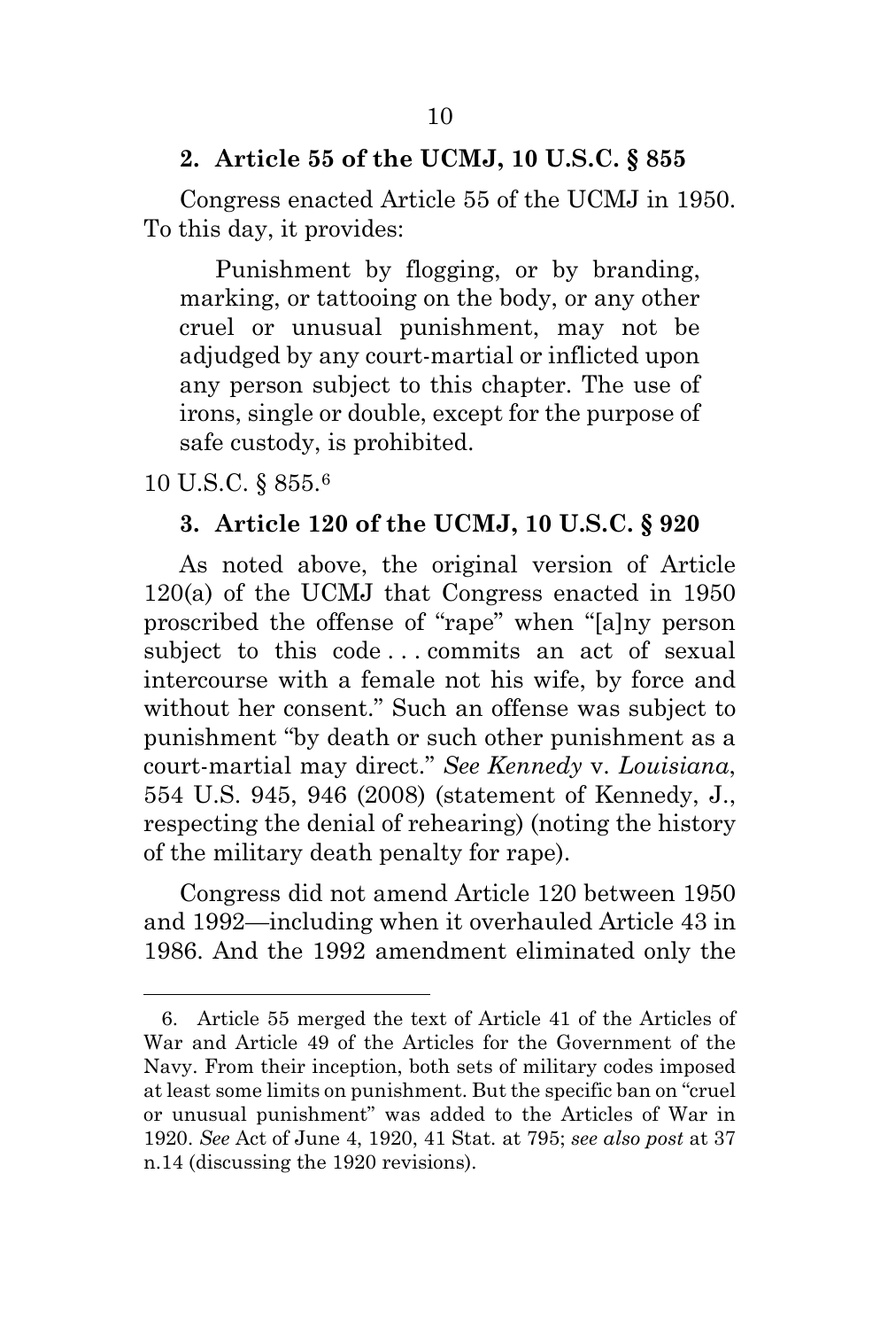### 2. Article 55 of the UCMJ, 10 U.S.C. § 855

Congress enacted Article 55 of the UCMJ in 1950. To this day, it provides:

> Punishment by flogging, or by branding, marking, or tattooing on the body, or any other cruel or unusual punishment, may not be adjudged by any court-martial or inflicted upon any person subject to this chapter. The use of irons, single or double, except for the purpose of safe custody, is prohibited.

10 U.S.C. § 855.[6]

### 3. Article 120 of the UCMJ, 10 U.S.C. § 920

As noted above, the original version of Article 120(a) of the UCMJ that Congress enacted in 1950 proscribed the offense of "rape" when "[a]ny person subject to this code . . . commits an act of sexual intercourse with a female not his wife, by force and without her consent." Such an offense was subject to punishment "by death or such other punishment as a court-martial may direct." *See Kennedy* v. *Louisiana*, 554 U.S. 945, 946 (2008) (statement of Kennedy, J., respecting the denial of rehearing) (noting the history of the military death penalty for rape).

Congress did not amend Article 120 between 1950 and 1992—including when it overhauled Article 43 in 1986. And the 1992 amendment eliminated only the

---

6. Article 55 merged the text of Article 41 of the Articles of War and Article 49 of the Articles for the Government of the Navy. From their inception, both sets of military codes imposed at least some limits on punishment. But the specific ban on "cruel or unusual punishment" was added to the Articles of War in 1920. *See* Act of June 4, 1920, 41 Stat. at 795; *see also post* at 37 n.14 (discussing the 1920 revisions).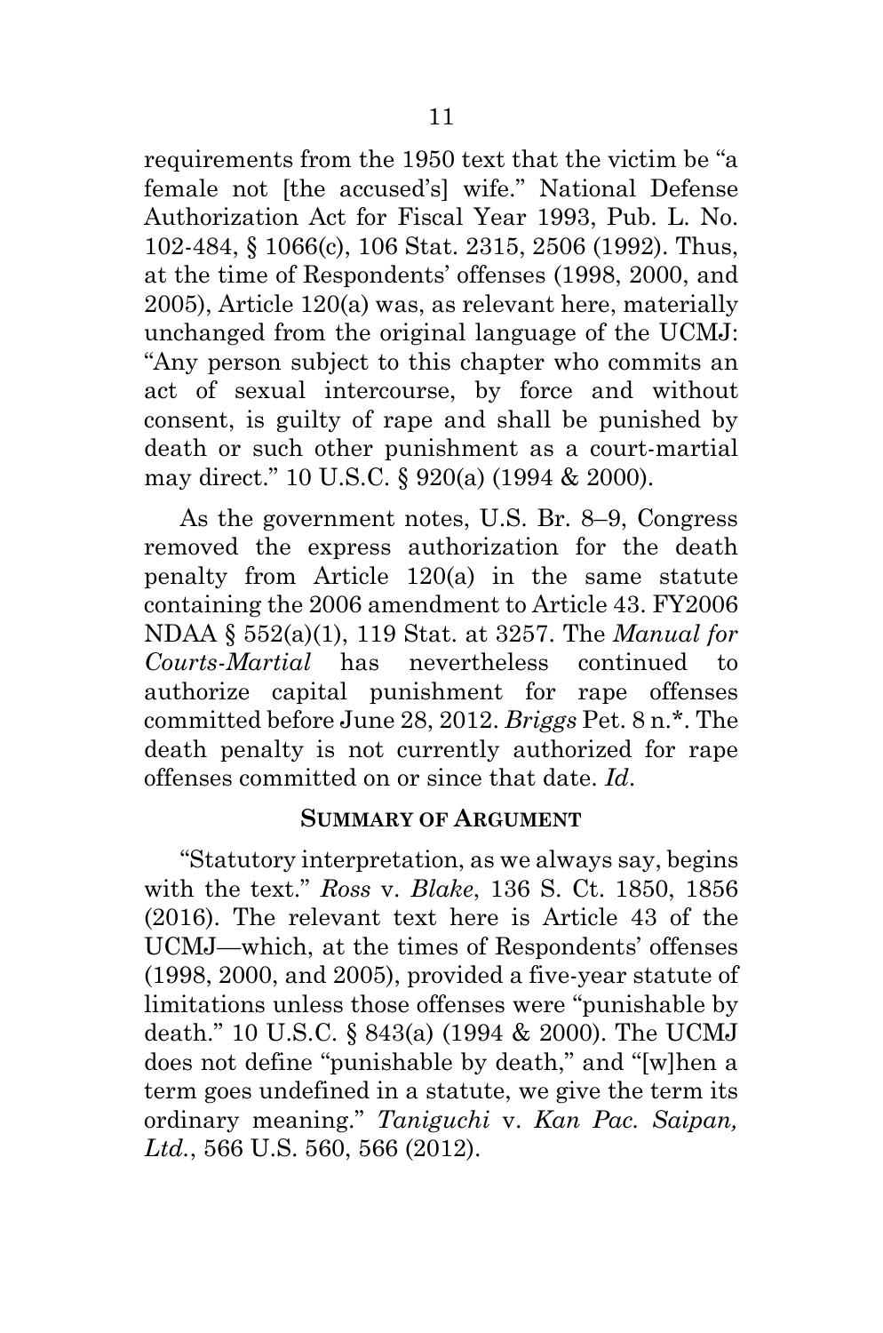requirements from the 1950 text that the victim be "a female not [the accused's] wife." National Defense Authorization Act for Fiscal Year 1993, Pub. L. No. 102-484, § 1066(c), 106 Stat. 2315, 2506 (1992). Thus, at the time of Respondents' offenses (1998, 2000, and 2005), Article 120(a) was, as relevant here, materially unchanged from the original language of the UCMJ: "Any person subject to this chapter who commits an act of sexual intercourse, by force and without consent, is guilty of rape and shall be punished by death or such other punishment as a court-martial may direct." 10 U.S.C. § 920(a) (1994 & 2000).

As the government notes, U.S. Br. 8–9, Congress removed the express authorization for the death penalty from Article 120(a) in the same statute containing the 2006 amendment to Article 43. FY2006 NDAA § 552(a)(1), 119 Stat. at 3257. The *Manual for Courts-Martial* has nevertheless continued to authorize capital punishment for rape offenses committed before June 28, 2012. *Briggs* Pet. 8 n.*. The death penalty is not currently authorized for rape offenses committed on or since that date. *Id*.

## SUMMARY OF ARGUMENT

"Statutory interpretation, as we always say, begins with the text." *Ross* v. *Blake*, 136 S. Ct. 1850, 1856 (2016). The relevant text here is Article 43 of the UCMJ—which, at the times of Respondents' offenses (1998, 2000, and 2005), provided a five-year statute of limitations unless those offenses were "punishable by death." 10 U.S.C. § 843(a) (1994 & 2000). The UCMJ does not define "punishable by death," and "[w]hen a term goes undefined in a statute, we give the term its ordinary meaning." *Taniguchi* v. *Kan Pac. Saipan, Ltd.*, 566 U.S. 560, 566 (2012).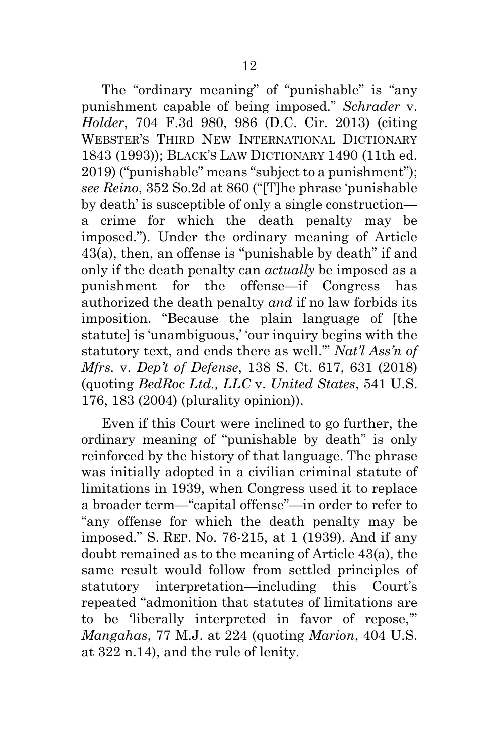The "ordinary meaning" of "punishable" is "any punishment capable of being imposed." *Schrader* v. *Holder*, 704 F.3d 980, 986 (D.C. Cir. 2013) (citing WEBSTER'S THIRD NEW INTERNATIONAL DICTIONARY 1843 (1993)); BLACK'S LAW DICTIONARY 1490 (11th ed. 2019) ("punishable" means "subject to a punishment"); *see Reino*, 352 So.2d at 860 ("[T]he phrase 'punishable by death' is susceptible of only a single construction—a crime for which the death penalty may be imposed."). Under the ordinary meaning of Article 43(a), then, an offense is "punishable by death" if and only if the death penalty can *actually* be imposed as a punishment for the offense—if Congress has authorized the death penalty *and* if no law forbids its imposition. "Because the plain language of [the statute] is 'unambiguous,' 'our inquiry begins with the statutory text, and ends there as well.'" *Nat'l Ass'n of Mfrs.* v. *Dep't of Defense*, 138 S. Ct. 617, 631 (2018) (quoting *BedRoc Ltd., LLC* v. *United States*, 541 U.S. 176, 183 (2004) (plurality opinion)).

Even if this Court were inclined to go further, the ordinary meaning of "punishable by death" is only reinforced by the history of that language. The phrase was initially adopted in a civilian criminal statute of limitations in 1939, when Congress used it to replace a broader term—"capital offense"—in order to refer to "any offense for which the death penalty may be imposed." S. REP. No. 76-215, at 1 (1939). And if any doubt remained as to the meaning of Article 43(a), the same result would follow from settled principles of statutory interpretation—including this Court's repeated "admonition that statutes of limitations are to be 'liberally interpreted in favor of repose,'" *Mangahas*, 77 M.J. at 224 (quoting *Marion*, 404 U.S. at 322 n.14), and the rule of lenity.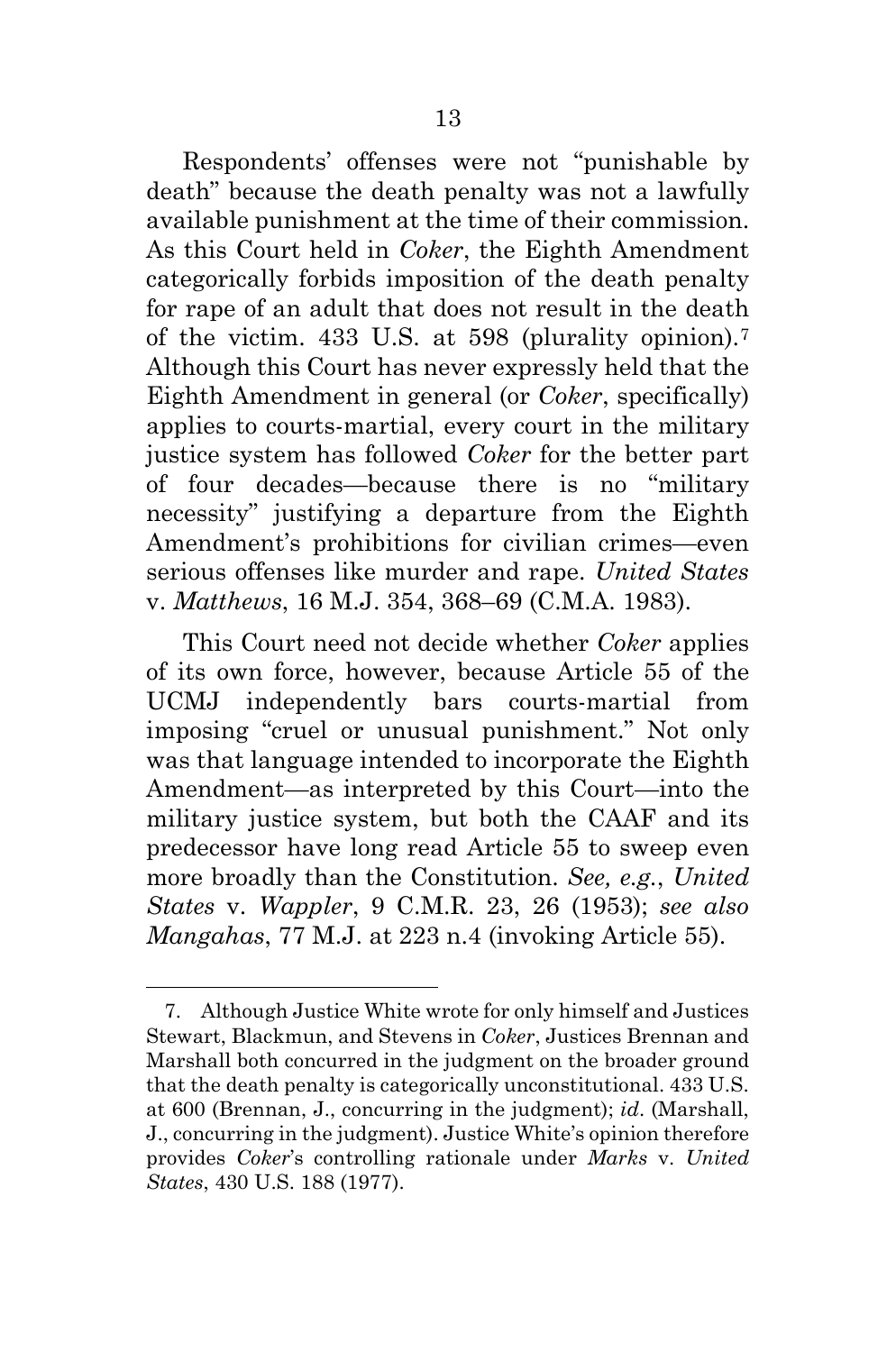Respondents' offenses were not "punishable by death" because the death penalty was not a lawfully available punishment at the time of their commission. As this Court held in *Coker*, the Eighth Amendment categorically forbids imposition of the death penalty for rape of an adult that does not result in the death of the victim. 433 U.S. at 598 (plurality opinion).[7] Although this Court has never expressly held that the Eighth Amendment in general (or *Coker*, specifically) applies to courts-martial, every court in the military justice system has followed *Coker* for the better part of four decades—because there is no "military necessity" justifying a departure from the Eighth Amendment's prohibitions for civilian crimes—even serious offenses like murder and rape. *United States* v. *Matthews*, 16 M.J. 354, 368–69 (C.M.A. 1983).

This Court need not decide whether *Coker* applies of its own force, however, because Article 55 of the UCMJ independently bars courts-martial from imposing "cruel or unusual punishment." Not only was that language intended to incorporate the Eighth Amendment—as interpreted by this Court—into the military justice system, but both the CAAF and its predecessor have long read Article 55 to sweep even more broadly than the Constitution. *See, e.g.*, *United States* v. *Wappler*, 9 C.M.R. 23, 26 (1953); *see also Mangahas*, 77 M.J. at 223 n.4 (invoking Article 55).

---

7. Although Justice White wrote for only himself and Justices Stewart, Blackmun, and Stevens in *Coker*, Justices Brennan and Marshall both concurred in the judgment on the broader ground that the death penalty is categorically unconstitutional. 433 U.S. at 600 (Brennan, J., concurring in the judgment); *id.* (Marshall, J., concurring in the judgment). Justice White's opinion therefore provides *Coker*'s controlling rationale under *Marks* v. *United States*, 430 U.S. 188 (1977).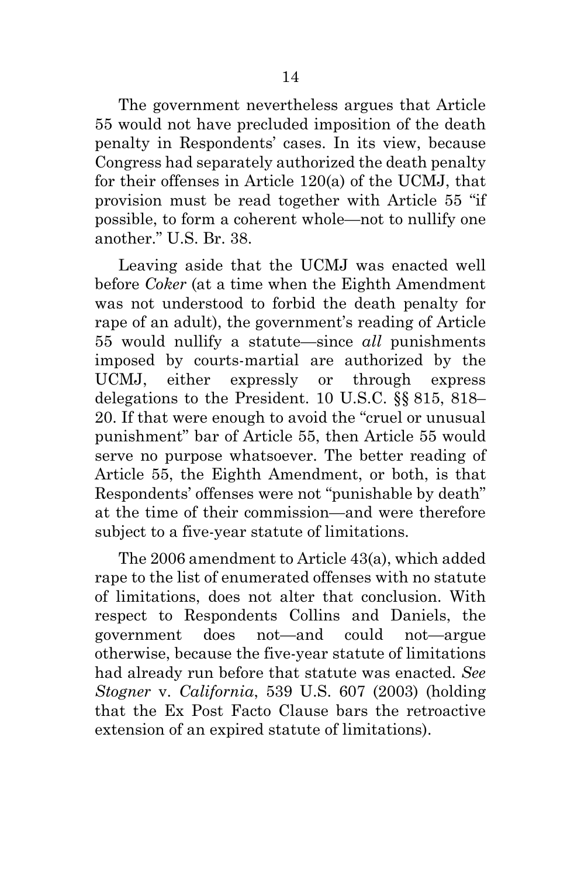The government nevertheless argues that Article 55 would not have precluded imposition of the death penalty in Respondents' cases. In its view, because Congress had separately authorized the death penalty for their offenses in Article 120(a) of the UCMJ, that provision must be read together with Article 55 "if possible, to form a coherent whole—not to nullify one another." U.S. Br. 38.

Leaving aside that the UCMJ was enacted well before *Coker* (at a time when the Eighth Amendment was not understood to forbid the death penalty for rape of an adult), the government's reading of Article 55 would nullify a statute—since *all* punishments imposed by courts-martial are authorized by the UCMJ, either expressly or through express delegations to the President. 10 U.S.C. §§ 815, 818–20. If that were enough to avoid the "cruel or unusual punishment" bar of Article 55, then Article 55 would serve no purpose whatsoever. The better reading of Article 55, the Eighth Amendment, or both, is that Respondents' offenses were not "punishable by death" at the time of their commission—and were therefore subject to a five-year statute of limitations.

The 2006 amendment to Article 43(a), which added rape to the list of enumerated offenses with no statute of limitations, does not alter that conclusion. With respect to Respondents Collins and Daniels, the government does not—and could not—argue otherwise, because the five-year statute of limitations had already run before that statute was enacted. *See Stogner* v. *California*, 539 U.S. 607 (2003) (holding that the Ex Post Facto Clause bars the retroactive extension of an expired statute of limitations).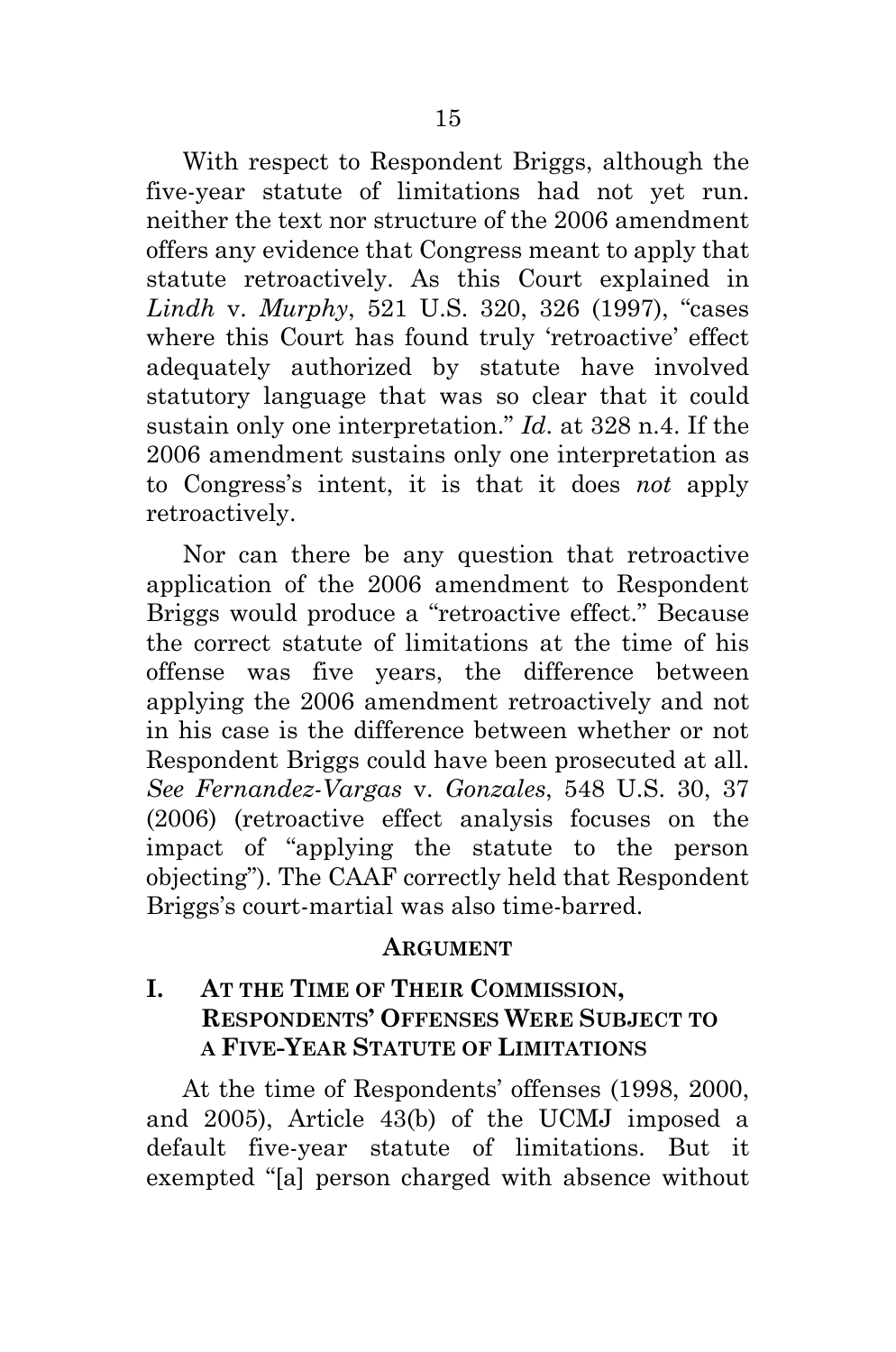With respect to Respondent Briggs, although the five-year statute of limitations had not yet run. neither the text nor structure of the 2006 amendment offers any evidence that Congress meant to apply that statute retroactively. As this Court explained in *Lindh* v. *Murphy*, 521 U.S. 320, 326 (1997), "cases where this Court has found truly 'retroactive' effect adequately authorized by statute have involved statutory language that was so clear that it could sustain only one interpretation." *Id*. at 328 n.4. If the 2006 amendment sustains only one interpretation as to Congress's intent, it is that it does *not* apply retroactively.

Nor can there be any question that retroactive application of the 2006 amendment to Respondent Briggs would produce a "retroactive effect." Because the correct statute of limitations at the time of his offense was five years, the difference between applying the 2006 amendment retroactively and not in his case is the difference between whether or not Respondent Briggs could have been prosecuted at all. *See Fernandez-Vargas* v. *Gonzales*, 548 U.S. 30, 37 (2006) (retroactive effect analysis focuses on the impact of "applying the statute to the person objecting"). The CAAF correctly held that Respondent Briggs's court-martial was also time-barred.

## ARGUMENT

### I. AT THE TIME OF THEIR COMMISSION, RESPONDENTS' OFFENSES WERE SUBJECT TO A FIVE-YEAR STATUTE OF LIMITATIONS

At the time of Respondents' offenses (1998, 2000, and 2005), Article 43(b) of the UCMJ imposed a default five-year statute of limitations. But it exempted "[a] person charged with absence without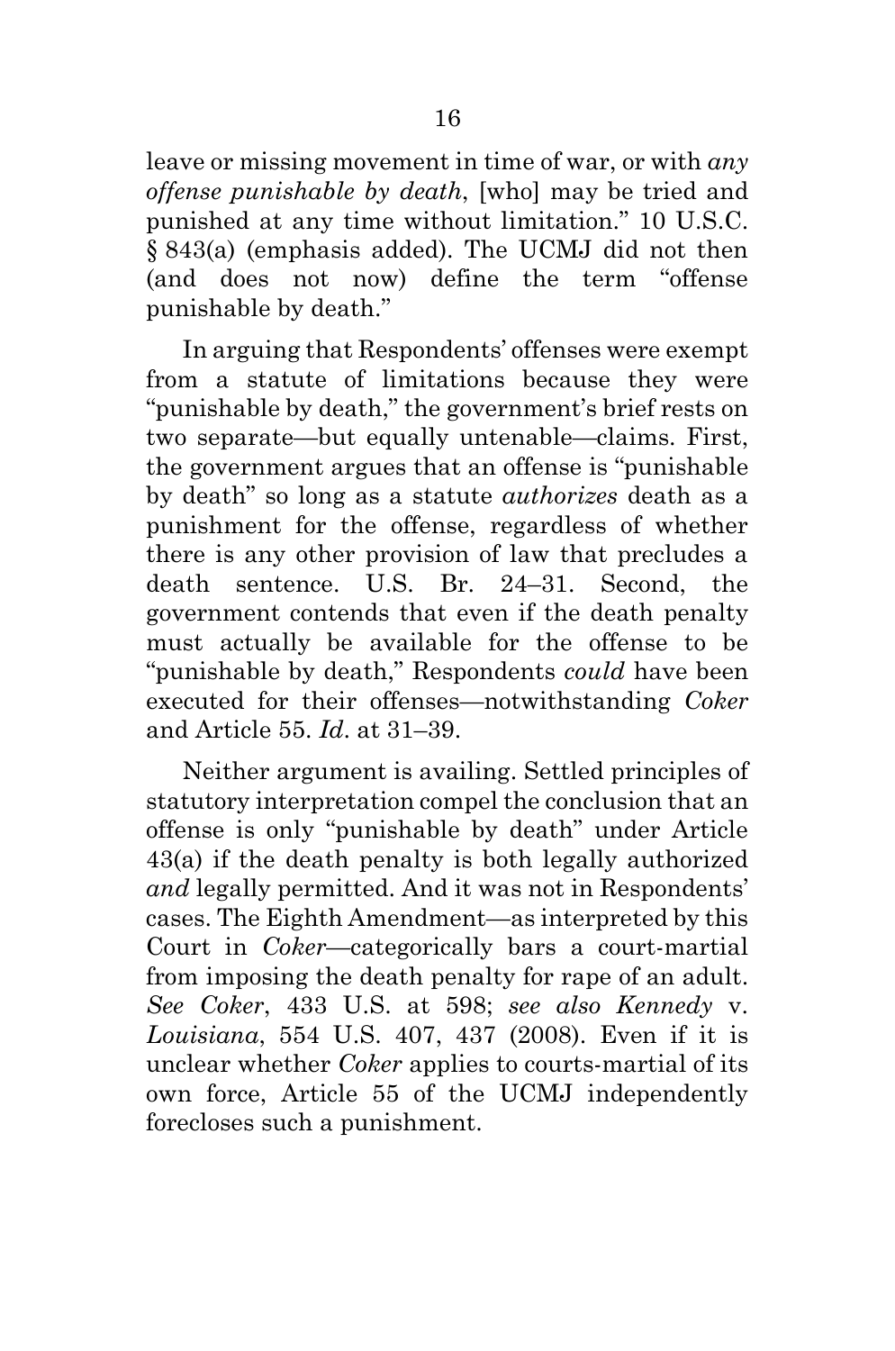leave or missing movement in time of war, or with *any offense punishable by death*, [who] may be tried and punished at any time without limitation." 10 U.S.C. § 843(a) (emphasis added). The UCMJ did not then (and does not now) define the term "offense punishable by death."

In arguing that Respondents' offenses were exempt from a statute of limitations because they were "punishable by death," the government's brief rests on two separate—but equally untenable—claims. First, the government argues that an offense is "punishable by death" so long as a statute *authorizes* death as a punishment for the offense, regardless of whether there is any other provision of law that precludes a death sentence. U.S. Br. 24–31. Second, the government contends that even if the death penalty must actually be available for the offense to be "punishable by death," Respondents *could* have been executed for their offenses—notwithstanding *Coker* and Article 55. *Id*. at 31–39.

Neither argument is availing. Settled principles of statutory interpretation compel the conclusion that an offense is only "punishable by death" under Article 43(a) if the death penalty is both legally authorized *and* legally permitted. And it was not in Respondents' cases. The Eighth Amendment—as interpreted by this Court in *Coker*—categorically bars a court-martial from imposing the death penalty for rape of an adult. *See Coker*, 433 U.S. at 598; *see also Kennedy* v. *Louisiana*, 554 U.S. 407, 437 (2008). Even if it is unclear whether *Coker* applies to courts-martial of its own force, Article 55 of the UCMJ independently forecloses such a punishment.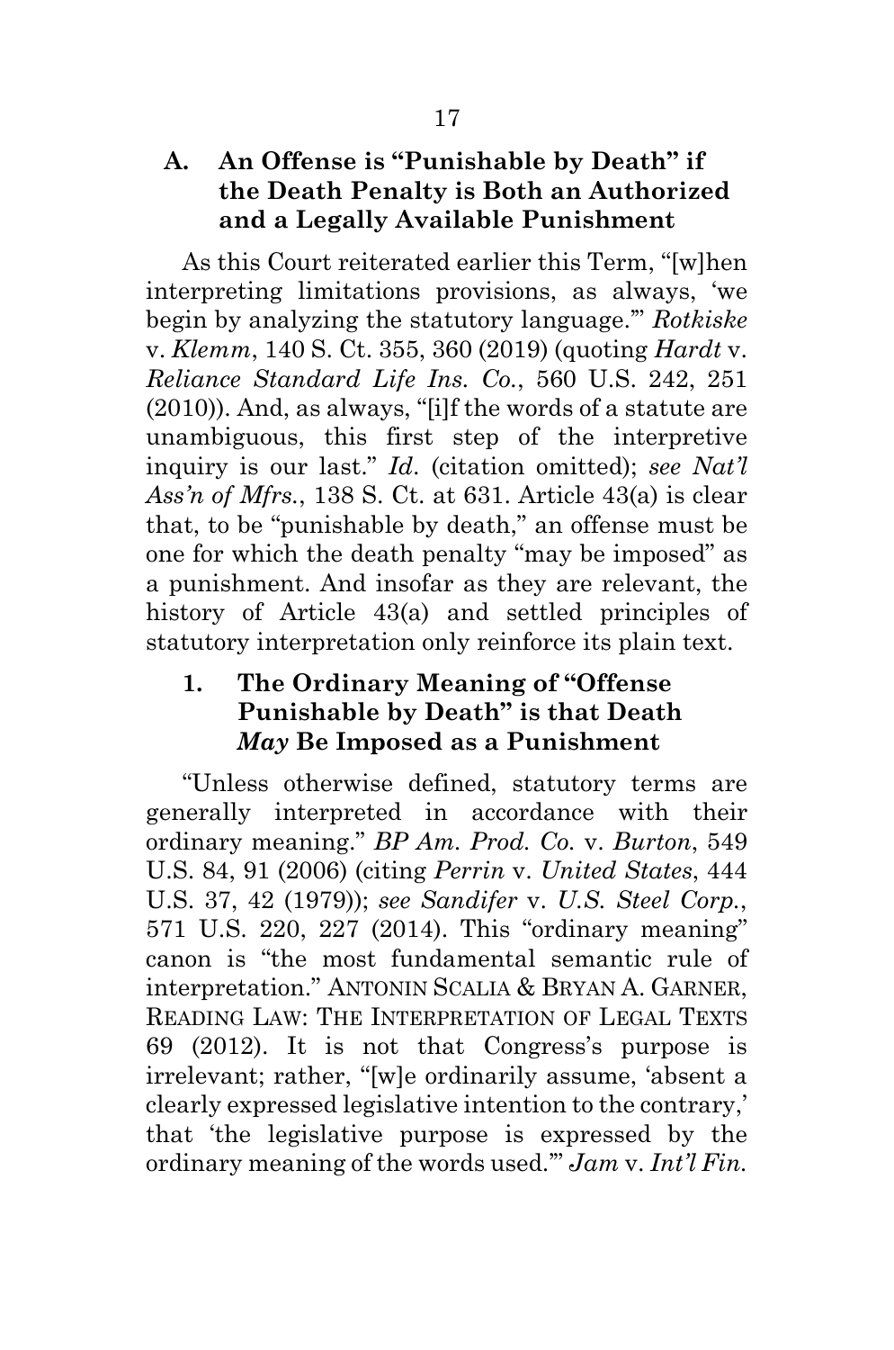### A. An Offense is "Punishable by Death" if the Death Penalty is Both an Authorized and a Legally Available Punishment

As this Court reiterated earlier this Term, "[w]hen interpreting limitations provisions, as always, 'we begin by analyzing the statutory language.'" *Rotkiske* v. *Klemm*, 140 S. Ct. 355, 360 (2019) (quoting *Hardt* v. *Reliance Standard Life Ins. Co.*, 560 U.S. 242, 251 (2010)). And, as always, "[i]f the words of a statute are unambiguous, this first step of the interpretive inquiry is our last." *Id.* (citation omitted); *see Nat'l Ass'n of Mfrs.*, 138 S. Ct. at 631. Article 43(a) is clear that, to be "punishable by death," an offense must be one for which the death penalty "may be imposed" as a punishment. And insofar as they are relevant, the history of Article 43(a) and settled principles of statutory interpretation only reinforce its plain text.

#### 1. The Ordinary Meaning of "Offense Punishable by Death" is that Death *May* Be Imposed as a Punishment

"Unless otherwise defined, statutory terms are generally interpreted in accordance with their ordinary meaning." *BP Am. Prod. Co.* v. *Burton*, 549 U.S. 84, 91 (2006) (citing *Perrin* v. *United States*, 444 U.S. 37, 42 (1979)); *see Sandifer* v. *U.S. Steel Corp.*, 571 U.S. 220, 227 (2014). This "ordinary meaning" canon is "the most fundamental semantic rule of interpretation." ANTONIN SCALIA & BRYAN A. GARNER, READING LAW: THE INTERPRETATION OF LEGAL TEXTS 69 (2012). It is not that Congress's purpose is irrelevant; rather, "[w]e ordinarily assume, 'absent a clearly expressed legislative intention to the contrary,' that 'the legislative purpose is expressed by the ordinary meaning of the words used.'" *Jam* v. *Int'l Fin.*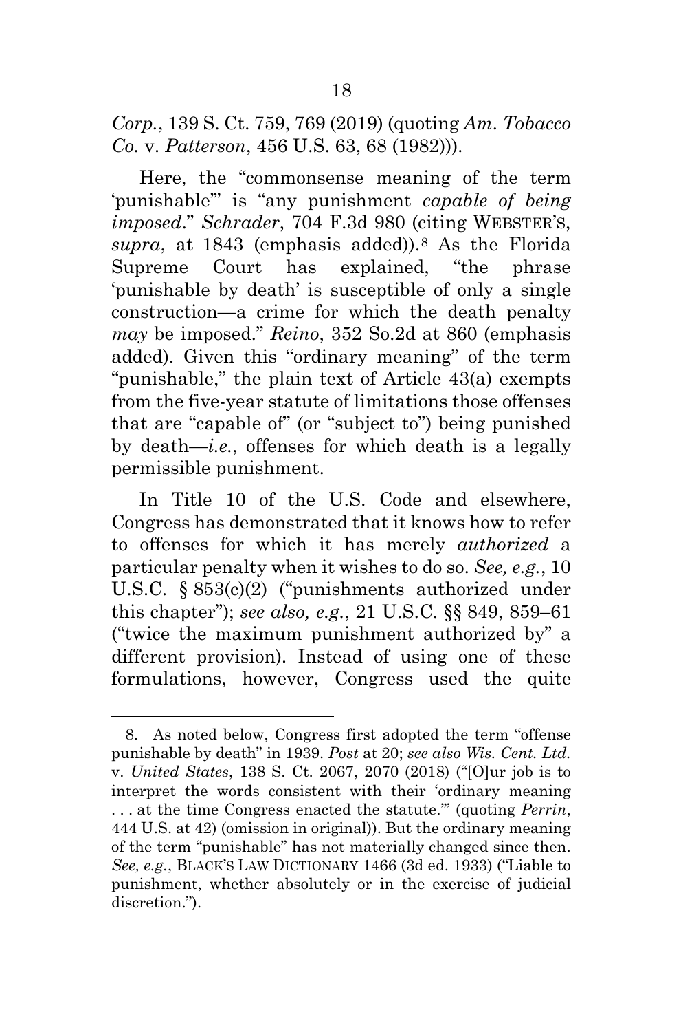*Corp.*, 139 S. Ct. 759, 769 (2019) (quoting *Am. Tobacco Co.* v. *Patterson*, 456 U.S. 63, 68 (1982))).

Here, the "commonsense meaning of the term 'punishable'" is "any punishment *capable of being imposed*." *Schrader*, 704 F.3d 980 (citing WEBSTER'S, *supra*, at 1843 (emphasis added)).[8] As the Florida Supreme Court has explained, "the phrase 'punishable by death' is susceptible of only a single construction—a crime for which the death penalty *may* be imposed." *Reino*, 352 So.2d at 860 (emphasis added). Given this "ordinary meaning" of the term "punishable," the plain text of Article 43(a) exempts from the five-year statute of limitations those offenses that are "capable of" (or "subject to") being punished by death—*i.e.*, offenses for which death is a legally permissible punishment.

In Title 10 of the U.S. Code and elsewhere, Congress has demonstrated that it knows how to refer to offenses for which it has merely *authorized* a particular penalty when it wishes to do so. *See, e.g.*, 10 U.S.C. § 853(c)(2) ("punishments authorized under this chapter"); *see also, e.g.*, 21 U.S.C. §§ 849, 859–61 ("twice the maximum punishment authorized by" a different provision). Instead of using one of these formulations, however, Congress used the quite

8. As noted below, Congress first adopted the term "offense punishable by death" in 1939. *Post* at 20; *see also Wis. Cent. Ltd.* v. *United States*, 138 S. Ct. 2067, 2070 (2018) ("[O]ur job is to interpret the words consistent with their 'ordinary meaning . . . at the time Congress enacted the statute.'" (quoting *Perrin*, 444 U.S. at 42) (omission in original)). But the ordinary meaning of the term "punishable" has not materially changed since then. *See, e.g.*, BLACK'S LAW DICTIONARY 1466 (3d ed. 1933) ("Liable to punishment, whether absolutely or in the exercise of judicial discretion.").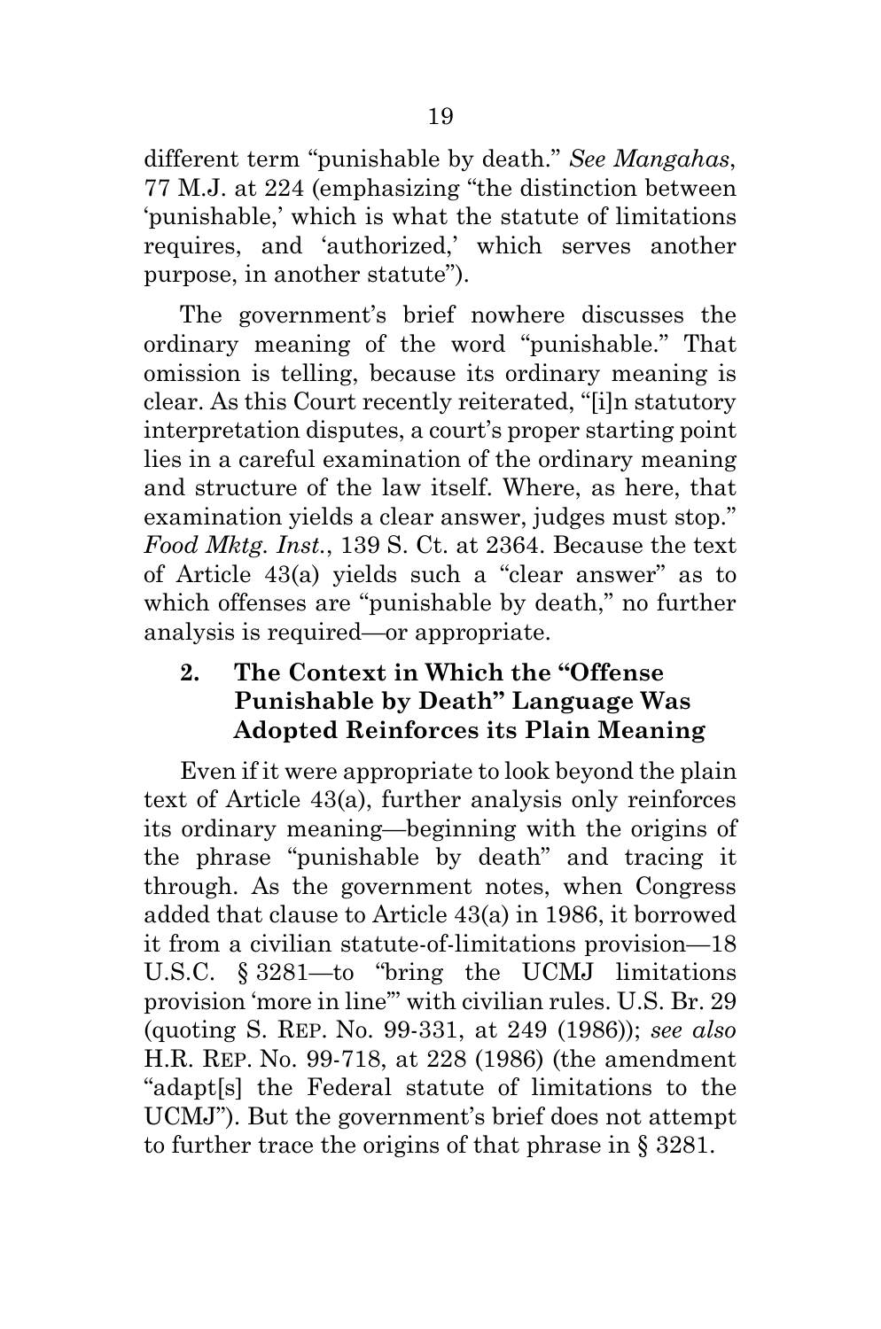different term "punishable by death." *See Mangahas*, 77 M.J. at 224 (emphasizing "the distinction between 'punishable,' which is what the statute of limitations requires, and 'authorized,' which serves another purpose, in another statute").

The government's brief nowhere discusses the ordinary meaning of the word "punishable." That omission is telling, because its ordinary meaning is clear. As this Court recently reiterated, "[i]n statutory interpretation disputes, a court's proper starting point lies in a careful examination of the ordinary meaning and structure of the law itself. Where, as here, that examination yields a clear answer, judges must stop." *Food Mktg. Inst.*, 139 S. Ct. at 2364. Because the text of Article 43(a) yields such a "clear answer" as to which offenses are "punishable by death," no further analysis is required—or appropriate.

### 2. The Context in Which the "Offense Punishable by Death" Language Was Adopted Reinforces its Plain Meaning

Even if it were appropriate to look beyond the plain text of Article 43(a), further analysis only reinforces its ordinary meaning—beginning with the origins of the phrase "punishable by death" and tracing it through. As the government notes, when Congress added that clause to Article 43(a) in 1986, it borrowed it from a civilian statute-of-limitations provision—18 U.S.C. § 3281—to "bring the UCMJ limitations provision 'more in line'" with civilian rules. U.S. Br. 29 (quoting S. REP. No. 99-331, at 249 (1986)); *see also* H.R. REP. No. 99-718, at 228 (1986) (the amendment "adapt[s] the Federal statute of limitations to the UCMJ"). But the government's brief does not attempt to further trace the origins of that phrase in § 3281.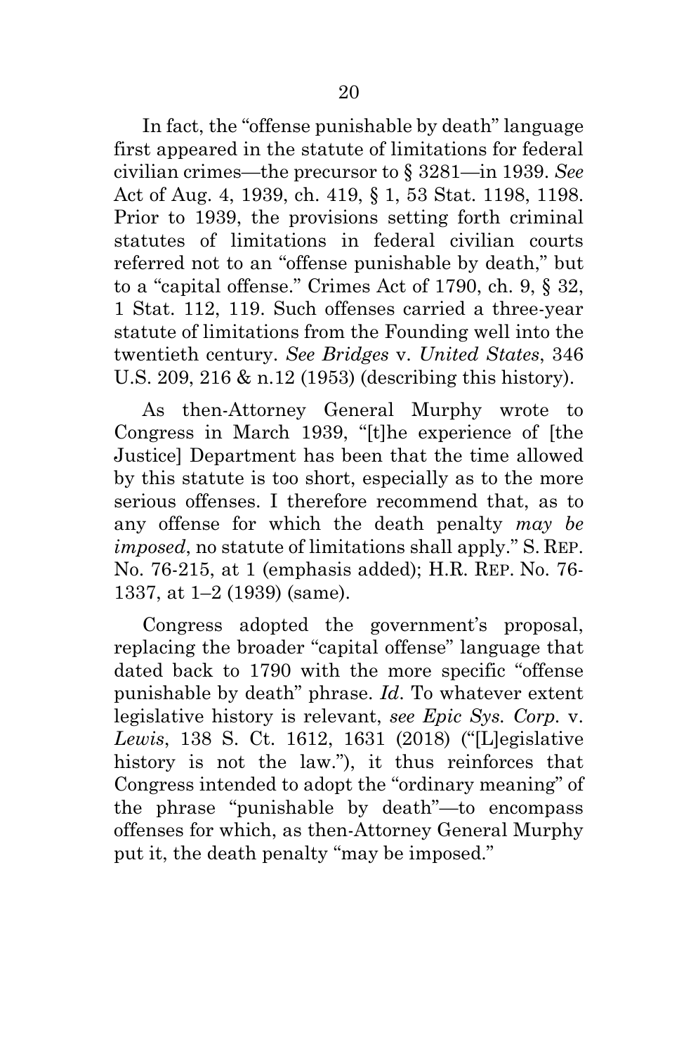In fact, the "offense punishable by death" language first appeared in the statute of limitations for federal civilian crimes—the precursor to § 3281—in 1939. *See* Act of Aug. 4, 1939, ch. 419, § 1, 53 Stat. 1198, 1198. Prior to 1939, the provisions setting forth criminal statutes of limitations in federal civilian courts referred not to an "offense punishable by death," but to a "capital offense." Crimes Act of 1790, ch. 9, § 32, 1 Stat. 112, 119. Such offenses carried a three-year statute of limitations from the Founding well into the twentieth century. *See Bridges* v. *United States*, 346 U.S. 209, 216 & n.12 (1953) (describing this history).

As then-Attorney General Murphy wrote to Congress in March 1939, "[t]he experience of [the Justice] Department has been that the time allowed by this statute is too short, especially as to the more serious offenses. I therefore recommend that, as to any offense for which the death penalty *may be imposed*, no statute of limitations shall apply." S. REP. No. 76-215, at 1 (emphasis added); H.R. REP. No. 76-1337, at 1–2 (1939) (same).

Congress adopted the government's proposal, replacing the broader "capital offense" language that dated back to 1790 with the more specific "offense punishable by death" phrase. *Id*. To whatever extent legislative history is relevant, *see Epic Sys. Corp.* v. *Lewis*, 138 S. Ct. 1612, 1631 (2018) ("[L]egislative history is not the law."), it thus reinforces that Congress intended to adopt the "ordinary meaning" of the phrase "punishable by death"—to encompass offenses for which, as then-Attorney General Murphy put it, the death penalty "may be imposed."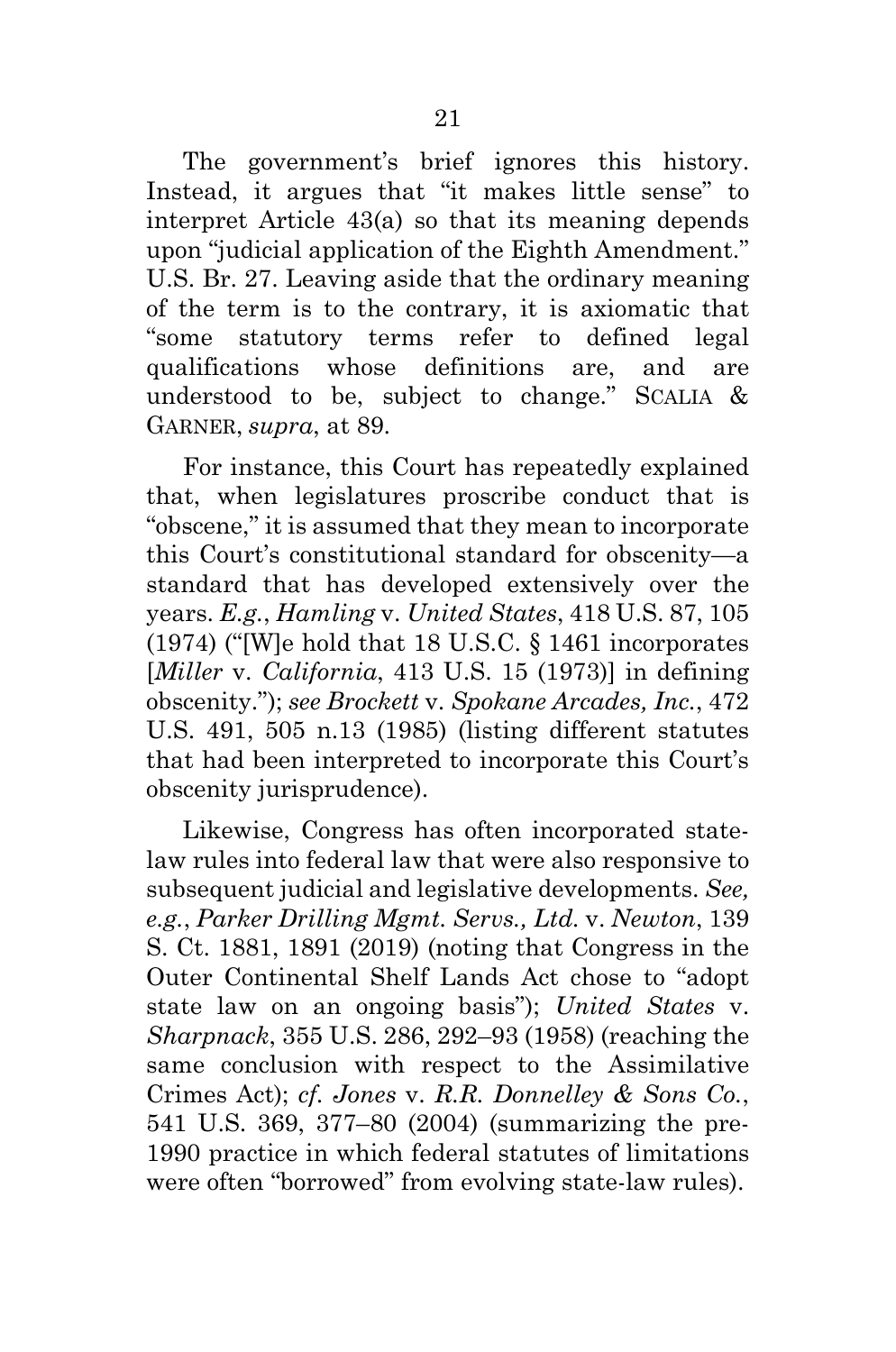The government's brief ignores this history. Instead, it argues that "it makes little sense" to interpret Article 43(a) so that its meaning depends upon "judicial application of the Eighth Amendment." U.S. Br. 27. Leaving aside that the ordinary meaning of the term is to the contrary, it is axiomatic that "some statutory terms refer to defined legal qualifications whose definitions are, and are understood to be, subject to change." SCALIA & GARNER, *supra*, at 89.

For instance, this Court has repeatedly explained that, when legislatures proscribe conduct that is "obscene," it is assumed that they mean to incorporate this Court's constitutional standard for obscenity—a standard that has developed extensively over the years. *E.g.*, *Hamling* v. *United States*, 418 U.S. 87, 105 (1974) ("[W]e hold that 18 U.S.C. § 1461 incorporates [*Miller* v. *California*, 413 U.S. 15 (1973)] in defining obscenity."); *see Brockett* v. *Spokane Arcades, Inc.*, 472 U.S. 491, 505 n.13 (1985) (listing different statutes that had been interpreted to incorporate this Court's obscenity jurisprudence).

Likewise, Congress has often incorporated state-law rules into federal law that were also responsive to subsequent judicial and legislative developments. *See, e.g.*, *Parker Drilling Mgmt. Servs., Ltd.* v. *Newton*, 139 S. Ct. 1881, 1891 (2019) (noting that Congress in the Outer Continental Shelf Lands Act chose to "adopt state law on an ongoing basis"); *United States* v. *Sharpnack*, 355 U.S. 286, 292–93 (1958) (reaching the same conclusion with respect to the Assimilative Crimes Act); *cf. Jones* v. *R.R. Donnelley & Sons Co.*, 541 U.S. 369, 377–80 (2004) (summarizing the pre-1990 practice in which federal statutes of limitations were often "borrowed" from evolving state-law rules).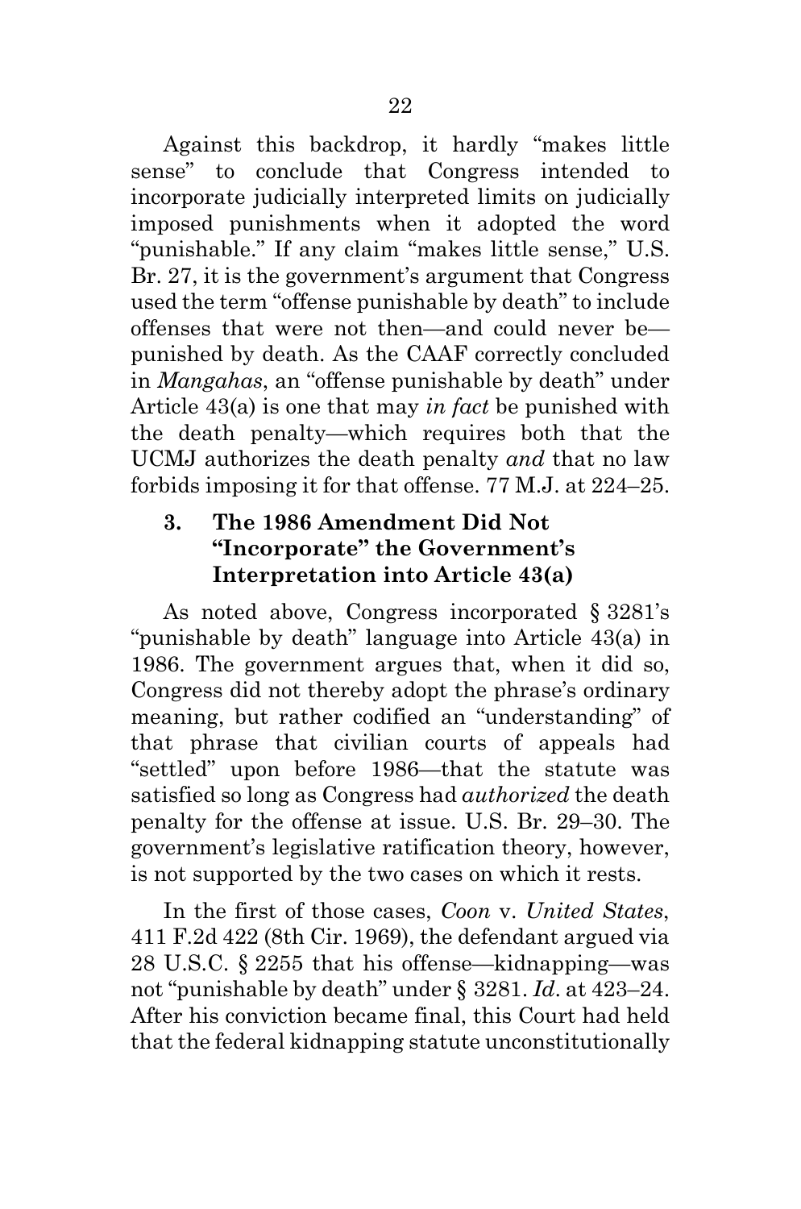Against this backdrop, it hardly "makes little sense" to conclude that Congress intended to incorporate judicially interpreted limits on judicially imposed punishments when it adopted the word "punishable." If any claim "makes little sense," U.S. Br. 27, it is the government's argument that Congress used the term "offense punishable by death" to include offenses that were not then—and could never be—punished by death. As the CAAF correctly concluded in *Mangahas*, an "offense punishable by death" under Article 43(a) is one that may *in fact* be punished with the death penalty—which requires both that the UCMJ authorizes the death penalty *and* that no law forbids imposing it for that offense. 77 M.J. at 224–25.

### 3. The 1986 Amendment Did Not "Incorporate" the Government's Interpretation into Article 43(a)

As noted above, Congress incorporated § 3281's "punishable by death" language into Article 43(a) in 1986. The government argues that, when it did so, Congress did not thereby adopt the phrase's ordinary meaning, but rather codified an "understanding" of that phrase that civilian courts of appeals had "settled" upon before 1986—that the statute was satisfied so long as Congress had *authorized* the death penalty for the offense at issue. U.S. Br. 29–30. The government's legislative ratification theory, however, is not supported by the two cases on which it rests.

In the first of those cases, *Coon* v. *United States*, 411 F.2d 422 (8th Cir. 1969), the defendant argued via 28 U.S.C. § 2255 that his offense—kidnapping—was not "punishable by death" under § 3281. *Id*. at 423–24. After his conviction became final, this Court had held that the federal kidnapping statute unconstitutionally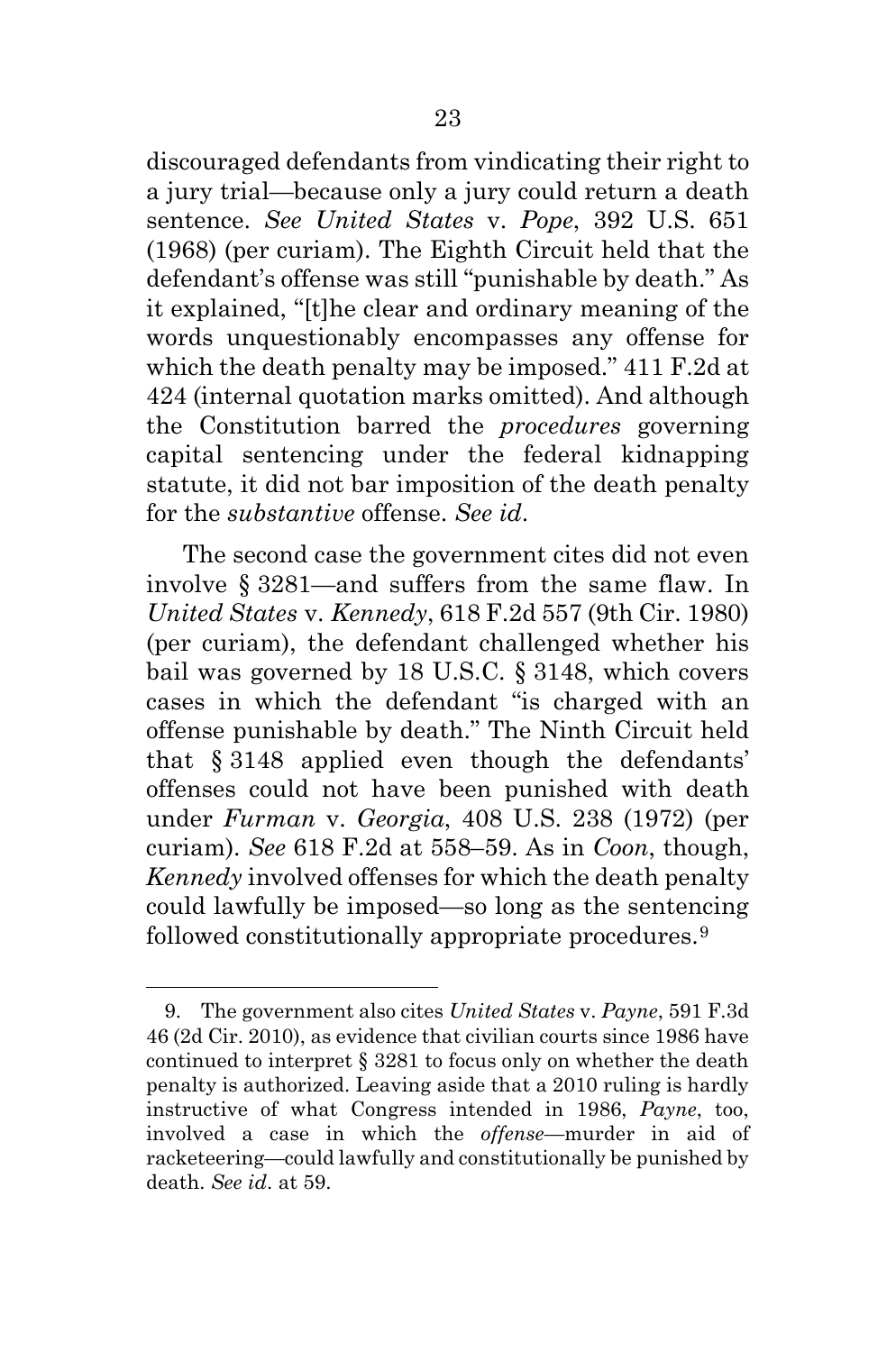discouraged defendants from vindicating their right to a jury trial—because only a jury could return a death sentence. *See United States* v. *Pope*, 392 U.S. 651 (1968) (per curiam). The Eighth Circuit held that the defendant's offense was still "punishable by death." As it explained, "[t]he clear and ordinary meaning of the words unquestionably encompasses any offense for which the death penalty may be imposed." 411 F.2d at 424 (internal quotation marks omitted). And although the Constitution barred the *procedures* governing capital sentencing under the federal kidnapping statute, it did not bar imposition of the death penalty for the *substantive* offense. *See id*.

The second case the government cites did not even involve § 3281—and suffers from the same flaw. In *United States* v. *Kennedy*, 618 F.2d 557 (9th Cir. 1980) (per curiam), the defendant challenged whether his bail was governed by 18 U.S.C. § 3148, which covers cases in which the defendant "is charged with an offense punishable by death." The Ninth Circuit held that § 3148 applied even though the defendants' offenses could not have been punished with death under *Furman* v. *Georgia*, 408 U.S. 238 (1972) (per curiam). *See* 618 F.2d at 558–59. As in *Coon*, though, *Kennedy* involved offenses for which the death penalty could lawfully be imposed—so long as the sentencing followed constitutionally appropriate procedures.[9]

9. The government also cites *United States* v. *Payne*, 591 F.3d 46 (2d Cir. 2010), as evidence that civilian courts since 1986 have continued to interpret § 3281 to focus only on whether the death penalty is authorized. Leaving aside that a 2010 ruling is hardly instructive of what Congress intended in 1986, *Payne*, too, involved a case in which the *offense*—murder in aid of racketeering—could lawfully and constitutionally be punished by death. *See id*. at 59.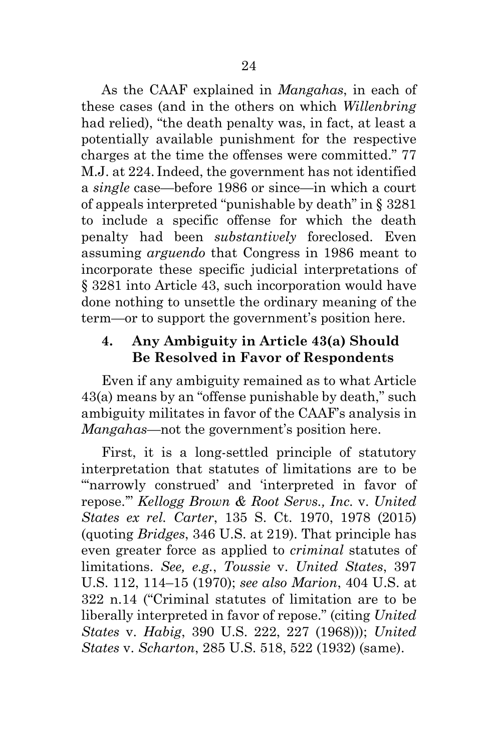As the CAAF explained in *Mangahas*, in each of these cases (and in the others on which *Willenbring* had relied), "the death penalty was, in fact, at least a potentially available punishment for the respective charges at the time the offenses were committed." 77 M.J. at 224. Indeed, the government has not identified a *single* case—before 1986 or since—in which a court of appeals interpreted "punishable by death" in § 3281 to include a specific offense for which the death penalty had been *substantively* foreclosed. Even assuming *arguendo* that Congress in 1986 meant to incorporate these specific judicial interpretations of § 3281 into Article 43, such incorporation would have done nothing to unsettle the ordinary meaning of the term—or to support the government's position here.

#### 4. Any Ambiguity in Article 43(a) Should Be Resolved in Favor of Respondents

Even if any ambiguity remained as to what Article 43(a) means by an "offense punishable by death," such ambiguity militates in favor of the CAAF's analysis in *Mangahas*—not the government's position here.

First, it is a long-settled principle of statutory interpretation that statutes of limitations are to be "'narrowly construed' and 'interpreted in favor of repose.'" *Kellogg Brown & Root Servs., Inc.* v. *United States ex rel. Carter*, 135 S. Ct. 1970, 1978 (2015) (quoting *Bridges*, 346 U.S. at 219). That principle has even greater force as applied to *criminal* statutes of limitations. *See, e.g.*, *Toussie* v. *United States*, 397 U.S. 112, 114–15 (1970); *see also Marion*, 404 U.S. at 322 n.14 ("Criminal statutes of limitation are to be liberally interpreted in favor of repose." (citing *United States* v. *Habig*, 390 U.S. 222, 227 (1968))); *United States* v. *Scharton*, 285 U.S. 518, 522 (1932) (same).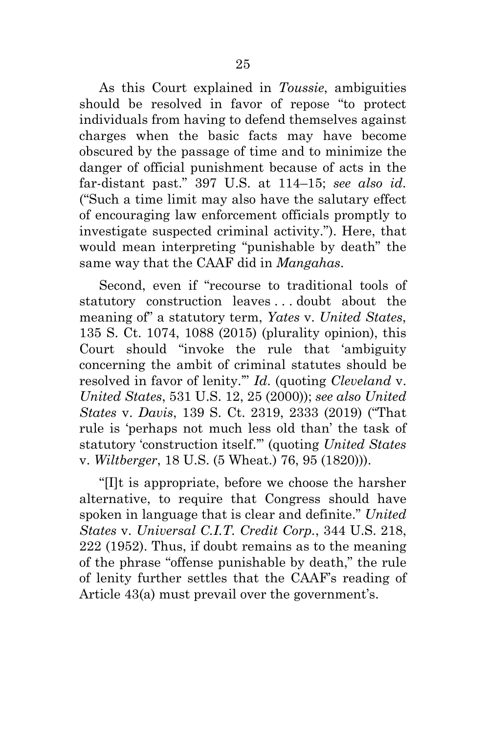As this Court explained in *Toussie*, ambiguities should be resolved in favor of repose "to protect individuals from having to defend themselves against charges when the basic facts may have become obscured by the passage of time and to minimize the danger of official punishment because of acts in the far-distant past." 397 U.S. at 114–15; *see also id.* ("Such a time limit may also have the salutary effect of encouraging law enforcement officials promptly to investigate suspected criminal activity."). Here, that would mean interpreting "punishable by death" the same way that the CAAF did in *Mangahas*.

Second, even if "recourse to traditional tools of statutory construction leaves . . . doubt about the meaning of" a statutory term, *Yates* v. *United States*, 135 S. Ct. 1074, 1088 (2015) (plurality opinion), this Court should "invoke the rule that 'ambiguity concerning the ambit of criminal statutes should be resolved in favor of lenity.'" *Id.* (quoting *Cleveland* v. *United States*, 531 U.S. 12, 25 (2000)); *see also United States* v. *Davis*, 139 S. Ct. 2319, 2333 (2019) ("That rule is 'perhaps not much less old than' the task of statutory 'construction itself.'" (quoting *United States* v. *Wiltberger*, 18 U.S. (5 Wheat.) 76, 95 (1820))).

"[I]t is appropriate, before we choose the harsher alternative, to require that Congress should have spoken in language that is clear and definite." *United States* v. *Universal C.I.T. Credit Corp.*, 344 U.S. 218, 222 (1952). Thus, if doubt remains as to the meaning of the phrase "offense punishable by death," the rule of lenity further settles that the CAAF's reading of Article 43(a) must prevail over the government's.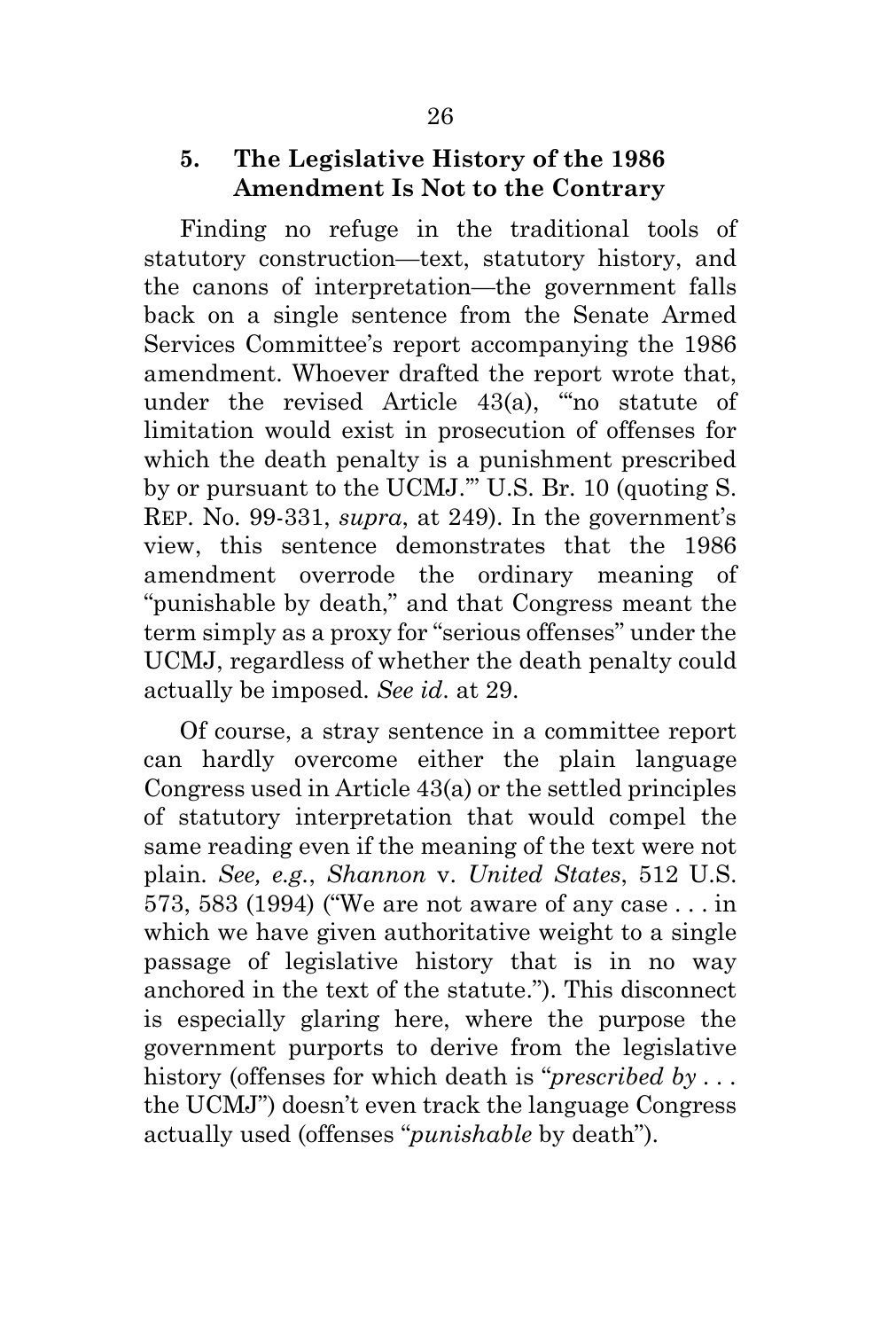### 5. The Legislative History of the 1986 Amendment Is Not to the Contrary

Finding no refuge in the traditional tools of statutory construction—text, statutory history, and the canons of interpretation—the government falls back on a single sentence from the Senate Armed Services Committee's report accompanying the 1986 amendment. Whoever drafted the report wrote that, under the revised Article 43(a), "'no statute of limitation would exist in prosecution of offenses for which the death penalty is a punishment prescribed by or pursuant to the UCMJ.'" U.S. Br. 10 (quoting S. REP. No. 99-331, *supra*, at 249). In the government's view, this sentence demonstrates that the 1986 amendment overrode the ordinary meaning of "punishable by death," and that Congress meant the term simply as a proxy for "serious offenses" under the UCMJ, regardless of whether the death penalty could actually be imposed. *See id*. at 29.

Of course, a stray sentence in a committee report can hardly overcome either the plain language Congress used in Article 43(a) or the settled principles of statutory interpretation that would compel the same reading even if the meaning of the text were not plain. *See, e.g.*, *Shannon* v. *United States*, 512 U.S. 573, 583 (1994) ("We are not aware of any case . . . in which we have given authoritative weight to a single passage of legislative history that is in no way anchored in the text of the statute."). This disconnect is especially glaring here, where the purpose the government purports to derive from the legislative history (offenses for which death is "*prescribed by* . . . the UCMJ") doesn't even track the language Congress actually used (offenses "*punishable* by death").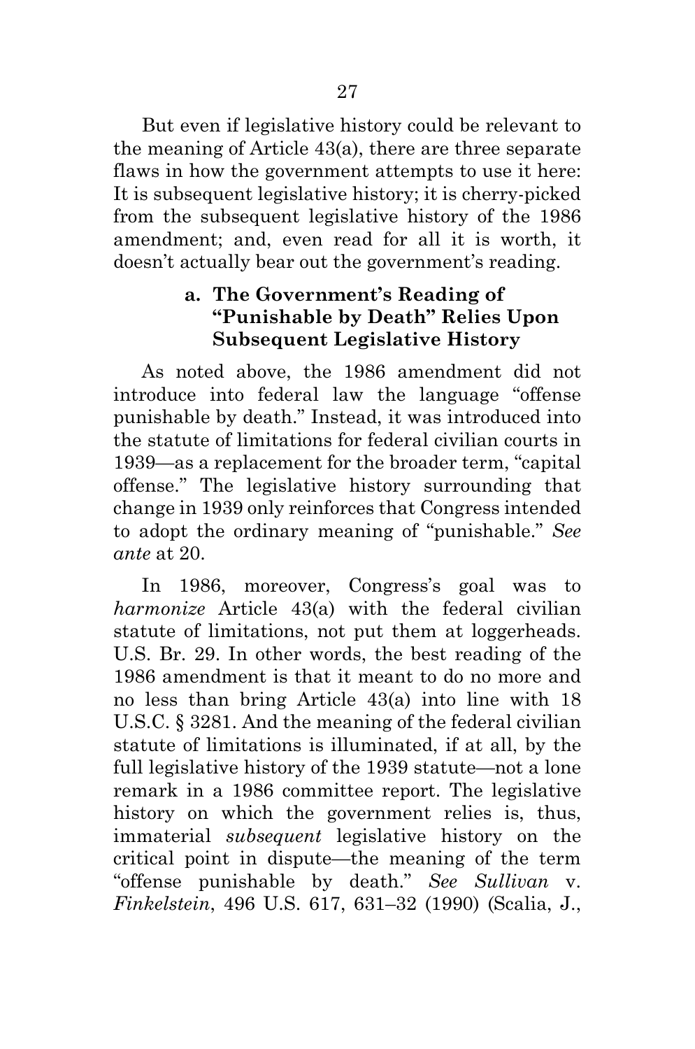But even if legislative history could be relevant to the meaning of Article 43(a), there are three separate flaws in how the government attempts to use it here: It is subsequent legislative history; it is cherry-picked from the subsequent legislative history of the 1986 amendment; and, even read for all it is worth, it doesn't actually bear out the government's reading.

### a. The Government's Reading of "Punishable by Death" Relies Upon Subsequent Legislative History

As noted above, the 1986 amendment did not introduce into federal law the language "offense punishable by death." Instead, it was introduced into the statute of limitations for federal civilian courts in 1939—as a replacement for the broader term, "capital offense." The legislative history surrounding that change in 1939 only reinforces that Congress intended to adopt the ordinary meaning of "punishable." *See ante* at 20.

In 1986, moreover, Congress's goal was to *harmonize* Article 43(a) with the federal civilian statute of limitations, not put them at loggerheads. U.S. Br. 29. In other words, the best reading of the 1986 amendment is that it meant to do no more and no less than bring Article 43(a) into line with 18 U.S.C. § 3281. And the meaning of the federal civilian statute of limitations is illuminated, if at all, by the full legislative history of the 1939 statute—not a lone remark in a 1986 committee report. The legislative history on which the government relies is, thus, immaterial *subsequent* legislative history on the critical point in dispute—the meaning of the term "offense punishable by death." *See Sullivan* v. *Finkelstein*, 496 U.S. 617, 631–32 (1990) (Scalia, J.,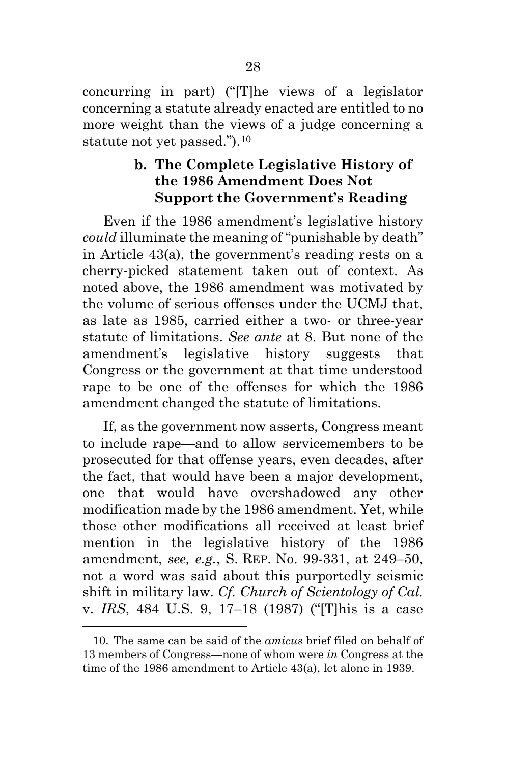concurring in part) ("[T]he views of a legislator concerning a statute already enacted are entitled to no more weight than the views of a judge concerning a statute not yet passed.").[10]

### b. The Complete Legislative History of the 1986 Amendment Does Not Support the Government's Reading

Even if the 1986 amendment's legislative history *could* illuminate the meaning of "punishable by death" in Article 43(a), the government's reading rests on a cherry-picked statement taken out of context. As noted above, the 1986 amendment was motivated by the volume of serious offenses under the UCMJ that, as late as 1985, carried either a two- or three-year statute of limitations. *See ante* at 8. But none of the amendment's legislative history suggests that Congress or the government at that time understood rape to be one of the offenses for which the 1986 amendment changed the statute of limitations.

If, as the government now asserts, Congress meant to include rape—and to allow servicemembers to be prosecuted for that offense years, even decades, after the fact, that would have been a major development, one that would have overshadowed any other modification made by the 1986 amendment. Yet, while those other modifications all received at least brief mention in the legislative history of the 1986 amendment, *see, e.g.*, S. REP. No. 99-331, at 249–50, not a word was said about this purportedly seismic shift in military law. *Cf. Church of Scientology of Cal.* v. *IRS*, 484 U.S. 9, 17–18 (1987) ("[T]his is a case

---

10. The same can be said of the *amicus* brief filed on behalf of 13 members of Congress—none of whom were *in* Congress at the time of the 1986 amendment to Article 43(a), let alone in 1939.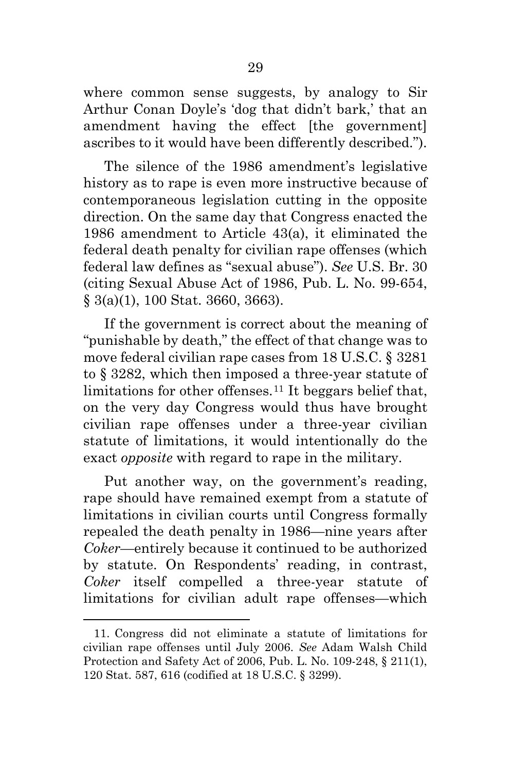where common sense suggests, by analogy to Sir Arthur Conan Doyle's 'dog that didn't bark,' that an amendment having the effect [the government] ascribes to it would have been differently described.").

The silence of the 1986 amendment's legislative history as to rape is even more instructive because of contemporaneous legislation cutting in the opposite direction. On the same day that Congress enacted the 1986 amendment to Article 43(a), it eliminated the federal death penalty for civilian rape offenses (which federal law defines as "sexual abuse"). *See* U.S. Br. 30 (citing Sexual Abuse Act of 1986, Pub. L. No. 99-654, § 3(a)(1), 100 Stat. 3660, 3663).

If the government is correct about the meaning of "punishable by death," the effect of that change was to move federal civilian rape cases from 18 U.S.C. § 3281 to § 3282, which then imposed a three-year statute of limitations for other offenses.[11] It beggars belief that, on the very day Congress would thus have brought civilian rape offenses under a three-year civilian statute of limitations, it would intentionally do the exact *opposite* with regard to rape in the military.

Put another way, on the government's reading, rape should have remained exempt from a statute of limitations in civilian courts until Congress formally repealed the death penalty in 1986—nine years after *Coker*—entirely because it continued to be authorized by statute. On Respondents' reading, in contrast, *Coker* itself compelled a three-year statute of limitations for civilian adult rape offenses—which

11. Congress did not eliminate a statute of limitations for civilian rape offenses until July 2006. *See* Adam Walsh Child Protection and Safety Act of 2006, Pub. L. No. 109-248, § 211(1), 120 Stat. 587, 616 (codified at 18 U.S.C. § 3299).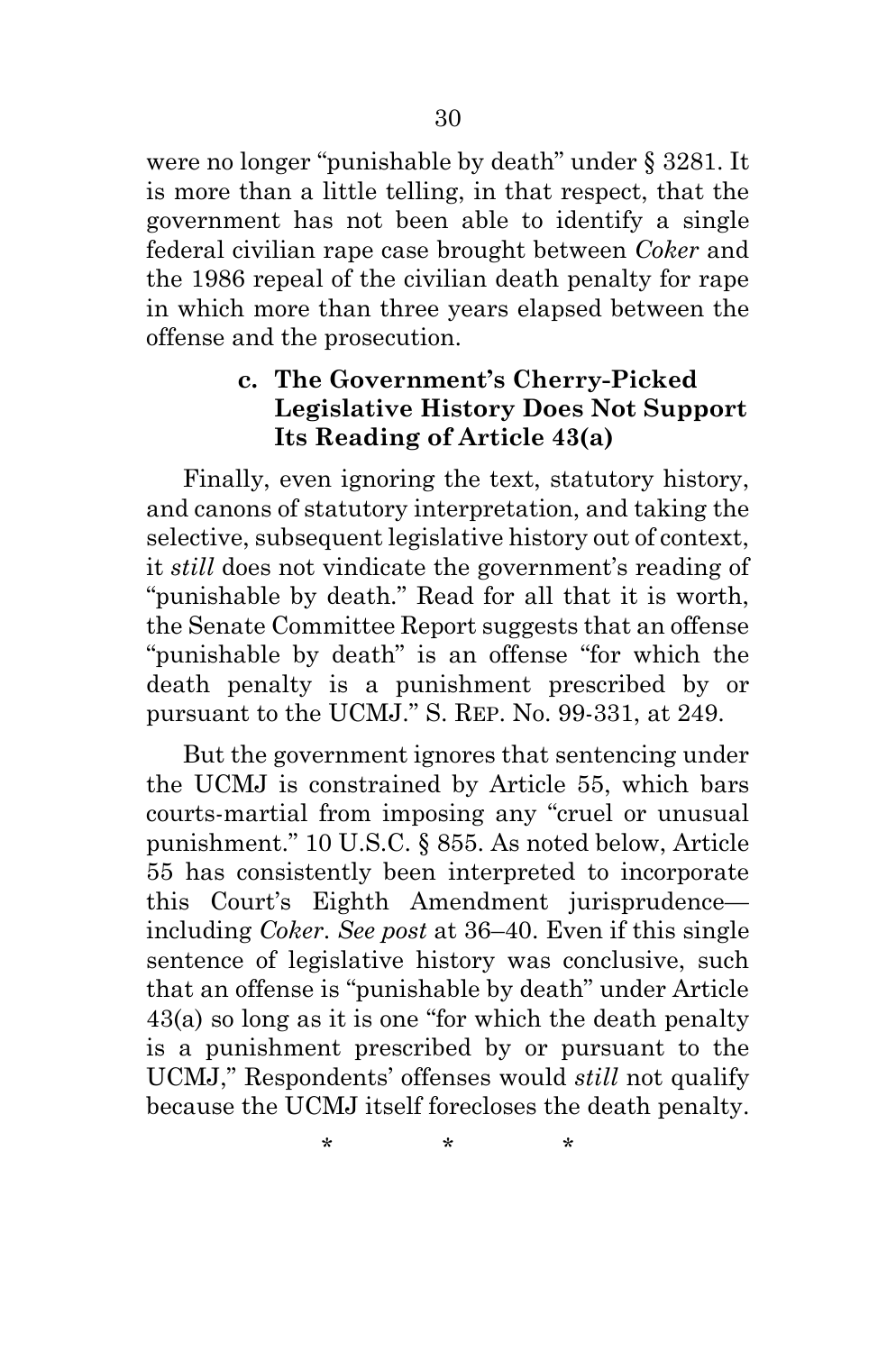were no longer "punishable by death" under § 3281. It is more than a little telling, in that respect, that the government has not been able to identify a single federal civilian rape case brought between *Coker* and the 1986 repeal of the civilian death penalty for rape in which more than three years elapsed between the offense and the prosecution.

### c. The Government's Cherry-Picked Legislative History Does Not Support Its Reading of Article 43(a)

Finally, even ignoring the text, statutory history, and canons of statutory interpretation, and taking the selective, subsequent legislative history out of context, it *still* does not vindicate the government's reading of "punishable by death." Read for all that it is worth, the Senate Committee Report suggests that an offense "punishable by death" is an offense "for which the death penalty is a punishment prescribed by or pursuant to the UCMJ." S. REP. No. 99-331, at 249.

But the government ignores that sentencing under the UCMJ is constrained by Article 55, which bars courts-martial from imposing any "cruel or unusual punishment." 10 U.S.C. § 855. As noted below, Article 55 has consistently been interpreted to incorporate this Court's Eighth Amendment jurisprudence—including *Coker*. *See post* at 36–40. Even if this single sentence of legislative history was conclusive, such that an offense is "punishable by death" under Article 43(a) so long as it is one "for which the death penalty is a punishment prescribed by or pursuant to the UCMJ," Respondents' offenses would *still* not qualify because the UCMJ itself forecloses the death penalty.

\* \* \*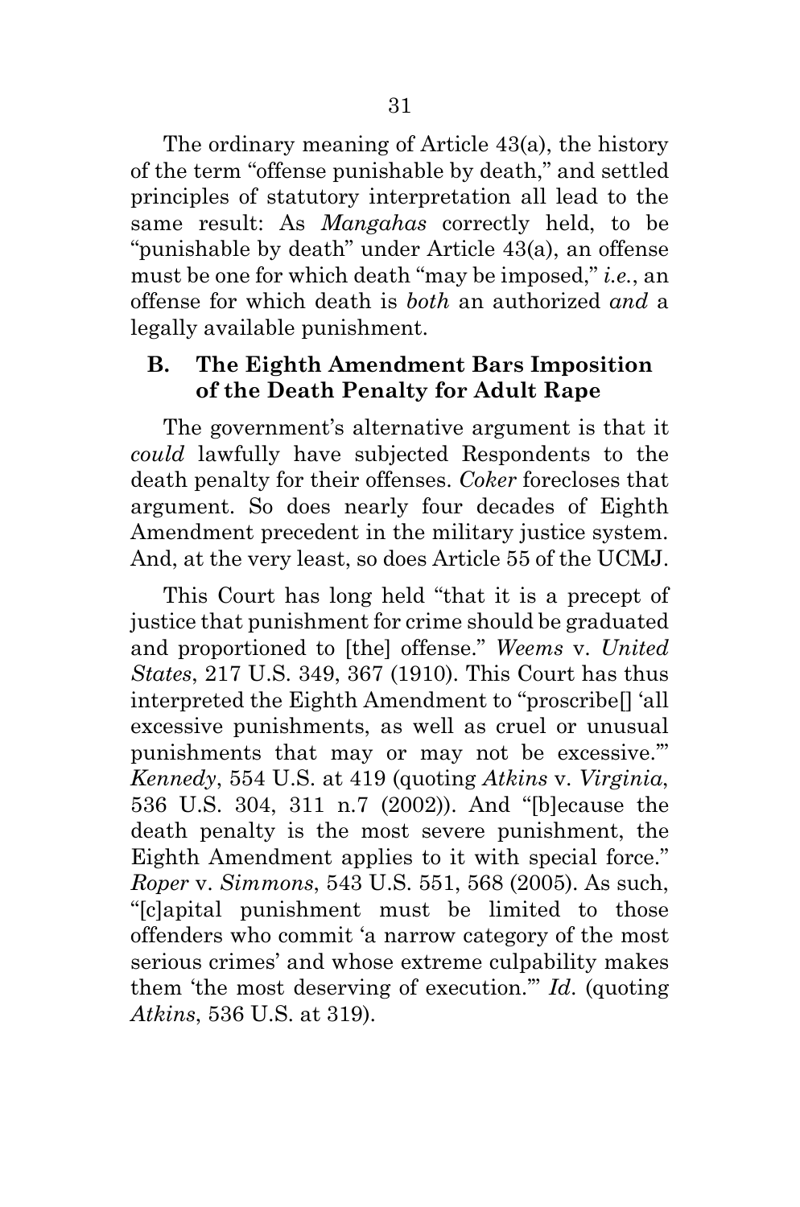The ordinary meaning of Article 43(a), the history of the term "offense punishable by death," and settled principles of statutory interpretation all lead to the same result: As *Mangahas* correctly held, to be "punishable by death" under Article 43(a), an offense must be one for which death "may be imposed," *i.e.*, an offense for which death is *both* an authorized *and* a legally available punishment.

### B. The Eighth Amendment Bars Imposition of the Death Penalty for Adult Rape

The government's alternative argument is that it *could* lawfully have subjected Respondents to the death penalty for their offenses. *Coker* forecloses that argument. So does nearly four decades of Eighth Amendment precedent in the military justice system. And, at the very least, so does Article 55 of the UCMJ.

This Court has long held "that it is a precept of justice that punishment for crime should be graduated and proportioned to [the] offense." *Weems* v. *United States*, 217 U.S. 349, 367 (1910). This Court has thus interpreted the Eighth Amendment to "proscribe[] 'all excessive punishments, as well as cruel or unusual punishments that may or may not be excessive.'" *Kennedy*, 554 U.S. at 419 (quoting *Atkins* v. *Virginia*, 536 U.S. 304, 311 n.7 (2002)). And "[b]ecause the death penalty is the most severe punishment, the Eighth Amendment applies to it with special force." *Roper* v. *Simmons*, 543 U.S. 551, 568 (2005). As such, "[c]apital punishment must be limited to those offenders who commit 'a narrow category of the most serious crimes' and whose extreme culpability makes them 'the most deserving of execution.'" *Id*. (quoting *Atkins*, 536 U.S. at 319).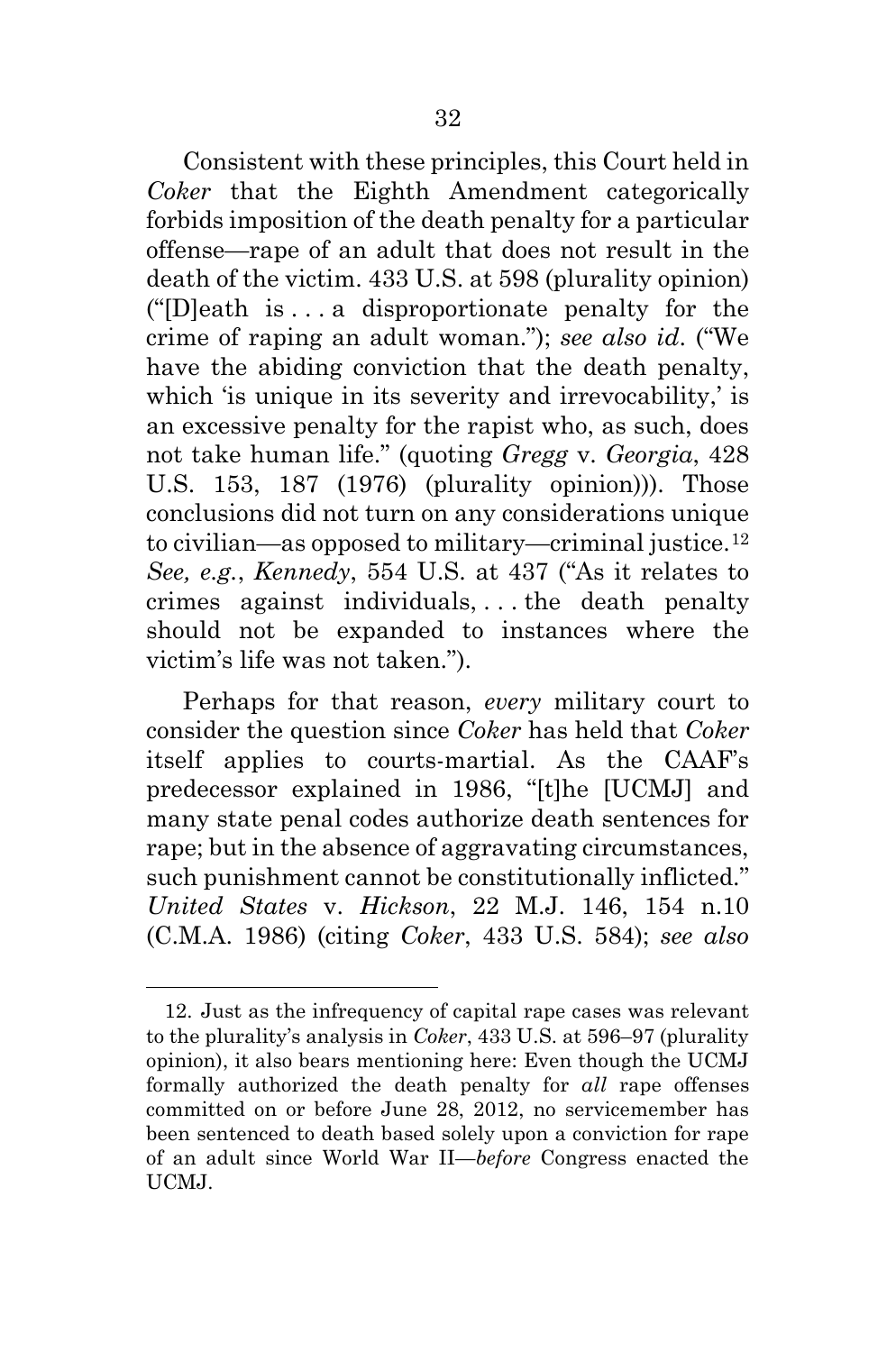Consistent with these principles, this Court held in *Coker* that the Eighth Amendment categorically forbids imposition of the death penalty for a particular offense—rape of an adult that does not result in the death of the victim. 433 U.S. at 598 (plurality opinion) ("[D]eath is . . . a disproportionate penalty for the crime of raping an adult woman."); *see also id*. ("We have the abiding conviction that the death penalty, which 'is unique in its severity and irrevocability,' is an excessive penalty for the rapist who, as such, does not take human life." (quoting *Gregg* v. *Georgia*, 428 U.S. 153, 187 (1976) (plurality opinion))). Those conclusions did not turn on any considerations unique to civilian—as opposed to military—criminal justice.[12] *See, e.g.*, *Kennedy*, 554 U.S. at 437 ("As it relates to crimes against individuals, . . . the death penalty should not be expanded to instances where the victim's life was not taken.").

Perhaps for that reason, *every* military court to consider the question since *Coker* has held that *Coker* itself applies to courts-martial. As the CAAF's predecessor explained in 1986, "[t]he [UCMJ] and many state penal codes authorize death sentences for rape; but in the absence of aggravating circumstances, such punishment cannot be constitutionally inflicted." *United States* v. *Hickson*, 22 M.J. 146, 154 n.10 (C.M.A. 1986) (citing *Coker*, 433 U.S. 584); *see also*

---

12. Just as the infrequency of capital rape cases was relevant to the plurality's analysis in *Coker*, 433 U.S. at 596–97 (plurality opinion), it also bears mentioning here: Even though the UCMJ formally authorized the death penalty for *all* rape offenses committed on or before June 28, 2012, no servicemember has been sentenced to death based solely upon a conviction for rape of an adult since World War II—*before* Congress enacted the UCMJ.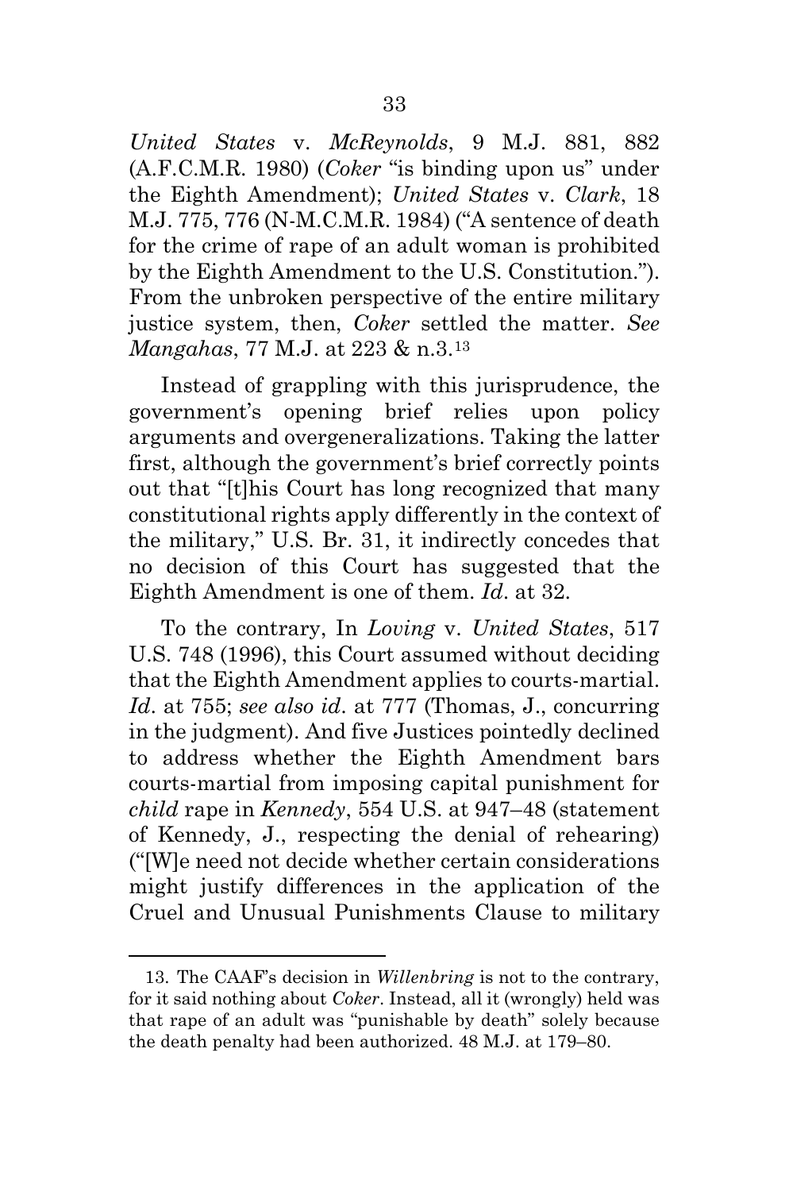*United States* v. *McReynolds*, 9 M.J. 881, 882 (A.F.C.M.R. 1980) (*Coker* "is binding upon us" under the Eighth Amendment); *United States* v. *Clark*, 18 M.J. 775, 776 (N-M.C.M.R. 1984) ("A sentence of death for the crime of rape of an adult woman is prohibited by the Eighth Amendment to the U.S. Constitution."). From the unbroken perspective of the entire military justice system, then, *Coker* settled the matter. *See Mangahas*, 77 M.J. at 223 & n.3.[13]

Instead of grappling with this jurisprudence, the government's opening brief relies upon policy arguments and overgeneralizations. Taking the latter first, although the government's brief correctly points out that "[t]his Court has long recognized that many constitutional rights apply differently in the context of the military," U.S. Br. 31, it indirectly concedes that no decision of this Court has suggested that the Eighth Amendment is one of them. *Id*. at 32.

To the contrary, In *Loving* v. *United States*, 517 U.S. 748 (1996), this Court assumed without deciding that the Eighth Amendment applies to courts-martial. *Id*. at 755; *see also id*. at 777 (Thomas, J., concurring in the judgment). And five Justices pointedly declined to address whether the Eighth Amendment bars courts-martial from imposing capital punishment for *child* rape in *Kennedy*, 554 U.S. at 947–48 (statement of Kennedy, J., respecting the denial of rehearing) ("[W]e need not decide whether certain considerations might justify differences in the application of the Cruel and Unusual Punishments Clause to military

---

13. The CAAF's decision in *Willenbring* is not to the contrary, for it said nothing about *Coker*. Instead, all it (wrongly) held was that rape of an adult was "punishable by death" solely because the death penalty had been authorized. 48 M.J. at 179–80.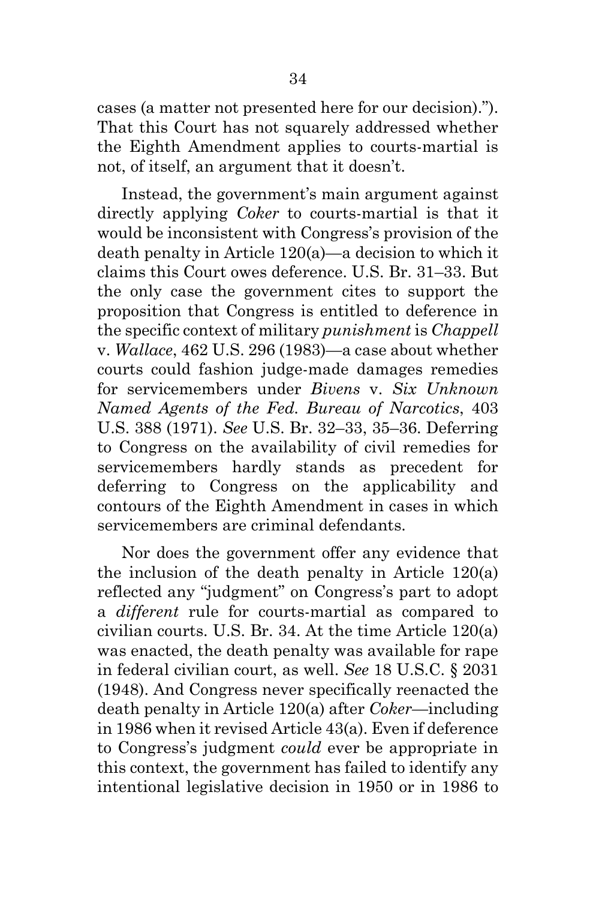cases (a matter not presented here for our decision)."). That this Court has not squarely addressed whether the Eighth Amendment applies to courts-martial is not, of itself, an argument that it doesn't.

Instead, the government's main argument against directly applying *Coker* to courts-martial is that it would be inconsistent with Congress's provision of the death penalty in Article 120(a)—a decision to which it claims this Court owes deference. U.S. Br. 31–33. But the only case the government cites to support the proposition that Congress is entitled to deference in the specific context of military *punishment* is *Chappell* v. *Wallace*, 462 U.S. 296 (1983)—a case about whether courts could fashion judge-made damages remedies for servicemembers under *Bivens* v. *Six Unknown Named Agents of the Fed. Bureau of Narcotics*, 403 U.S. 388 (1971). *See* U.S. Br. 32–33, 35–36. Deferring to Congress on the availability of civil remedies for servicemembers hardly stands as precedent for deferring to Congress on the applicability and contours of the Eighth Amendment in cases in which servicemembers are criminal defendants.

Nor does the government offer any evidence that the inclusion of the death penalty in Article 120(a) reflected any "judgment" on Congress's part to adopt a *different* rule for courts-martial as compared to civilian courts. U.S. Br. 34. At the time Article 120(a) was enacted, the death penalty was available for rape in federal civilian court, as well. *See* 18 U.S.C. § 2031 (1948). And Congress never specifically reenacted the death penalty in Article 120(a) after *Coker*—including in 1986 when it revised Article 43(a). Even if deference to Congress's judgment *could* ever be appropriate in this context, the government has failed to identify any intentional legislative decision in 1950 or in 1986 to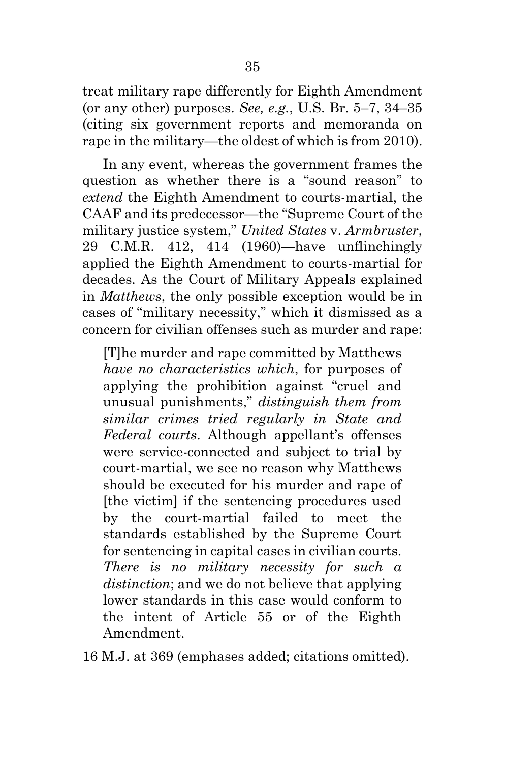treat military rape differently for Eighth Amendment (or any other) purposes. *See, e.g.*, U.S. Br. 5–7, 34–35 (citing six government reports and memoranda on rape in the military—the oldest of which is from 2010).

In any event, whereas the government frames the question as whether there is a "sound reason" to *extend* the Eighth Amendment to courts-martial, the CAAF and its predecessor—the "Supreme Court of the military justice system," *United States* v. *Armbruster*, 29 C.M.R. 412, 414 (1960)—have unflinchingly applied the Eighth Amendment to courts-martial for decades. As the Court of Military Appeals explained in *Matthews*, the only possible exception would be in cases of "military necessity," which it dismissed as a concern for civilian offenses such as murder and rape:

> [T]he murder and rape committed by Matthews *have no characteristics which*, for purposes of applying the prohibition against "cruel and unusual punishments," *distinguish them from similar crimes tried regularly in State and Federal courts*. Although appellant's offenses were service-connected and subject to trial by court-martial, we see no reason why Matthews should be executed for his murder and rape of [the victim] if the sentencing procedures used by the court-martial failed to meet the standards established by the Supreme Court for sentencing in capital cases in civilian courts. *There is no military necessity for such a distinction*; and we do not believe that applying lower standards in this case would conform to the intent of Article 55 or of the Eighth Amendment.

16 M.J. at 369 (emphases added; citations omitted).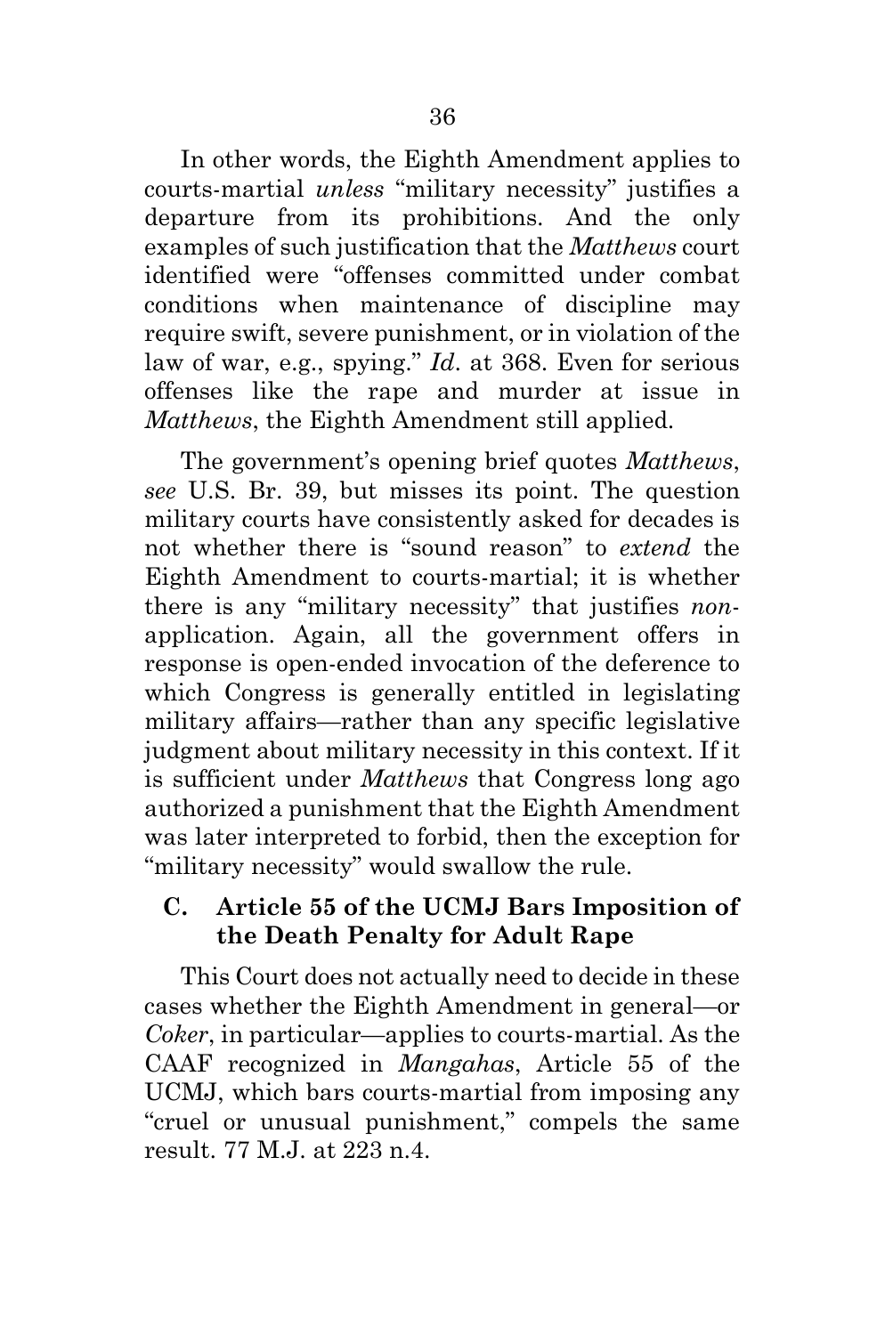In other words, the Eighth Amendment applies to courts-martial *unless* "military necessity" justifies a departure from its prohibitions. And the only examples of such justification that the *Matthews* court identified were "offenses committed under combat conditions when maintenance of discipline may require swift, severe punishment, or in violation of the law of war, e.g., spying." *Id*. at 368. Even for serious offenses like the rape and murder at issue in *Matthews*, the Eighth Amendment still applied.

The government's opening brief quotes *Matthews*, *see* U.S. Br. 39, but misses its point. The question military courts have consistently asked for decades is not whether there is "sound reason" to *extend* the Eighth Amendment to courts-martial; it is whether there is any "military necessity" that justifies *non*-application. Again, all the government offers in response is open-ended invocation of the deference to which Congress is generally entitled in legislating military affairs—rather than any specific legislative judgment about military necessity in this context. If it is sufficient under *Matthews* that Congress long ago authorized a punishment that the Eighth Amendment was later interpreted to forbid, then the exception for "military necessity" would swallow the rule.

### C. Article 55 of the UCMJ Bars Imposition of the Death Penalty for Adult Rape

This Court does not actually need to decide in these cases whether the Eighth Amendment in general—or *Coker*, in particular—applies to courts-martial. As the CAAF recognized in *Mangahas*, Article 55 of the UCMJ, which bars courts-martial from imposing any "cruel or unusual punishment," compels the same result. 77 M.J. at 223 n.4.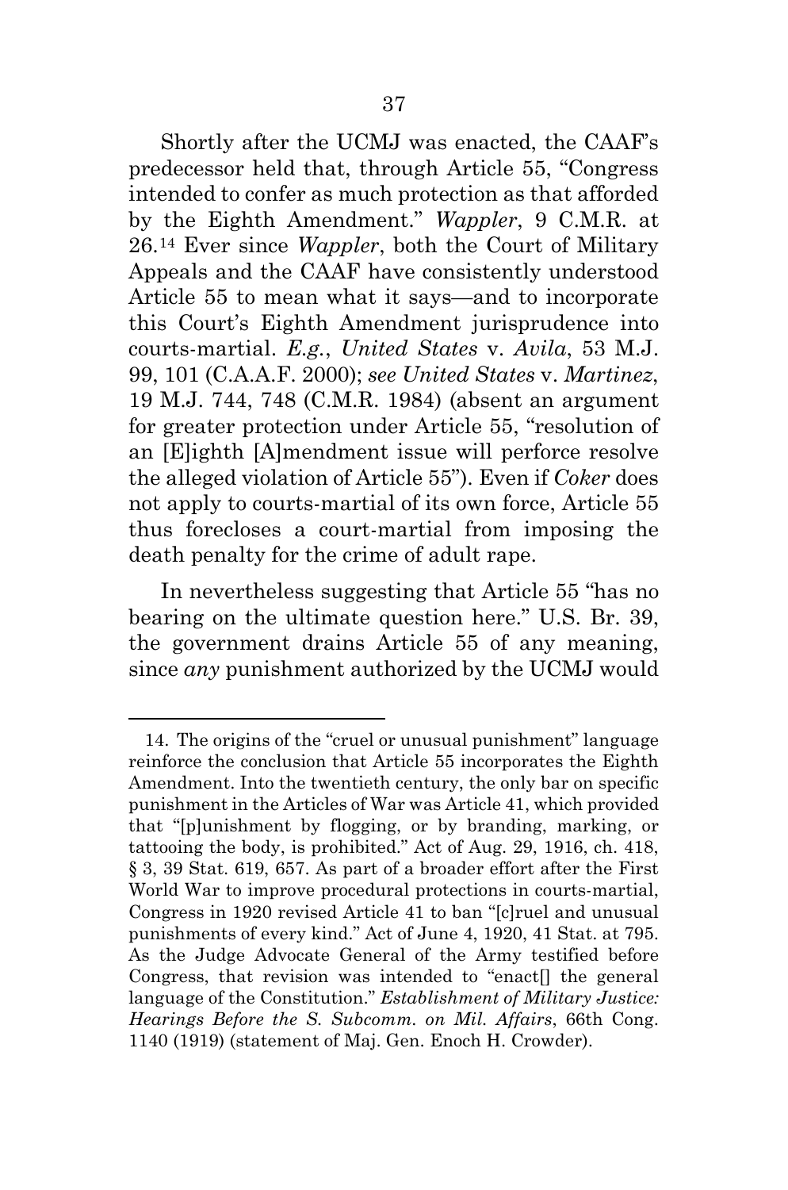Shortly after the UCMJ was enacted, the CAAF's predecessor held that, through Article 55, "Congress intended to confer as much protection as that afforded by the Eighth Amendment." *Wappler*, 9 C.M.R. at 26.[14] Ever since *Wappler*, both the Court of Military Appeals and the CAAF have consistently understood Article 55 to mean what it says—and to incorporate this Court's Eighth Amendment jurisprudence into courts-martial. *E.g.*, *United States* v. *Avila*, 53 M.J. 99, 101 (C.A.A.F. 2000); *see United States* v. *Martinez*, 19 M.J. 744, 748 (C.M.R. 1984) (absent an argument for greater protection under Article 55, "resolution of an [E]ighth [A]mendment issue will perforce resolve the alleged violation of Article 55"). Even if *Coker* does not apply to courts-martial of its own force, Article 55 thus forecloses a court-martial from imposing the death penalty for the crime of adult rape.

In nevertheless suggesting that Article 55 "has no bearing on the ultimate question here." U.S. Br. 39, the government drains Article 55 of any meaning, since *any* punishment authorized by the UCMJ would

---

14. The origins of the "cruel or unusual punishment" language reinforce the conclusion that Article 55 incorporates the Eighth Amendment. Into the twentieth century, the only bar on specific punishment in the Articles of War was Article 41, which provided that "[p]unishment by flogging, or by branding, marking, or tattooing the body, is prohibited." Act of Aug. 29, 1916, ch. 418, § 3, 39 Stat. 619, 657. As part of a broader effort after the First World War to improve procedural protections in courts-martial, Congress in 1920 revised Article 41 to ban "[c]ruel and unusual punishments of every kind." Act of June 4, 1920, 41 Stat. at 795. As the Judge Advocate General of the Army testified before Congress, that revision was intended to "enact[] the general language of the Constitution." *Establishment of Military Justice: Hearings Before the S. Subcomm. on Mil. Affairs*, 66th Cong. 1140 (1919) (statement of Maj. Gen. Enoch H. Crowder).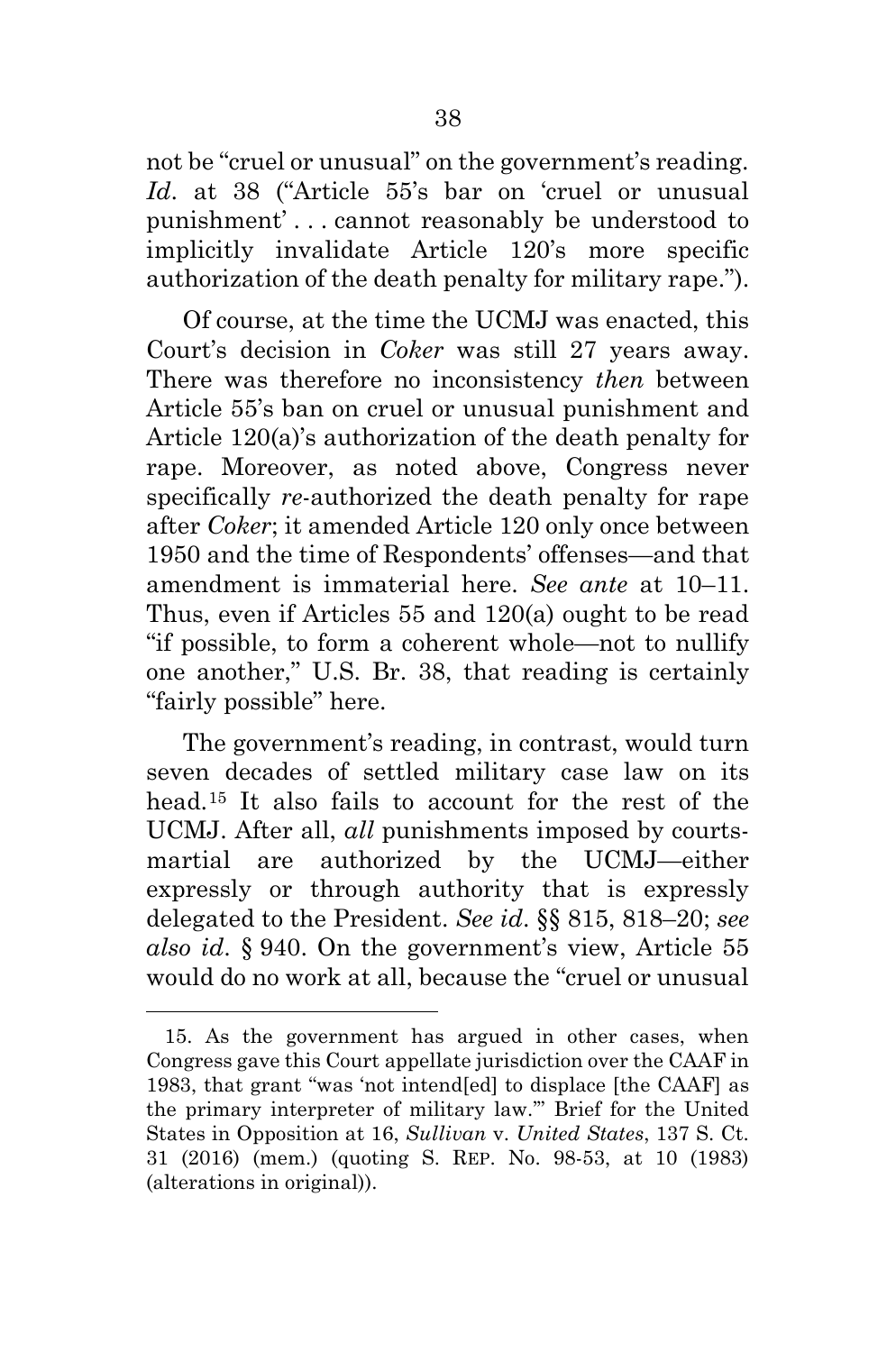not be "cruel or unusual" on the government's reading. *Id*. at 38 ("Article 55's bar on 'cruel or unusual punishment' . . . cannot reasonably be understood to implicitly invalidate Article 120's more specific authorization of the death penalty for military rape.").

Of course, at the time the UCMJ was enacted, this Court's decision in *Coker* was still 27 years away. There was therefore no inconsistency *then* between Article 55's ban on cruel or unusual punishment and Article 120(a)'s authorization of the death penalty for rape. Moreover, as noted above, Congress never specifically *re*-authorized the death penalty for rape after *Coker*; it amended Article 120 only once between 1950 and the time of Respondents' offenses—and that amendment is immaterial here. *See ante* at 10–11. Thus, even if Articles 55 and 120(a) ought to be read "if possible, to form a coherent whole—not to nullify one another," U.S. Br. 38, that reading is certainly "fairly possible" here.

The government's reading, in contrast, would turn seven decades of settled military case law on its head.[15] It also fails to account for the rest of the UCMJ. After all, *all* punishments imposed by courts-martial are authorized by the UCMJ—either expressly or through authority that is expressly delegated to the President. *See id*. §§ 815, 818–20; *see also id*. § 940. On the government's view, Article 55 would do no work at all, because the "cruel or unusual

15. As the government has argued in other cases, when Congress gave this Court appellate jurisdiction over the CAAF in 1983, that grant "was 'not intend[ed] to displace [the CAAF] as the primary interpreter of military law.'" Brief for the United States in Opposition at 16, *Sullivan* v. *United States*, 137 S. Ct. 31 (2016) (mem.) (quoting S. REP. No. 98-53, at 10 (1983) (alterations in original)).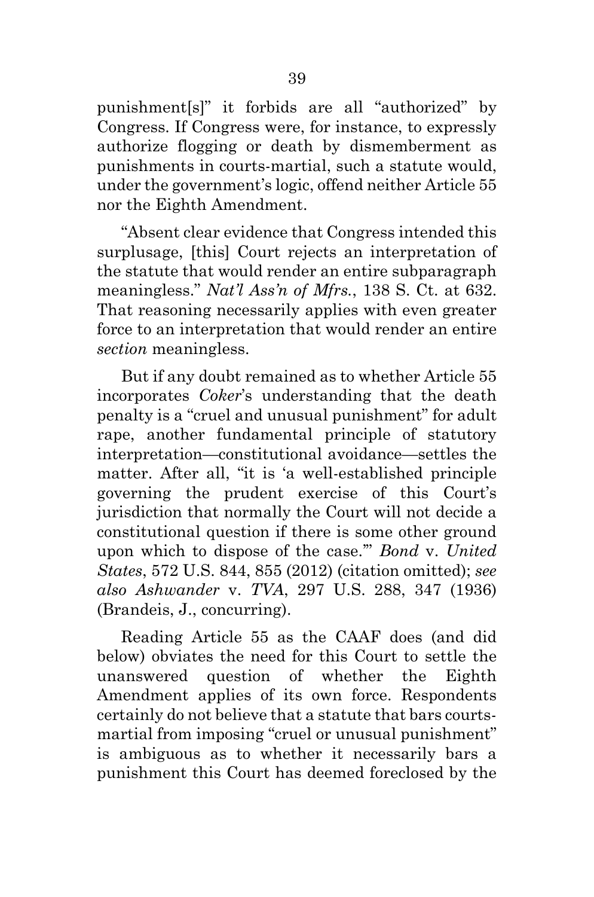punishment[s]" it forbids are all "authorized" by Congress. If Congress were, for instance, to expressly authorize flogging or death by dismemberment as punishments in courts-martial, such a statute would, under the government's logic, offend neither Article 55 nor the Eighth Amendment.

"Absent clear evidence that Congress intended this surplusage, [this] Court rejects an interpretation of the statute that would render an entire subparagraph meaningless." *Nat'l Ass'n of Mfrs.*, 138 S. Ct. at 632. That reasoning necessarily applies with even greater force to an interpretation that would render an entire *section* meaningless.

But if any doubt remained as to whether Article 55 incorporates *Coker*'s understanding that the death penalty is a "cruel and unusual punishment" for adult rape, another fundamental principle of statutory interpretation—constitutional avoidance—settles the matter. After all, "it is 'a well-established principle governing the prudent exercise of this Court's jurisdiction that normally the Court will not decide a constitutional question if there is some other ground upon which to dispose of the case.'" *Bond* v. *United States*, 572 U.S. 844, 855 (2012) (citation omitted); *see also Ashwander* v. *TVA*, 297 U.S. 288, 347 (1936) (Brandeis, J., concurring).

Reading Article 55 as the CAAF does (and did below) obviates the need for this Court to settle the unanswered question of whether the Eighth Amendment applies of its own force. Respondents certainly do not believe that a statute that bars courts-martial from imposing "cruel or unusual punishment" is ambiguous as to whether it necessarily bars a punishment this Court has deemed foreclosed by the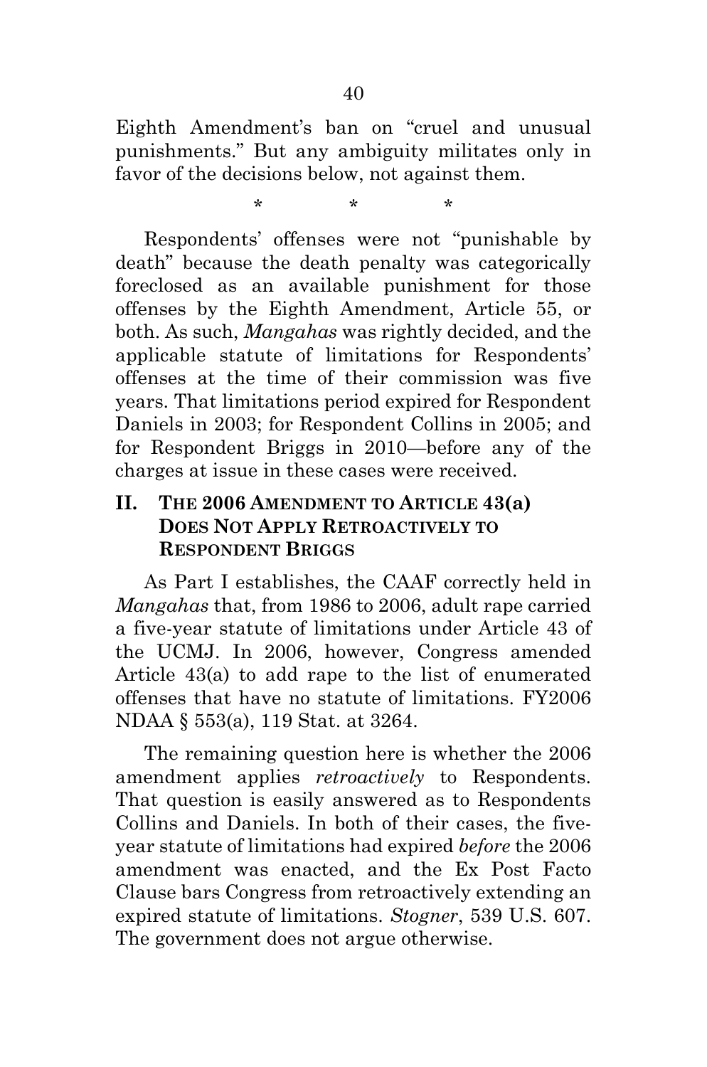Eighth Amendment's ban on "cruel and unusual punishments." But any ambiguity militates only in favor of the decisions below, not against them.

\* \* \*

Respondents' offenses were not "punishable by death" because the death penalty was categorically foreclosed as an available punishment for those offenses by the Eighth Amendment, Article 55, or both. As such, *Mangahas* was rightly decided, and the applicable statute of limitations for Respondents' offenses at the time of their commission was five years. That limitations period expired for Respondent Daniels in 2003; for Respondent Collins in 2005; and for Respondent Briggs in 2010—before any of the charges at issue in these cases were received.

## II. THE 2006 AMENDMENT TO ARTICLE 43(a) DOES NOT APPLY RETROACTIVELY TO RESPONDENT BRIGGS

As Part I establishes, the CAAF correctly held in *Mangahas* that, from 1986 to 2006, adult rape carried a five-year statute of limitations under Article 43 of the UCMJ. In 2006, however, Congress amended Article 43(a) to add rape to the list of enumerated offenses that have no statute of limitations. FY2006 NDAA § 553(a), 119 Stat. at 3264.

The remaining question here is whether the 2006 amendment applies *retroactively* to Respondents. That question is easily answered as to Respondents Collins and Daniels. In both of their cases, the five-year statute of limitations had expired *before* the 2006 amendment was enacted, and the Ex Post Facto Clause bars Congress from retroactively extending an expired statute of limitations. *Stogner*, 539 U.S. 607. The government does not argue otherwise.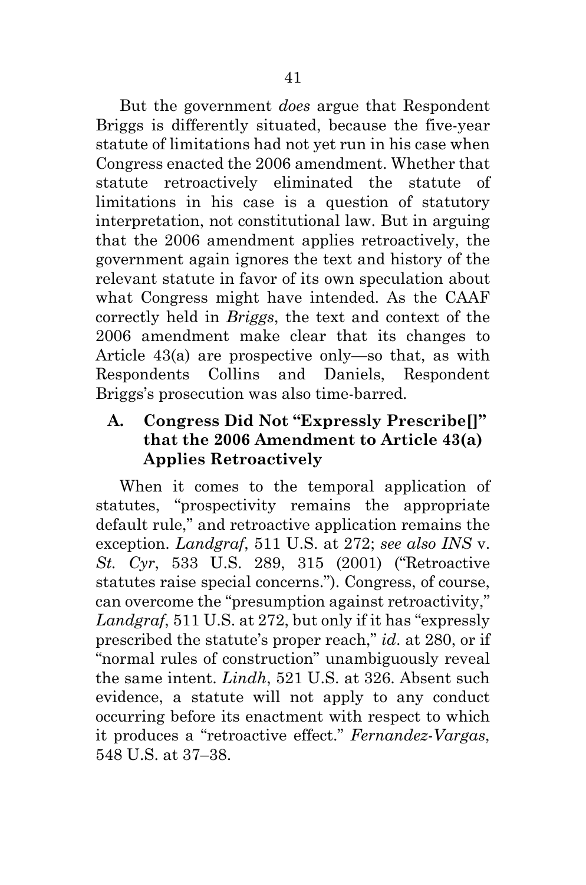But the government *does* argue that Respondent Briggs is differently situated, because the five-year statute of limitations had not yet run in his case when Congress enacted the 2006 amendment. Whether that statute retroactively eliminated the statute of limitations in his case is a question of statutory interpretation, not constitutional law. But in arguing that the 2006 amendment applies retroactively, the government again ignores the text and history of the relevant statute in favor of its own speculation about what Congress might have intended. As the CAAF correctly held in *Briggs*, the text and context of the 2006 amendment make clear that its changes to Article 43(a) are prospective only—so that, as with Respondents Collins and Daniels, Respondent Briggs's prosecution was also time-barred.

### A. Congress Did Not "Expressly Prescribe[]" that the 2006 Amendment to Article 43(a) Applies Retroactively

When it comes to the temporal application of statutes, "prospectivity remains the appropriate default rule," and retroactive application remains the exception. *Landgraf*, 511 U.S. at 272; *see also INS* v. *St. Cyr*, 533 U.S. 289, 315 (2001) ("Retroactive statutes raise special concerns."). Congress, of course, can overcome the "presumption against retroactivity," *Landgraf*, 511 U.S. at 272, but only if it has "expressly prescribed the statute's proper reach," *id*. at 280, or if "normal rules of construction" unambiguously reveal the same intent. *Lindh*, 521 U.S. at 326. Absent such evidence, a statute will not apply to any conduct occurring before its enactment with respect to which it produces a "retroactive effect." *Fernandez-Vargas*, 548 U.S. at 37–38.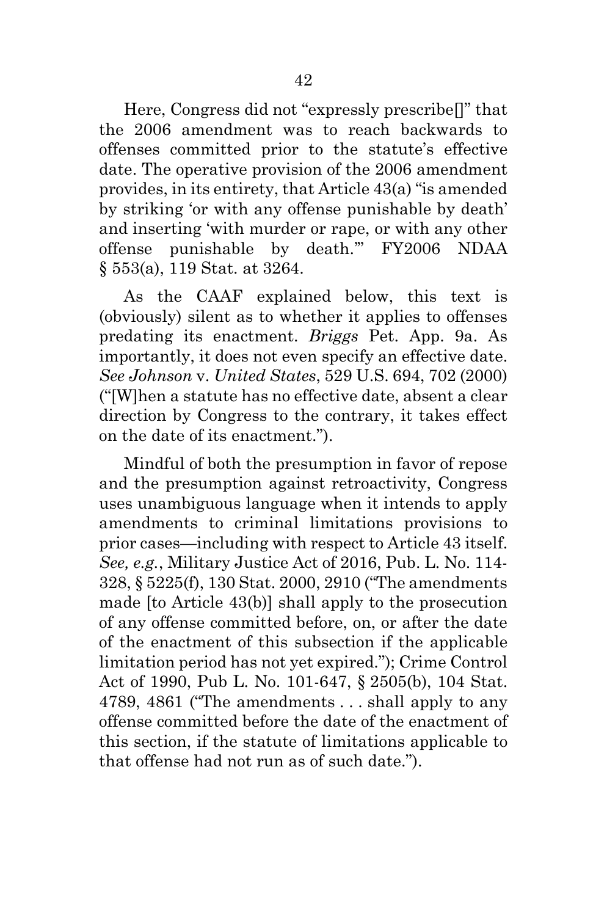Here, Congress did not "expressly prescribe[]" that the 2006 amendment was to reach backwards to offenses committed prior to the statute's effective date. The operative provision of the 2006 amendment provides, in its entirety, that Article 43(a) "is amended by striking 'or with any offense punishable by death' and inserting 'with murder or rape, or with any other offense punishable by death.'" FY2006 NDAA § 553(a), 119 Stat. at 3264.

As the CAAF explained below, this text is (obviously) silent as to whether it applies to offenses predating its enactment. *Briggs* Pet. App. 9a. As importantly, it does not even specify an effective date. *See Johnson* v. *United States*, 529 U.S. 694, 702 (2000) ("[W]hen a statute has no effective date, absent a clear direction by Congress to the contrary, it takes effect on the date of its enactment.").

Mindful of both the presumption in favor of repose and the presumption against retroactivity, Congress uses unambiguous language when it intends to apply amendments to criminal limitations provisions to prior cases—including with respect to Article 43 itself. *See, e.g.*, Military Justice Act of 2016, Pub. L. No. 114-328, § 5225(f), 130 Stat. 2000, 2910 ("The amendments made [to Article 43(b)] shall apply to the prosecution of any offense committed before, on, or after the date of the enactment of this subsection if the applicable limitation period has not yet expired."); Crime Control Act of 1990, Pub L. No. 101-647, § 2505(b), 104 Stat. 4789, 4861 ("The amendments . . . shall apply to any offense committed before the date of the enactment of this section, if the statute of limitations applicable to that offense had not run as of such date.").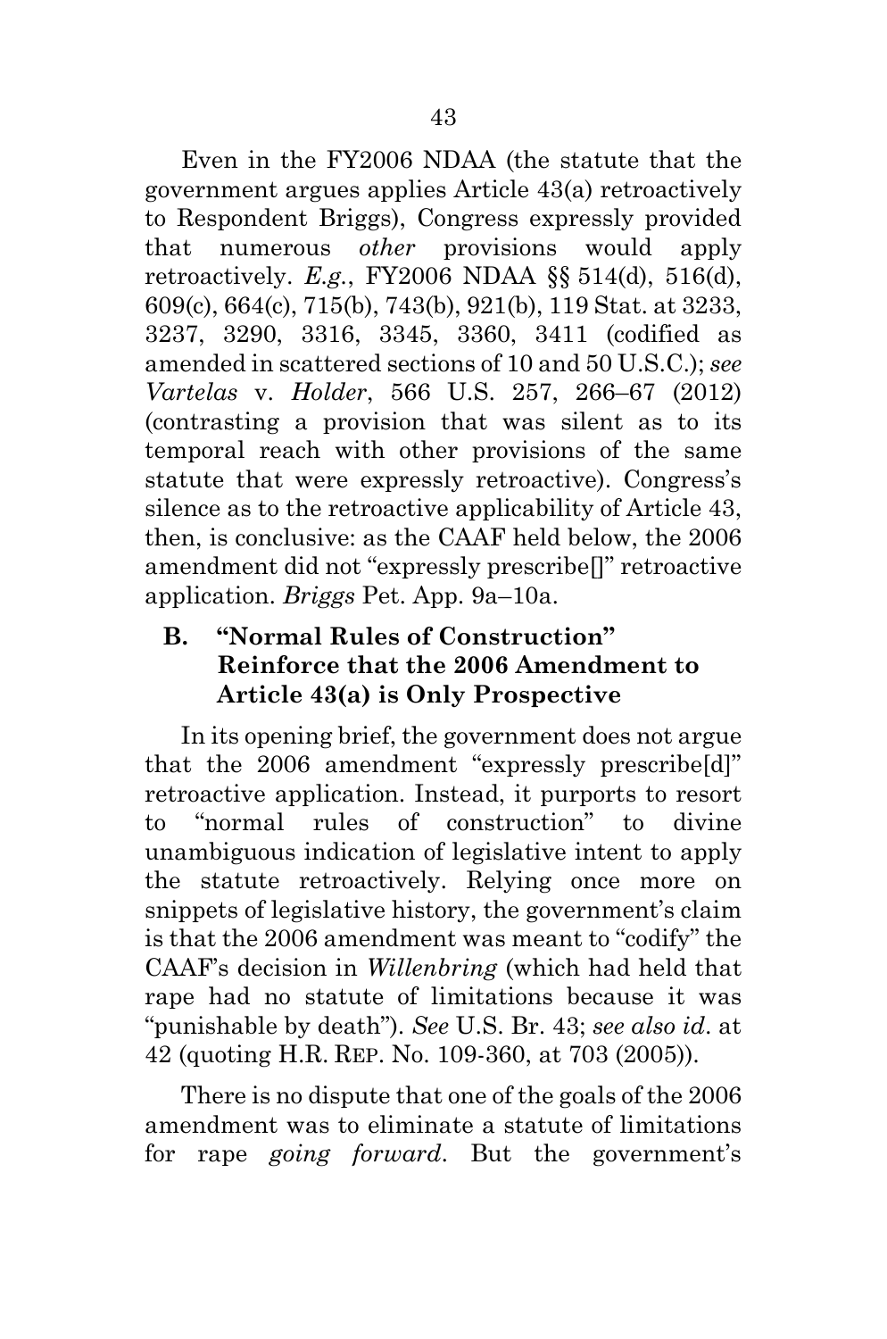Even in the FY2006 NDAA (the statute that the government argues applies Article 43(a) retroactively to Respondent Briggs), Congress expressly provided that numerous *other* provisions would apply retroactively. *E.g.*, FY2006 NDAA §§ 514(d), 516(d), 609(c), 664(c), 715(b), 743(b), 921(b), 119 Stat. at 3233, 3237, 3290, 3316, 3345, 3360, 3411 (codified as amended in scattered sections of 10 and 50 U.S.C.); *see Vartelas* v. *Holder*, 566 U.S. 257, 266–67 (2012) (contrasting a provision that was silent as to its temporal reach with other provisions of the same statute that were expressly retroactive). Congress's silence as to the retroactive applicability of Article 43, then, is conclusive: as the CAAF held below, the 2006 amendment did not "expressly prescribe[]" retroactive application. *Briggs* Pet. App. 9a–10a.

### B. "Normal Rules of Construction" Reinforce that the 2006 Amendment to Article 43(a) is Only Prospective

In its opening brief, the government does not argue that the 2006 amendment "expressly prescribe[d]" retroactive application. Instead, it purports to resort to "normal rules of construction" to divine unambiguous indication of legislative intent to apply the statute retroactively. Relying once more on snippets of legislative history, the government's claim is that the 2006 amendment was meant to "codify" the CAAF's decision in *Willenbring* (which had held that rape had no statute of limitations because it was "punishable by death"). *See* U.S. Br. 43; *see also id.* at 42 (quoting H.R. REP. No. 109-360, at 703 (2005)).

There is no dispute that one of the goals of the 2006 amendment was to eliminate a statute of limitations for rape *going forward*. But the government's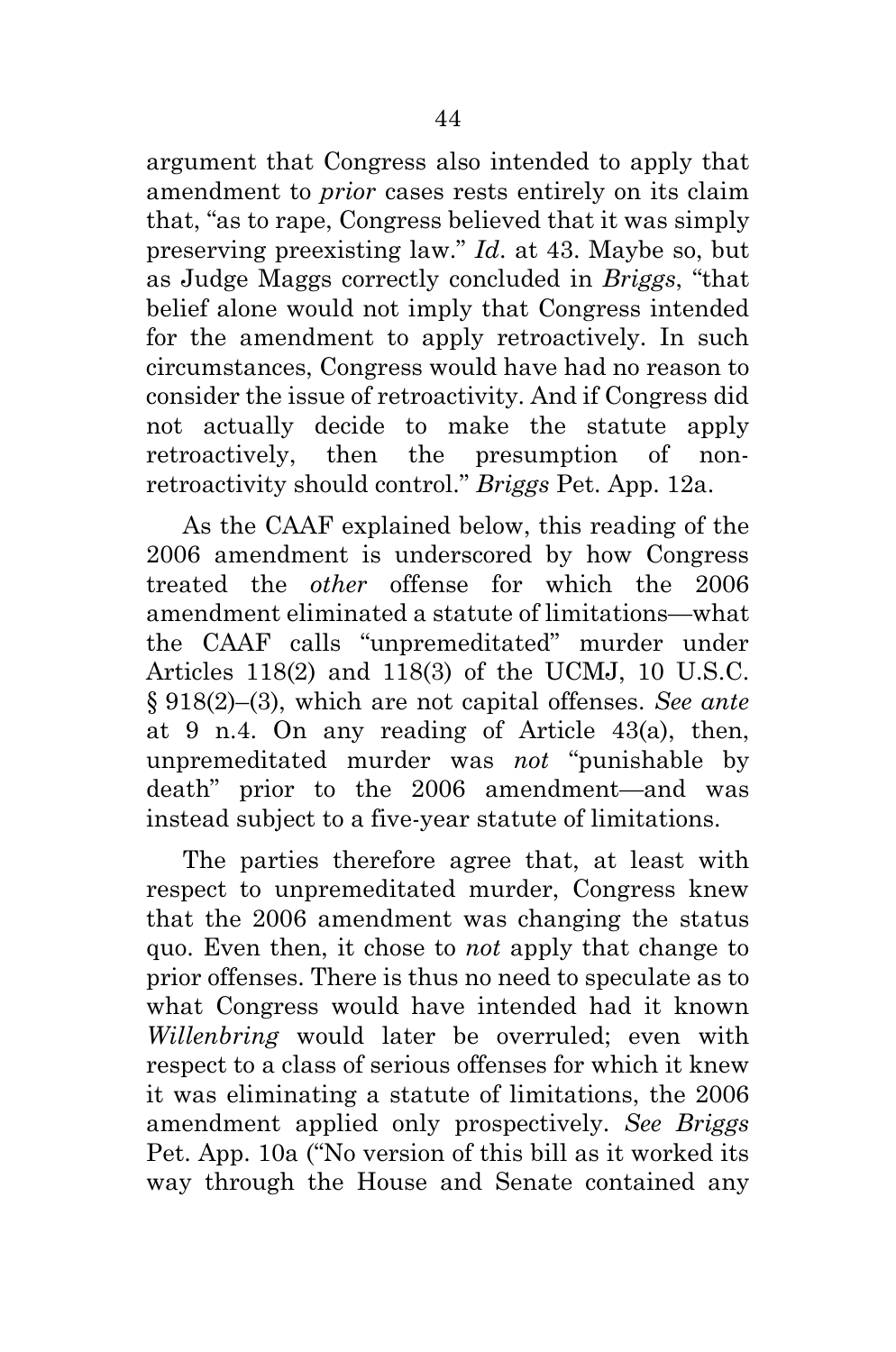argument that Congress also intended to apply that amendment to *prior* cases rests entirely on its claim that, "as to rape, Congress believed that it was simply preserving preexisting law." *Id.* at 43. Maybe so, but as Judge Maggs correctly concluded in *Briggs*, "that belief alone would not imply that Congress intended for the amendment to apply retroactively. In such circumstances, Congress would have had no reason to consider the issue of retroactivity. And if Congress did not actually decide to make the statute apply retroactively, then the presumption of non-retroactivity should control." *Briggs* Pet. App. 12a.

As the CAAF explained below, this reading of the 2006 amendment is underscored by how Congress treated the *other* offense for which the 2006 amendment eliminated a statute of limitations—what the CAAF calls "unpremeditated" murder under Articles 118(2) and 118(3) of the UCMJ, 10 U.S.C. § 918(2)–(3), which are not capital offenses. *See ante* at 9 n.4. On any reading of Article 43(a), then, unpremeditated murder was *not* "punishable by death" prior to the 2006 amendment—and was instead subject to a five-year statute of limitations.

The parties therefore agree that, at least with respect to unpremeditated murder, Congress knew that the 2006 amendment was changing the status quo. Even then, it chose to *not* apply that change to prior offenses. There is thus no need to speculate as to what Congress would have intended had it known *Willenbring* would later be overruled; even with respect to a class of serious offenses for which it knew it was eliminating a statute of limitations, the 2006 amendment applied only prospectively. *See Briggs* Pet. App. 10a ("No version of this bill as it worked its way through the House and Senate contained any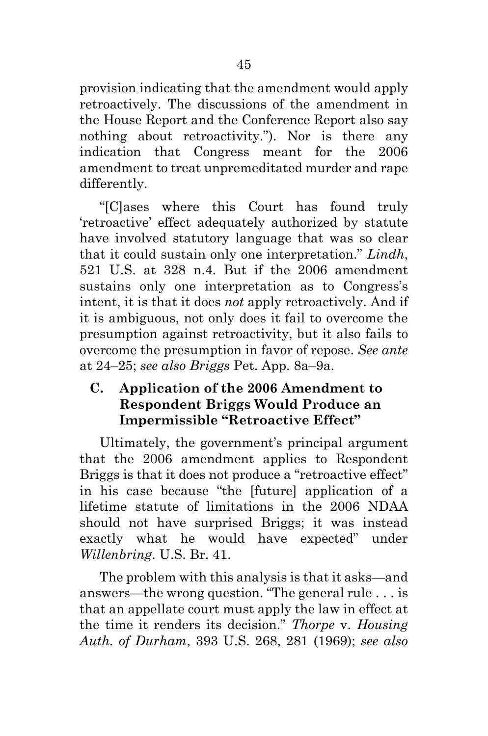provision indicating that the amendment would apply retroactively. The discussions of the amendment in the House Report and the Conference Report also say nothing about retroactivity."). Nor is there any indication that Congress meant for the 2006 amendment to treat unpremeditated murder and rape differently.

"[C]ases where this Court has found truly 'retroactive' effect adequately authorized by statute have involved statutory language that was so clear that it could sustain only one interpretation." *Lindh*, 521 U.S. at 328 n.4. But if the 2006 amendment sustains only one interpretation as to Congress's intent, it is that it does *not* apply retroactively. And if it is ambiguous, not only does it fail to overcome the presumption against retroactivity, but it also fails to overcome the presumption in favor of repose. *See ante* at 24–25; *see also Briggs* Pet. App. 8a–9a.

### C. Application of the 2006 Amendment to Respondent Briggs Would Produce an Impermissible "Retroactive Effect"

Ultimately, the government's principal argument that the 2006 amendment applies to Respondent Briggs is that it does not produce a "retroactive effect" in his case because "the [future] application of a lifetime statute of limitations in the 2006 NDAA should not have surprised Briggs; it was instead exactly what he would have expected" under *Willenbring*. U.S. Br. 41.

The problem with this analysis is that it asks—and answers—the wrong question. "The general rule . . . is that an appellate court must apply the law in effect at the time it renders its decision." *Thorpe* v. *Housing Auth. of Durham*, 393 U.S. 268, 281 (1969); *see also*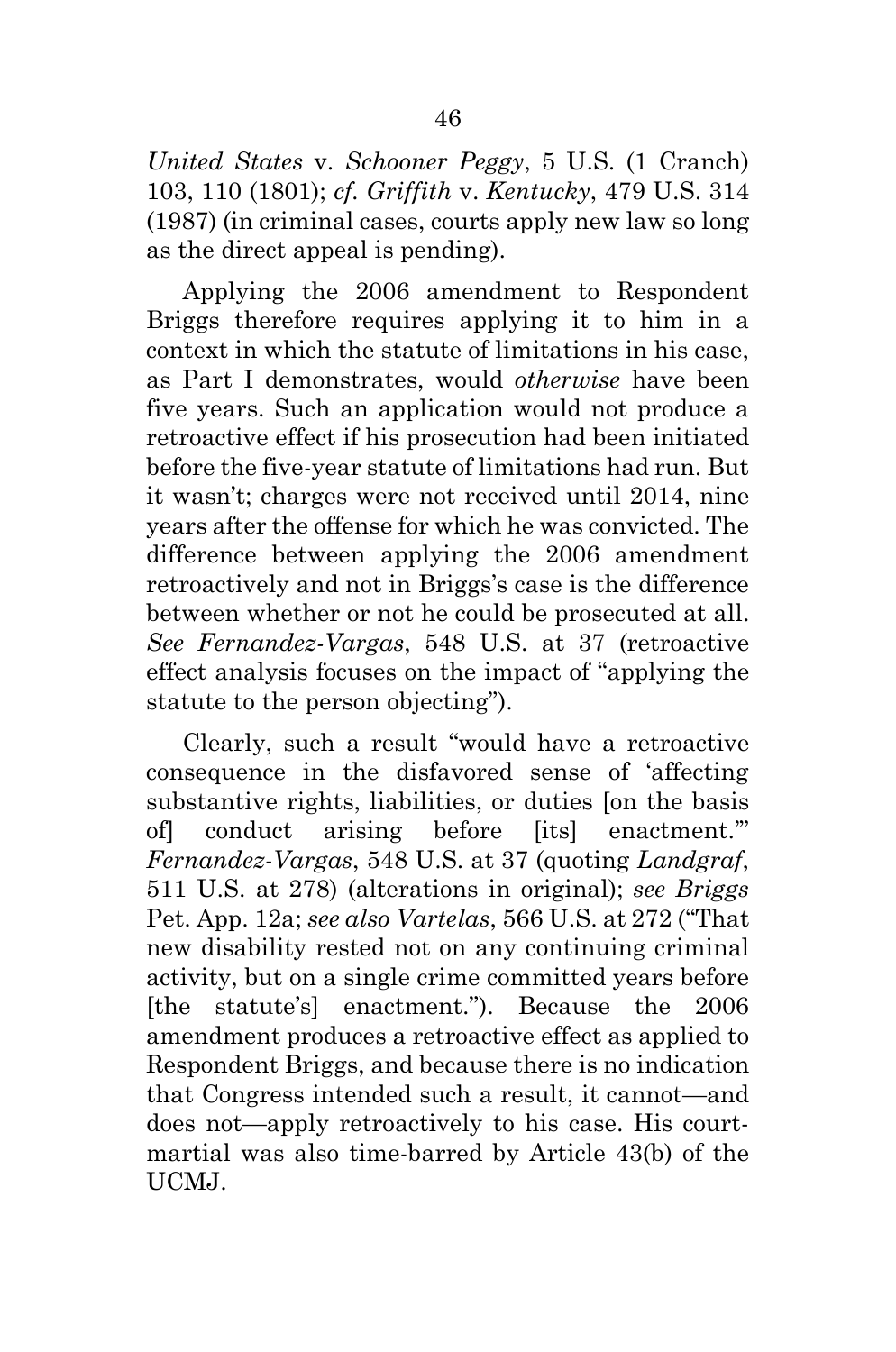*United States* v. *Schooner Peggy*, 5 U.S. (1 Cranch) 103, 110 (1801); *cf. Griffith* v. *Kentucky*, 479 U.S. 314 (1987) (in criminal cases, courts apply new law so long as the direct appeal is pending).

Applying the 2006 amendment to Respondent Briggs therefore requires applying it to him in a context in which the statute of limitations in his case, as Part I demonstrates, would *otherwise* have been five years. Such an application would not produce a retroactive effect if his prosecution had been initiated before the five-year statute of limitations had run. But it wasn't; charges were not received until 2014, nine years after the offense for which he was convicted. The difference between applying the 2006 amendment retroactively and not in Briggs's case is the difference between whether or not he could be prosecuted at all. *See Fernandez-Vargas*, 548 U.S. at 37 (retroactive effect analysis focuses on the impact of "applying the statute to the person objecting").

Clearly, such a result "would have a retroactive consequence in the disfavored sense of 'affecting substantive rights, liabilities, or duties [on the basis of] conduct arising before [its] enactment.'" *Fernandez-Vargas*, 548 U.S. at 37 (quoting *Landgraf*, 511 U.S. at 278) (alterations in original); *see Briggs* Pet. App. 12a; *see also Vartelas*, 566 U.S. at 272 ("That new disability rested not on any continuing criminal activity, but on a single crime committed years before [the statute's] enactment."). Because the 2006 amendment produces a retroactive effect as applied to Respondent Briggs, and because there is no indication that Congress intended such a result, it cannot—and does not—apply retroactively to his case. His court-martial was also time-barred by Article 43(b) of the UCMJ.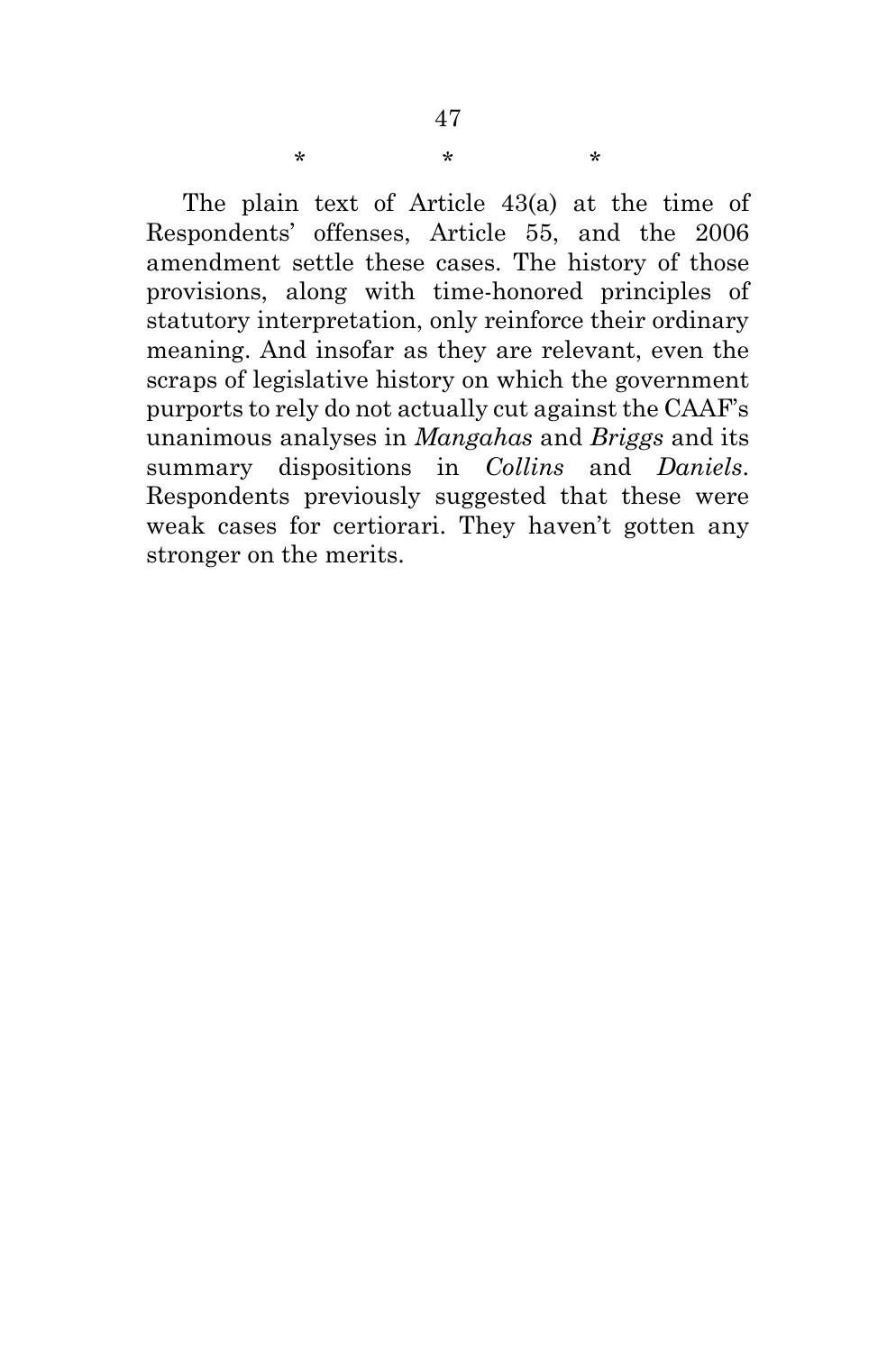\*     \*     \*

The plain text of Article 43(a) at the time of Respondents' offenses, Article 55, and the 2006 amendment settle these cases. The history of those provisions, along with time-honored principles of statutory interpretation, only reinforce their ordinary meaning. And insofar as they are relevant, even the scraps of legislative history on which the government purports to rely do not actually cut against the CAAF's unanimous analyses in *Mangahas* and *Briggs* and its summary dispositions in *Collins* and *Daniels*. Respondents previously suggested that these were weak cases for certiorari. They haven't gotten any stronger on the merits.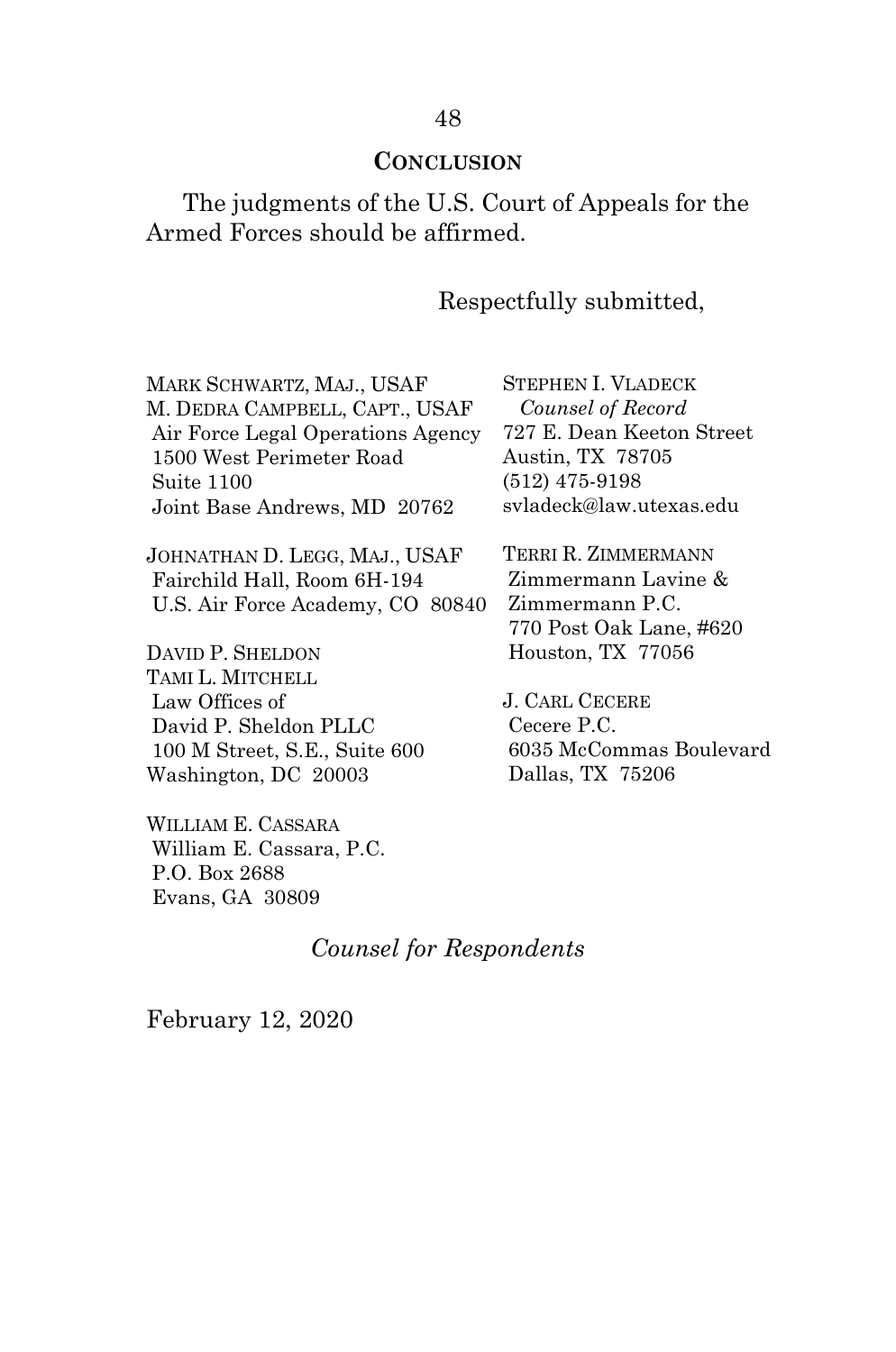## CONCLUSION

The judgments of the U.S. Court of Appeals for the Armed Forces should be affirmed.

Respectfully submitted,

MARK SCHWARTZ, MAJ., USAF
M. DEDRA CAMPBELL, CAPT., USAF
Air Force Legal Operations Agency
1500 West Perimeter Road
Suite 1100
Joint Base Andrews, MD 20762

JOHNATHAN D. LEGG, MAJ., USAF
Fairchild Hall, Room 6H-194
U.S. Air Force Academy, CO 80840

DAVID P. SHELDON
TAMI L. MITCHELL
Law Offices of
David P. Sheldon PLLC
100 M Street, S.E., Suite 600
Washington, DC 20003

WILLIAM E. CASSARA
William E. Cassara, P.C.
P.O. Box 2688
Evans, GA 30809

STEPHEN I. VLADECK
*Counsel of Record*
727 E. Dean Keeton Street
Austin, TX 78705
(512) 475-9198
svladeck@law.utexas.edu

TERRI R. ZIMMERMANN
Zimmermann Lavine &
Zimmermann P.C.
770 Post Oak Lane, #620
Houston, TX 77056

J. CARL CECERE
Cecere P.C.
6035 McCommas Boulevard
Dallas, TX 75206

*Counsel for Respondents*

February 12, 2020